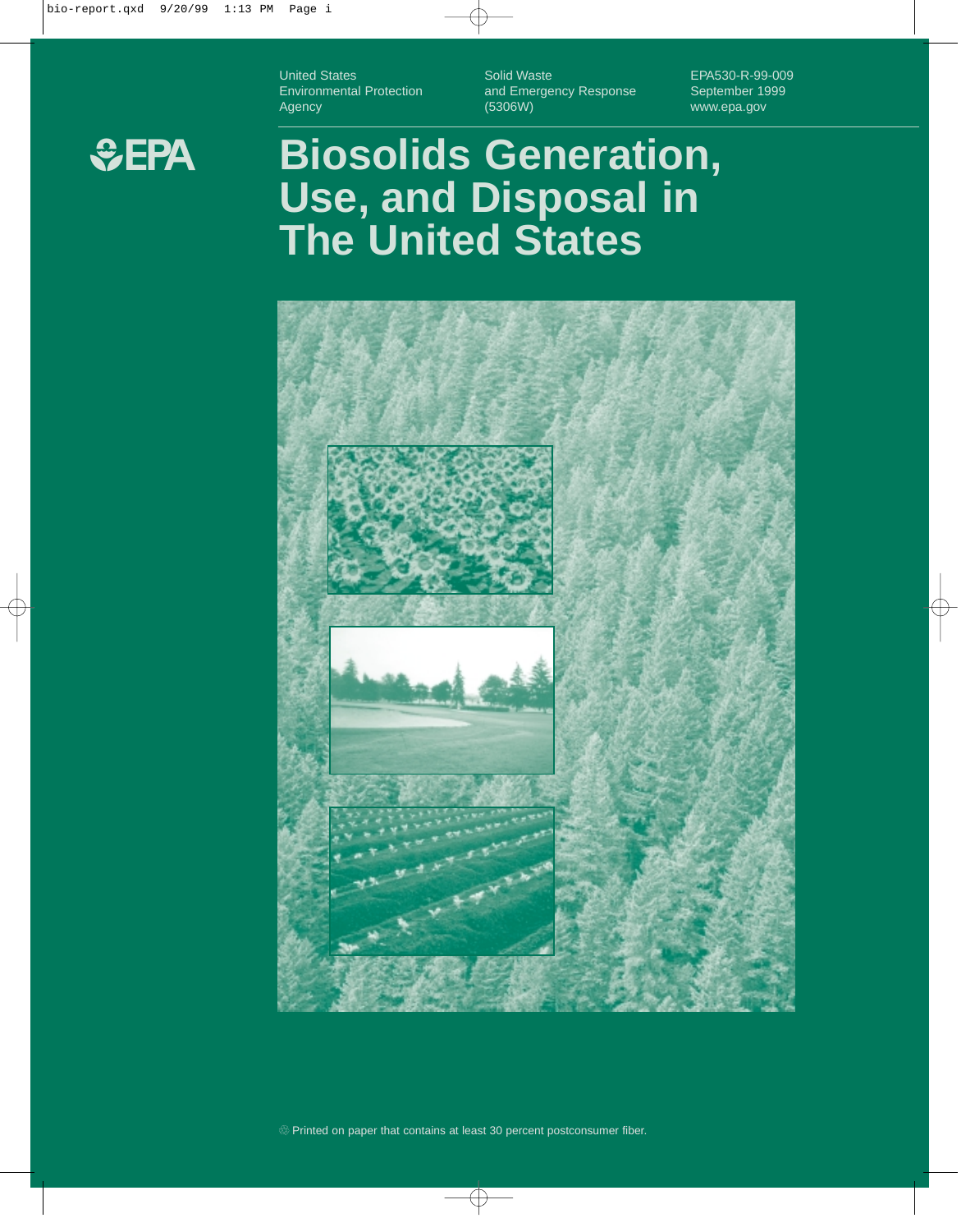United States
Environmental Protection
Agency

Solid Waste
and Emergency Response
(5306W)

EPA530-R-99-009
September 1999
www.epa.gov

EPA

# Biosolids Generation, Use, and Disposal in The United States

Printed on paper that contains at least 30 percent postconsumer fiber.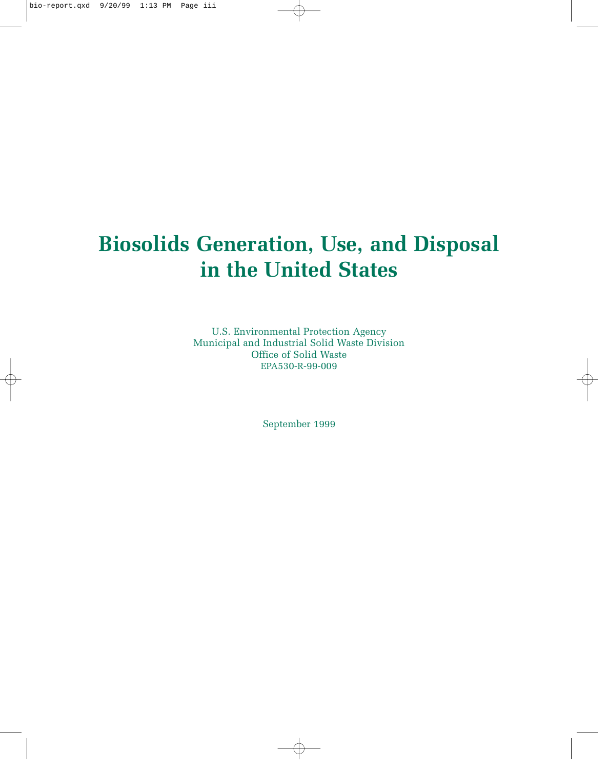# Biosolids Generation, Use, and Disposal in the United States

U.S. Environmental Protection Agency
Municipal and Industrial Solid Waste Division
Office of Solid Waste
EPA530-R-99-009

September 1999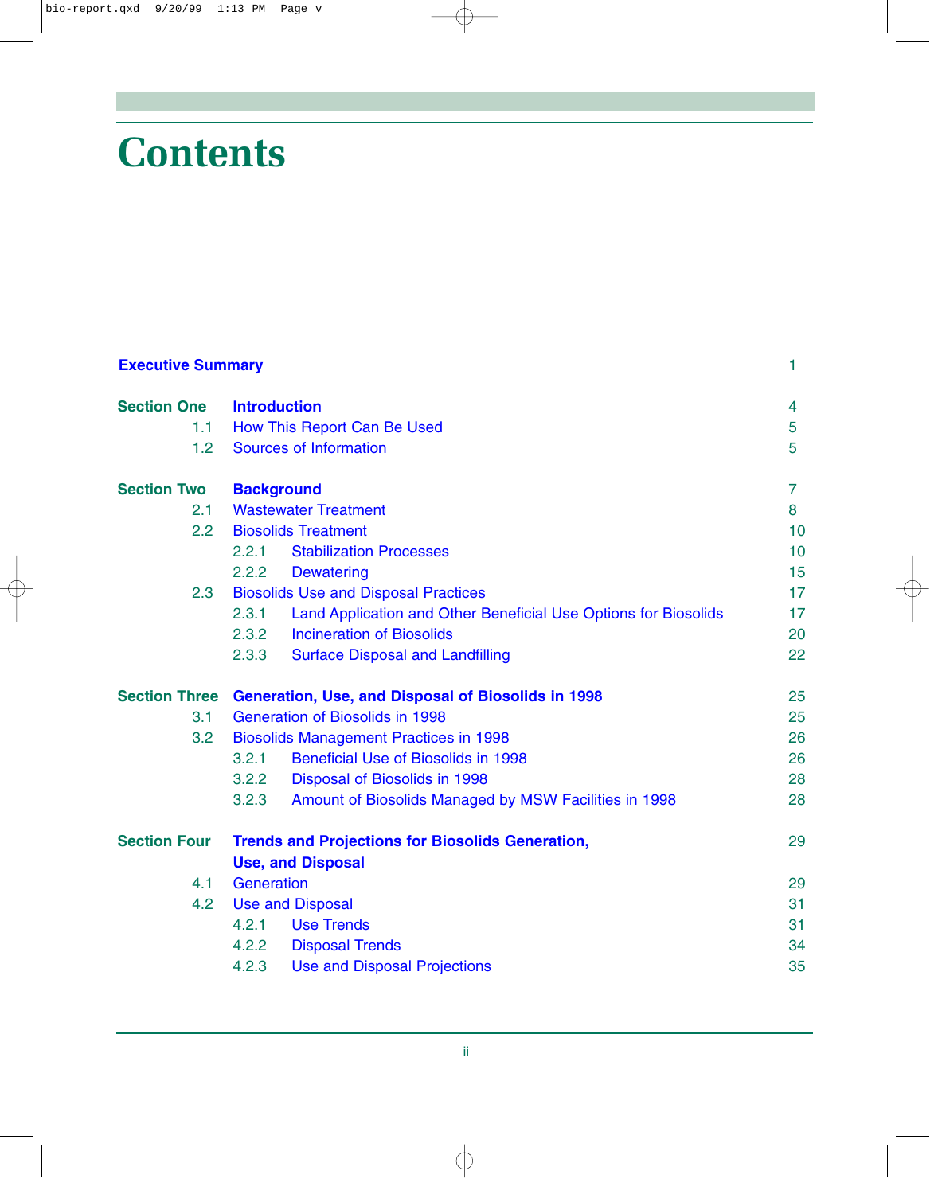# Contents

| | | |
|---|---|---|
| **Executive Summary** | | 1 |
| **Section One** | **Introduction** | 4 |
| 1.1 | How This Report Can Be Used | 5 |
| 1.2 | Sources of Information | 5 |
| **Section Two** | **Background** | 7 |
| 2.1 | Wastewater Treatment | 8 |
| 2.2 | Biosolids Treatment | 10 |
| | 2.2.1 Stabilization Processes | 10 |
| | 2.2.2 Dewatering | 15 |
| 2.3 | Biosolids Use and Disposal Practices | 17 |
| | 2.3.1 Land Application and Other Beneficial Use Options for Biosolids | 17 |
| | 2.3.2 Incineration of Biosolids | 20 |
| | 2.3.3 Surface Disposal and Landfilling | 22 |
| **Section Three** | **Generation, Use, and Disposal of Biosolids in 1998** | 25 |
| 3.1 | Generation of Biosolids in 1998 | 25 |
| 3.2 | Biosolids Management Practices in 1998 | 26 |
| | 3.2.1 Beneficial Use of Biosolids in 1998 | 26 |
| | 3.2.2 Disposal of Biosolids in 1998 | 28 |
| | 3.2.3 Amount of Biosolids Managed by MSW Facilities in 1998 | 28 |
| **Section Four** | **Trends and Projections for Biosolids Generation, Use, and Disposal** | 29 |
| 4.1 | Generation | 29 |
| 4.2 | Use and Disposal | 31 |
| | 4.2.1 Use Trends | 31 |
| | 4.2.2 Disposal Trends | 34 |
| | 4.2.3 Use and Disposal Projections | 35 |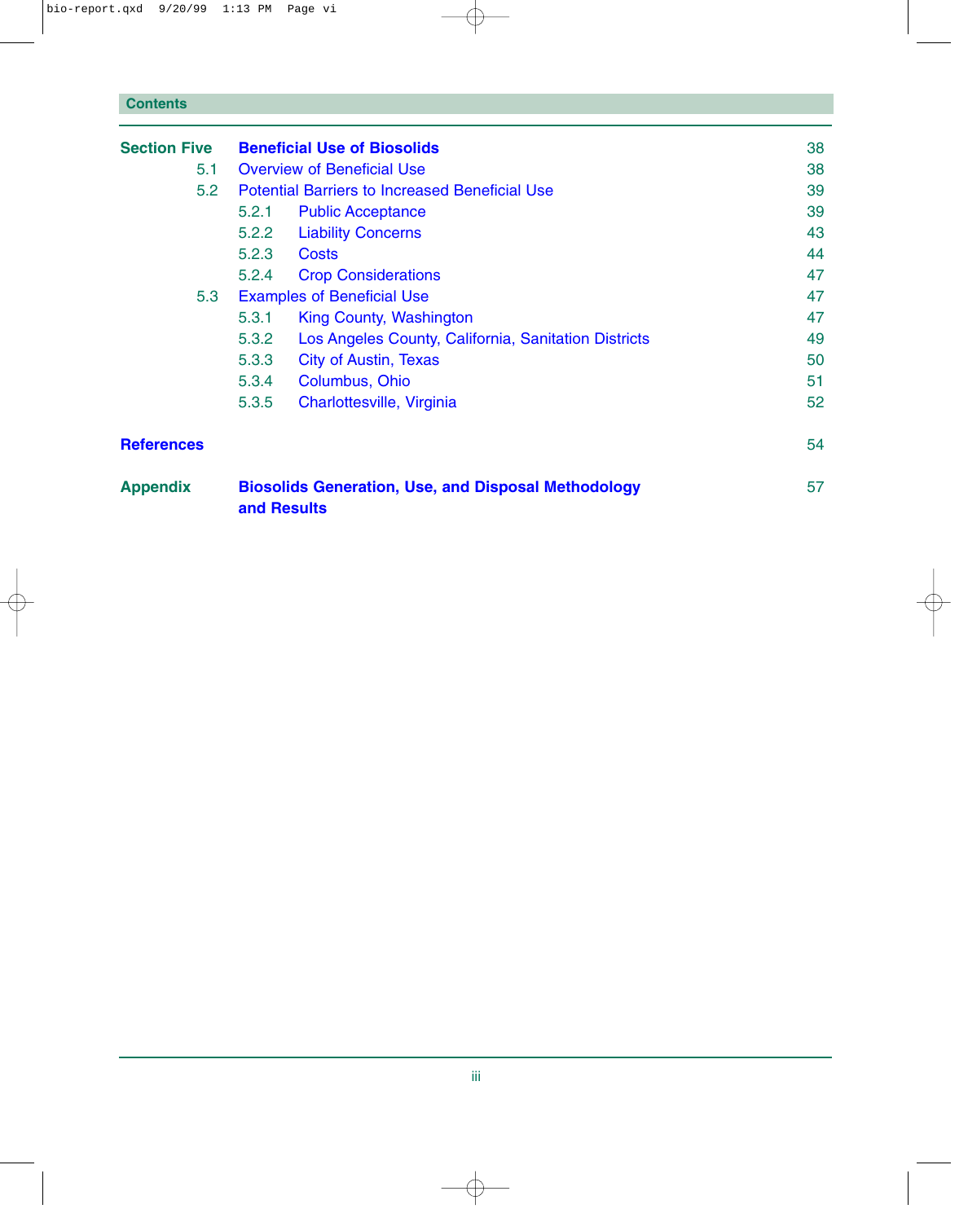## Contents

| | | |
|---|---|---|
| **Section Five** | **Beneficial Use of Biosolids** | 38 |
| 5.1 | Overview of Beneficial Use | 38 |
| 5.2 | Potential Barriers to Increased Beneficial Use | 39 |
| | 5.2.1 Public Acceptance | 39 |
| | 5.2.2 Liability Concerns | 43 |
| | 5.2.3 Costs | 44 |
| | 5.2.4 Crop Considerations | 47 |
| 5.3 | Examples of Beneficial Use | 47 |
| | 5.3.1 King County, Washington | 47 |
| | 5.3.2 Los Angeles County, California, Sanitation Districts | 49 |
| | 5.3.3 City of Austin, Texas | 50 |
| | 5.3.4 Columbus, Ohio | 51 |
| | 5.3.5 Charlottesville, Virginia | 52 |
| **References** | | 54 |
| **Appendix** | **Biosolids Generation, Use, and Disposal Methodology and Results** | 57 |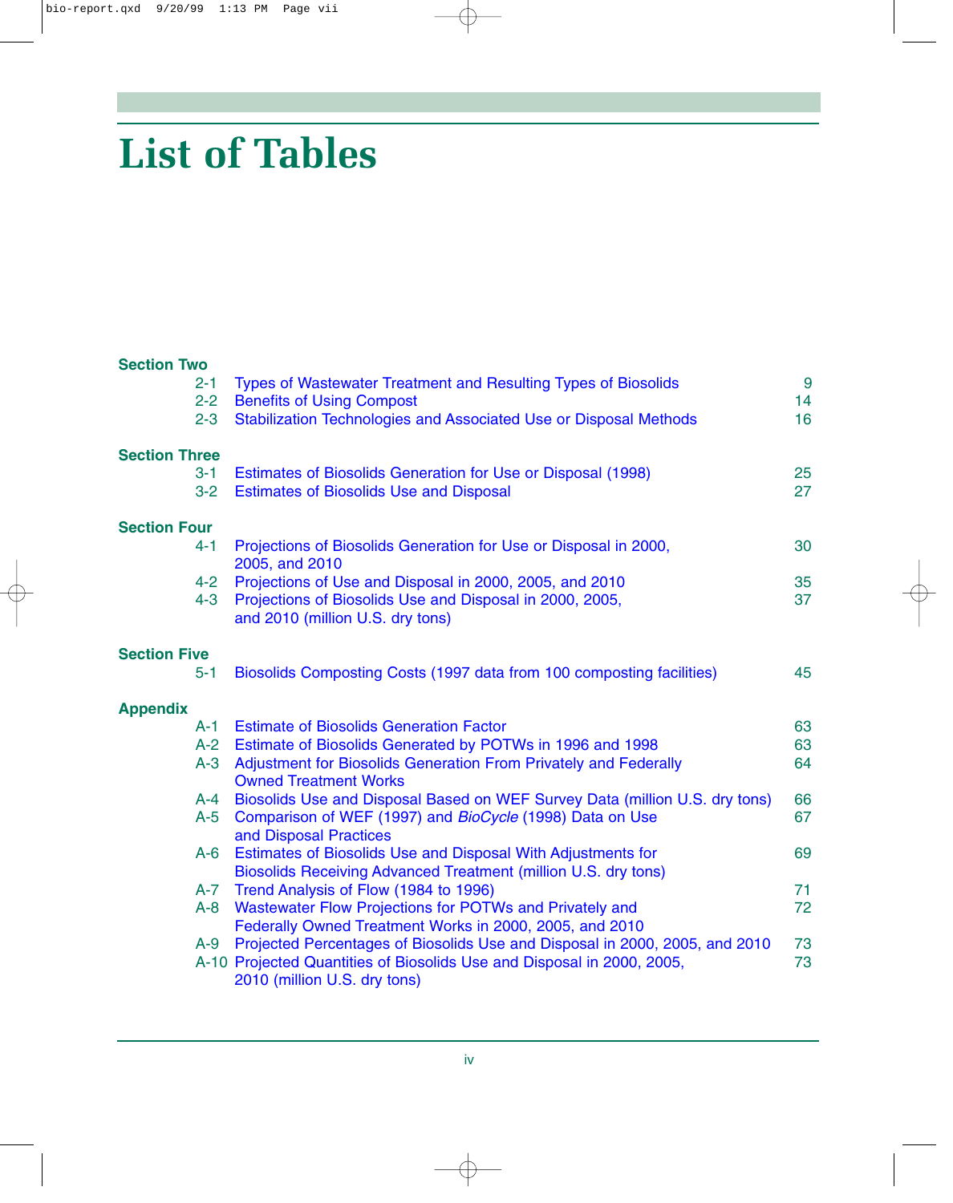# List of Tables

**Section Two**

| | | |
|---|---|---|
| 2-1 | Types of Wastewater Treatment and Resulting Types of Biosolids | 9 |
| 2-2 | Benefits of Using Compost | 14 |
| 2-3 | Stabilization Technologies and Associated Use or Disposal Methods | 16 |

**Section Three**

| | | |
|---|---|---|
| 3-1 | Estimates of Biosolids Generation for Use or Disposal (1998) | 25 |
| 3-2 | Estimates of Biosolids Use and Disposal | 27 |

**Section Four**

| | | |
|---|---|---|
| 4-1 | Projections of Biosolids Generation for Use or Disposal in 2000, 2005, and 2010 | 30 |
| 4-2 | Projections of Use and Disposal in 2000, 2005, and 2010 | 35 |
| 4-3 | Projections of Biosolids Use and Disposal in 2000, 2005, and 2010 (million U.S. dry tons) | 37 |

**Section Five**

| | | |
|---|---|---|
| 5-1 | Biosolids Composting Costs (1997 data from 100 composting facilities) | 45 |

**Appendix**

| | | |
|---|---|---|
| A-1 | Estimate of Biosolids Generation Factor | 63 |
| A-2 | Estimate of Biosolids Generated by POTWs in 1996 and 1998 | 63 |
| A-3 | Adjustment for Biosolids Generation From Privately and Federally Owned Treatment Works | 64 |
| A-4 | Biosolids Use and Disposal Based on WEF Survey Data (million U.S. dry tons) | 66 |
| A-5 | Comparison of WEF (1997) and *BioCycle* (1998) Data on Use and Disposal Practices | 67 |
| A-6 | Estimates of Biosolids Use and Disposal With Adjustments for Biosolids Receiving Advanced Treatment (million U.S. dry tons) | 69 |
| A-7 | Trend Analysis of Flow (1984 to 1996) | 71 |
| A-8 | Wastewater Flow Projections for POTWs and Privately and Federally Owned Treatment Works in 2000, 2005, and 2010 | 72 |
| A-9 | Projected Percentages of Biosolids Use and Disposal in 2000, 2005, and 2010 | 73 |
| A-10 | Projected Quantities of Biosolids Use and Disposal in 2000, 2005, 2010 (million U.S. dry tons) | 73 |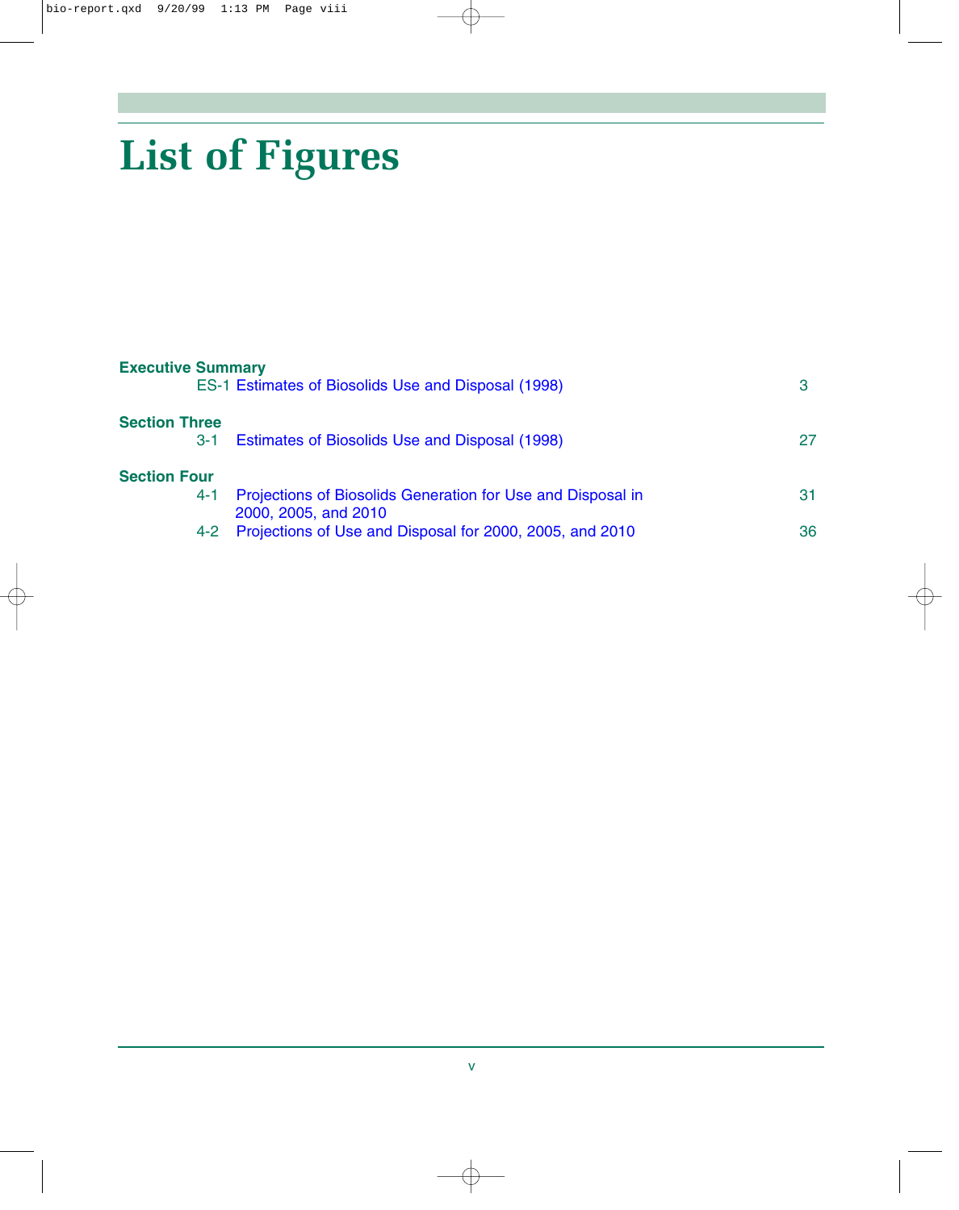# List of Figures

**Executive Summary**

| | | |
|---|---|---|
| ES-1 | Estimates of Biosolids Use and Disposal (1998) | 3 |

**Section Three**

| | | |
|---|---|---|
| 3-1 | Estimates of Biosolids Use and Disposal (1998) | 27 |

**Section Four**

| | | |
|---|---|---|
| 4-1 | Projections of Biosolids Generation for Use and Disposal in 2000, 2005, and 2010 | 31 |
| 4-2 | Projections of Use and Disposal for 2000, 2005, and 2010 | 36 |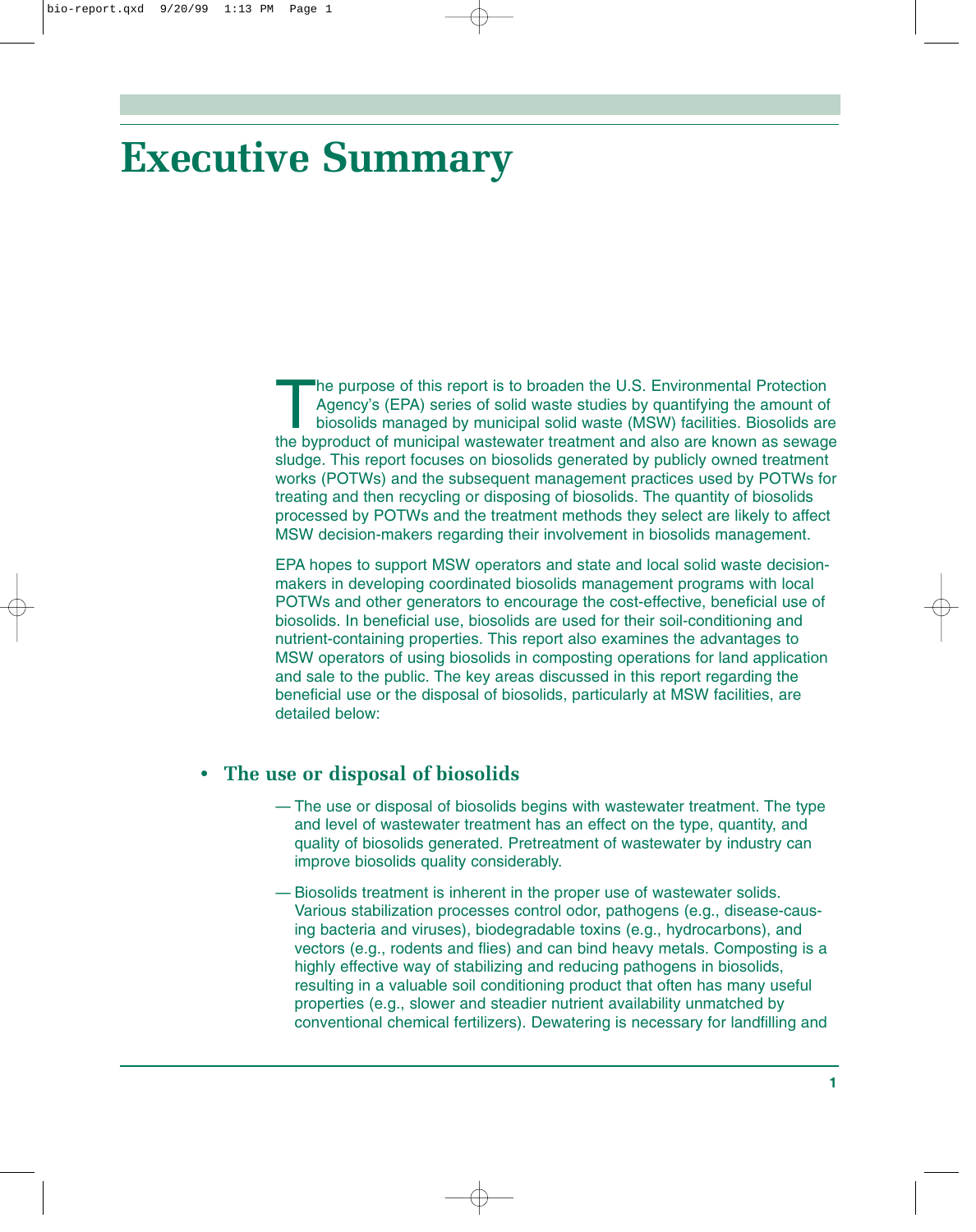# Executive Summary

The purpose of this report is to broaden the U.S. Environmental Protection Agency's (EPA) series of solid waste studies by quantifying the amount of biosolids managed by municipal solid waste (MSW) facilities. Biosolids are the byproduct of municipal wastewater treatment and also are known as sewage sludge. This report focuses on biosolids generated by publicly owned treatment works (POTWs) and the subsequent management practices used by POTWs for treating and then recycling or disposing of biosolids. The quantity of biosolids processed by POTWs and the treatment methods they select are likely to affect MSW decision-makers regarding their involvement in biosolids management.

EPA hopes to support MSW operators and state and local solid waste decision-makers in developing coordinated biosolids management programs with local POTWs and other generators to encourage the cost-effective, beneficial use of biosolids. In beneficial use, biosolids are used for their soil-conditioning and nutrient-containing properties. This report also examines the advantages to MSW operators of using biosolids in composting operations for land application and sale to the public. The key areas discussed in this report regarding the beneficial use or the disposal of biosolids, particularly at MSW facilities, are detailed below:

- **The use or disposal of biosolids**
  - — The use or disposal of biosolids begins with wastewater treatment. The type and level of wastewater treatment has an effect on the type, quantity, and quality of biosolids generated. Pretreatment of wastewater by industry can improve biosolids quality considerably.
  - — Biosolids treatment is inherent in the proper use of wastewater solids. Various stabilization processes control odor, pathogens (e.g., disease-causing bacteria and viruses), biodegradable toxins (e.g., hydrocarbons), and vectors (e.g., rodents and flies) and can bind heavy metals. Composting is a highly effective way of stabilizing and reducing pathogens in biosolids, resulting in a valuable soil conditioning product that often has many useful properties (e.g., slower and steadier nutrient availability unmatched by conventional chemical fertilizers). Dewatering is necessary for landfilling and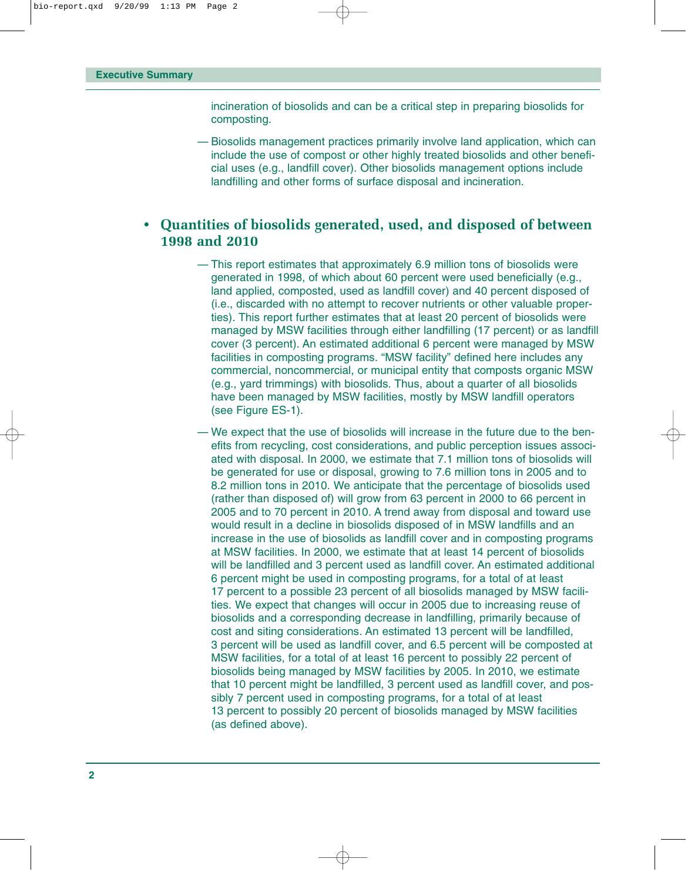incineration of biosolids and can be a critical step in preparing biosolids for composting.

— Biosolids management practices primarily involve land application, which can include the use of compost or other highly treated biosolids and other beneficial uses (e.g., landfill cover). Other biosolids management options include landfilling and other forms of surface disposal and incineration.

- **Quantities of biosolids generated, used, and disposed of between 1998 and 2010**

  — This report estimates that approximately 6.9 million tons of biosolids were generated in 1998, of which about 60 percent were used beneficially (e.g., land applied, composted, used as landfill cover) and 40 percent disposed of (i.e., discarded with no attempt to recover nutrients or other valuable properties). This report further estimates that at least 20 percent of biosolids were managed by MSW facilities through either landfilling (17 percent) or as landfill cover (3 percent). An estimated additional 6 percent were managed by MSW facilities in composting programs. "MSW facility" defined here includes any commercial, noncommercial, or municipal entity that composts organic MSW (e.g., yard trimmings) with biosolids. Thus, about a quarter of all biosolids have been managed by MSW facilities, mostly by MSW landfill operators (see Figure ES-1).

  — We expect that the use of biosolids will increase in the future due to the benefits from recycling, cost considerations, and public perception issues associated with disposal. In 2000, we estimate that 7.1 million tons of biosolids will be generated for use or disposal, growing to 7.6 million tons in 2005 and to 8.2 million tons in 2010. We anticipate that the percentage of biosolids used (rather than disposed of) will grow from 63 percent in 2000 to 66 percent in 2005 and to 70 percent in 2010. A trend away from disposal and toward use would result in a decline in biosolids disposed of in MSW landfills and an increase in the use of biosolids as landfill cover and in composting programs at MSW facilities. In 2000, we estimate that at least 14 percent of biosolids will be landfilled and 3 percent used as landfill cover. An estimated additional 6 percent might be used in composting programs, for a total of at least 17 percent to a possible 23 percent of all biosolids managed by MSW facilities. We expect that changes will occur in 2005 due to increasing reuse of biosolids and a corresponding decrease in landfilling, primarily because of cost and siting considerations. An estimated 13 percent will be landfilled, 3 percent will be used as landfill cover, and 6.5 percent will be composted at MSW facilities, for a total of at least 16 percent to possibly 22 percent of biosolids being managed by MSW facilities by 2005. In 2010, we estimate that 10 percent might be landfilled, 3 percent used as landfill cover, and possibly 7 percent used in composting programs, for a total of at least 13 percent to possibly 20 percent of biosolids managed by MSW facilities (as defined above).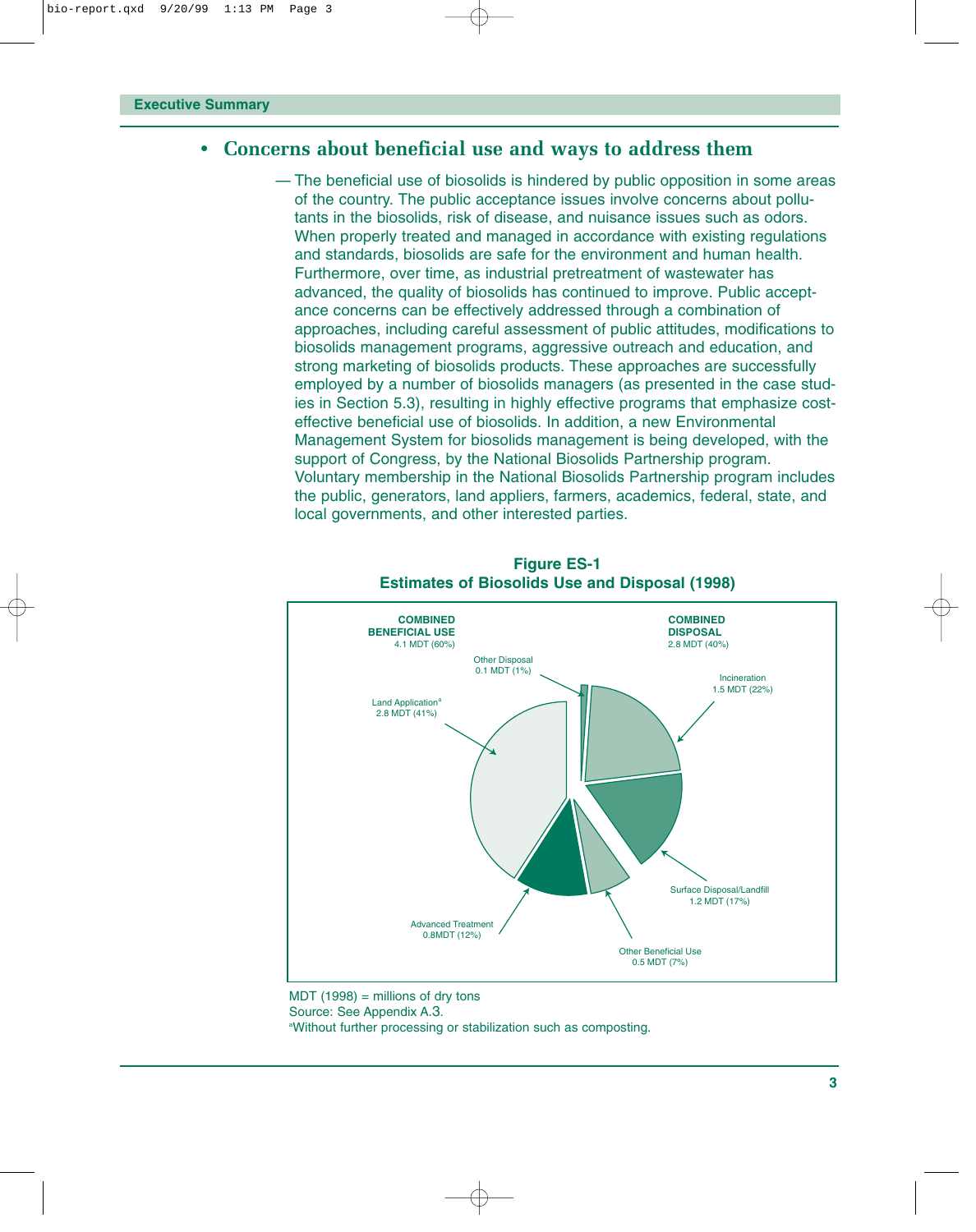## Executive Summary

### • Concerns about beneficial use and ways to address them

— The beneficial use of biosolids is hindered by public opposition in some areas of the country. The public acceptance issues involve concerns about pollutants in the biosolids, risk of disease, and nuisance issues such as odors. When properly treated and managed in accordance with existing regulations and standards, biosolids are safe for the environment and human health. Furthermore, over time, as industrial pretreatment of wastewater has advanced, the quality of biosolids has continued to improve. Public acceptance concerns can be effectively addressed through a combination of approaches, including careful assessment of public attitudes, modifications to biosolids management programs, aggressive outreach and education, and strong marketing of biosolids products. These approaches are successfully employed by a number of biosolids managers (as presented in the case studies in Section 5.3), resulting in highly effective programs that emphasize cost-effective beneficial use of biosolids. In addition, a new Environmental Management System for biosolids management is being developed, with the support of Congress, by the National Biosolids Partnership program. Voluntary membership in the National Biosolids Partnership program includes the public, generators, land appliers, farmers, academics, federal, state, and local governments, and other interested parties.

**Figure ES-1**
**Estimates of Biosolids Use and Disposal (1998)**

**COMBINED BENEFICIAL USE**
4.1 MDT (60%)

**COMBINED DISPOSAL**
2.8 MDT (40%)

Other Disposal
0.1 MDT (1%)

Incineration
1.5 MDT (22%)

Land Application[a]
2.8 MDT (41%)

Surface Disposal/Landfill
1.2 MDT (17%)

Advanced Treatment
0.8MDT (12%)

Other Beneficial Use
0.5 MDT (7%)

MDT (1998) = millions of dry tons
Source: See Appendix A.3.
[a]Without further processing or stabilization such as composting.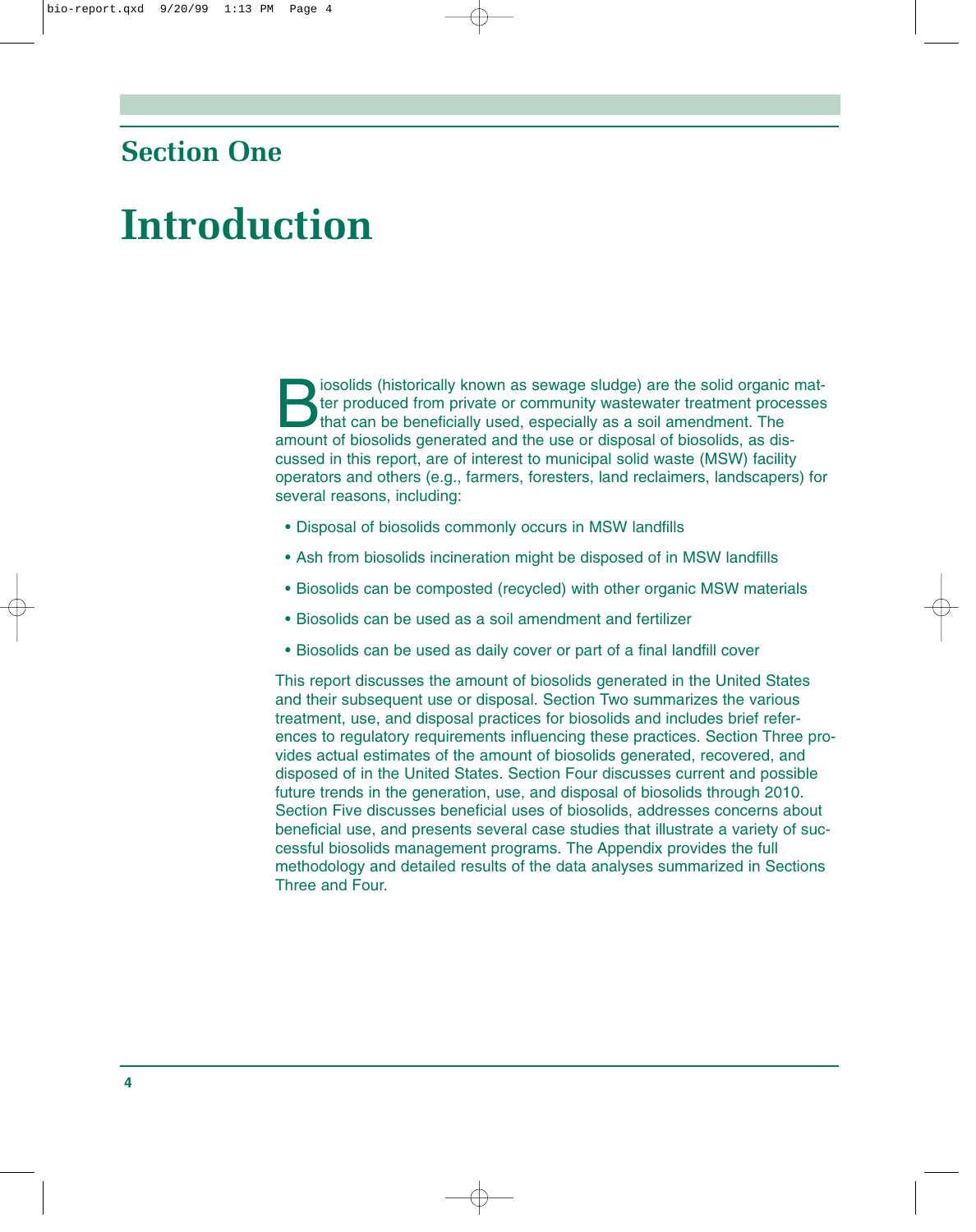## Section One

# Introduction

Biosolids (historically known as sewage sludge) are the solid organic matter produced from private or community wastewater treatment processes that can be beneficially used, especially as a soil amendment. The amount of biosolids generated and the use or disposal of biosolids, as discussed in this report, are of interest to municipal solid waste (MSW) facility operators and others (e.g., farmers, foresters, land reclaimers, landscapers) for several reasons, including:

- Disposal of biosolids commonly occurs in MSW landfills
- Ash from biosolids incineration might be disposed of in MSW landfills
- Biosolids can be composted (recycled) with other organic MSW materials
- Biosolids can be used as a soil amendment and fertilizer
- Biosolids can be used as daily cover or part of a final landfill cover

This report discusses the amount of biosolids generated in the United States and their subsequent use or disposal. Section Two summarizes the various treatment, use, and disposal practices for biosolids and includes brief references to regulatory requirements influencing these practices. Section Three provides actual estimates of the amount of biosolids generated, recovered, and disposed of in the United States. Section Four discusses current and possible future trends in the generation, use, and disposal of biosolids through 2010. Section Five discusses beneficial uses of biosolids, addresses concerns about beneficial use, and presents several case studies that illustrate a variety of successful biosolids management programs. The Appendix provides the full methodology and detailed results of the data analyses summarized in Sections Three and Four.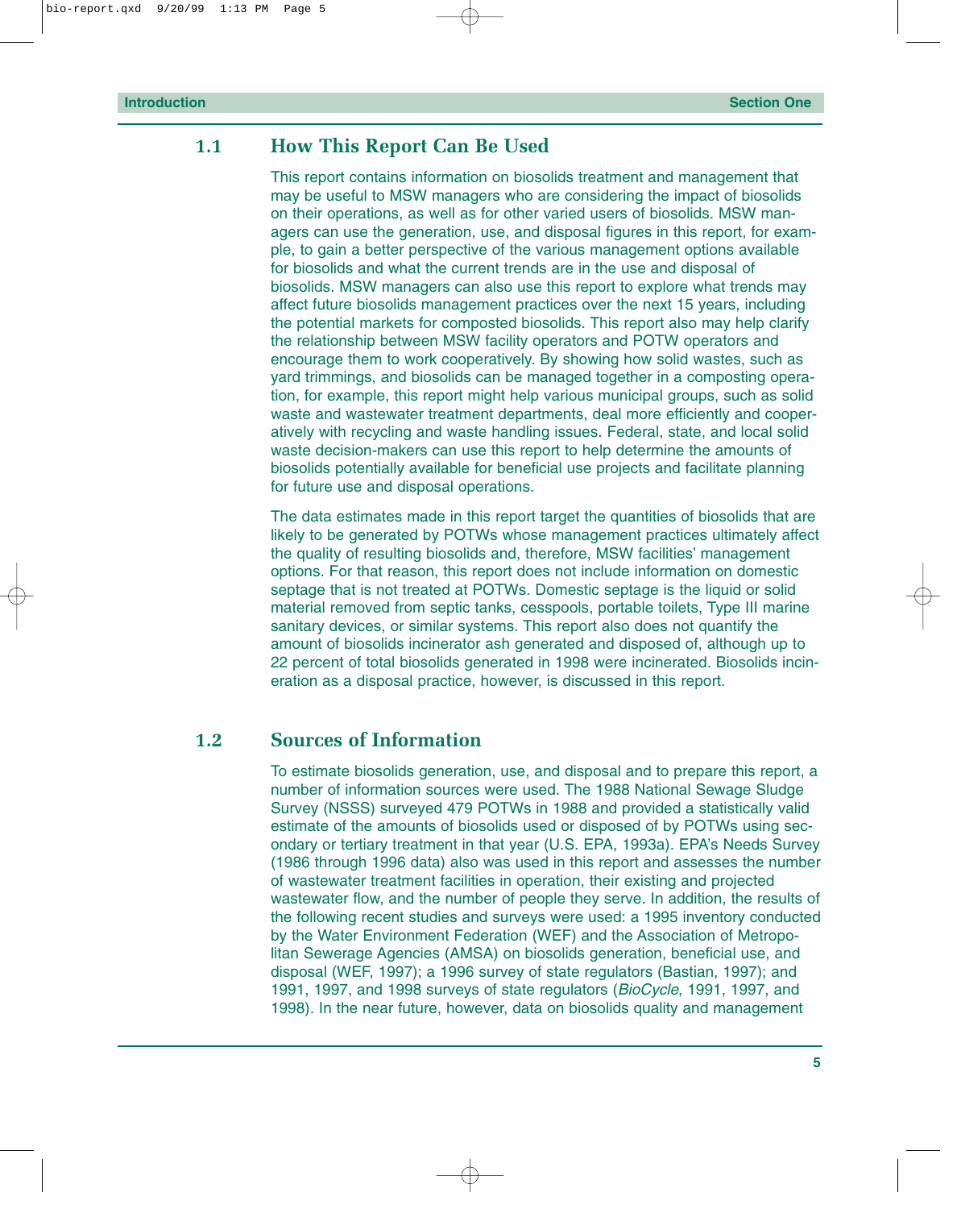## 1.1 How This Report Can Be Used

This report contains information on biosolids treatment and management that may be useful to MSW managers who are considering the impact of biosolids on their operations, as well as for other varied users of biosolids. MSW managers can use the generation, use, and disposal figures in this report, for example, to gain a better perspective of the various management options available for biosolids and what the current trends are in the use and disposal of biosolids. MSW managers can also use this report to explore what trends may affect future biosolids management practices over the next 15 years, including the potential markets for composted biosolids. This report also may help clarify the relationship between MSW facility operators and POTW operators and encourage them to work cooperatively. By showing how solid wastes, such as yard trimmings, and biosolids can be managed together in a composting operation, for example, this report might help various municipal groups, such as solid waste and wastewater treatment departments, deal more efficiently and cooperatively with recycling and waste handling issues. Federal, state, and local solid waste decision-makers can use this report to help determine the amounts of biosolids potentially available for beneficial use projects and facilitate planning for future use and disposal operations.

The data estimates made in this report target the quantities of biosolids that are likely to be generated by POTWs whose management practices ultimately affect the quality of resulting biosolids and, therefore, MSW facilities' management options. For that reason, this report does not include information on domestic septage that is not treated at POTWs. Domestic septage is the liquid or solid material removed from septic tanks, cesspools, portable toilets, Type III marine sanitary devices, or similar systems. This report also does not quantify the amount of biosolids incinerator ash generated and disposed of, although up to 22 percent of total biosolids generated in 1998 were incinerated. Biosolids incineration as a disposal practice, however, is discussed in this report.

## 1.2 Sources of Information

To estimate biosolids generation, use, and disposal and to prepare this report, a number of information sources were used. The 1988 National Sewage Sludge Survey (NSSS) surveyed 479 POTWs in 1988 and provided a statistically valid estimate of the amounts of biosolids used or disposed of by POTWs using secondary or tertiary treatment in that year (U.S. EPA, 1993a). EPA's Needs Survey (1986 through 1996 data) also was used in this report and assesses the number of wastewater treatment facilities in operation, their existing and projected wastewater flow, and the number of people they serve. In addition, the results of the following recent studies and surveys were used: a 1995 inventory conducted by the Water Environment Federation (WEF) and the Association of Metropolitan Sewerage Agencies (AMSA) on biosolids generation, beneficial use, and disposal (WEF, 1997); a 1996 survey of state regulators (Bastian, 1997); and 1991, 1997, and 1998 surveys of state regulators (*BioCycle*, 1991, 1997, and 1998). In the near future, however, data on biosolids quality and management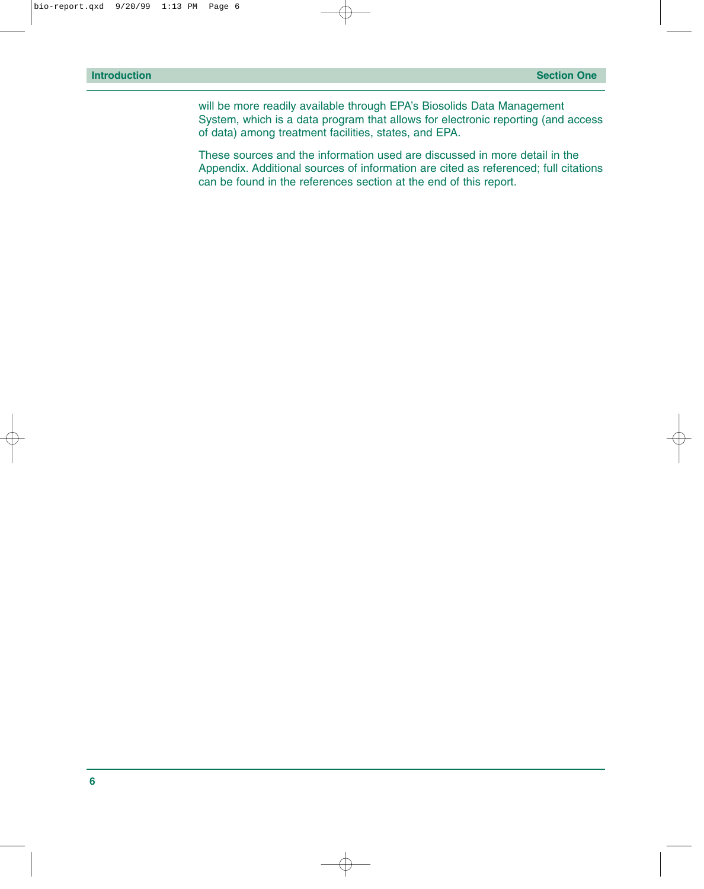will be more readily available through EPA's Biosolids Data Management System, which is a data program that allows for electronic reporting (and access of data) among treatment facilities, states, and EPA.

These sources and the information used are discussed in more detail in the Appendix. Additional sources of information are cited as referenced; full citations can be found in the references section at the end of this report.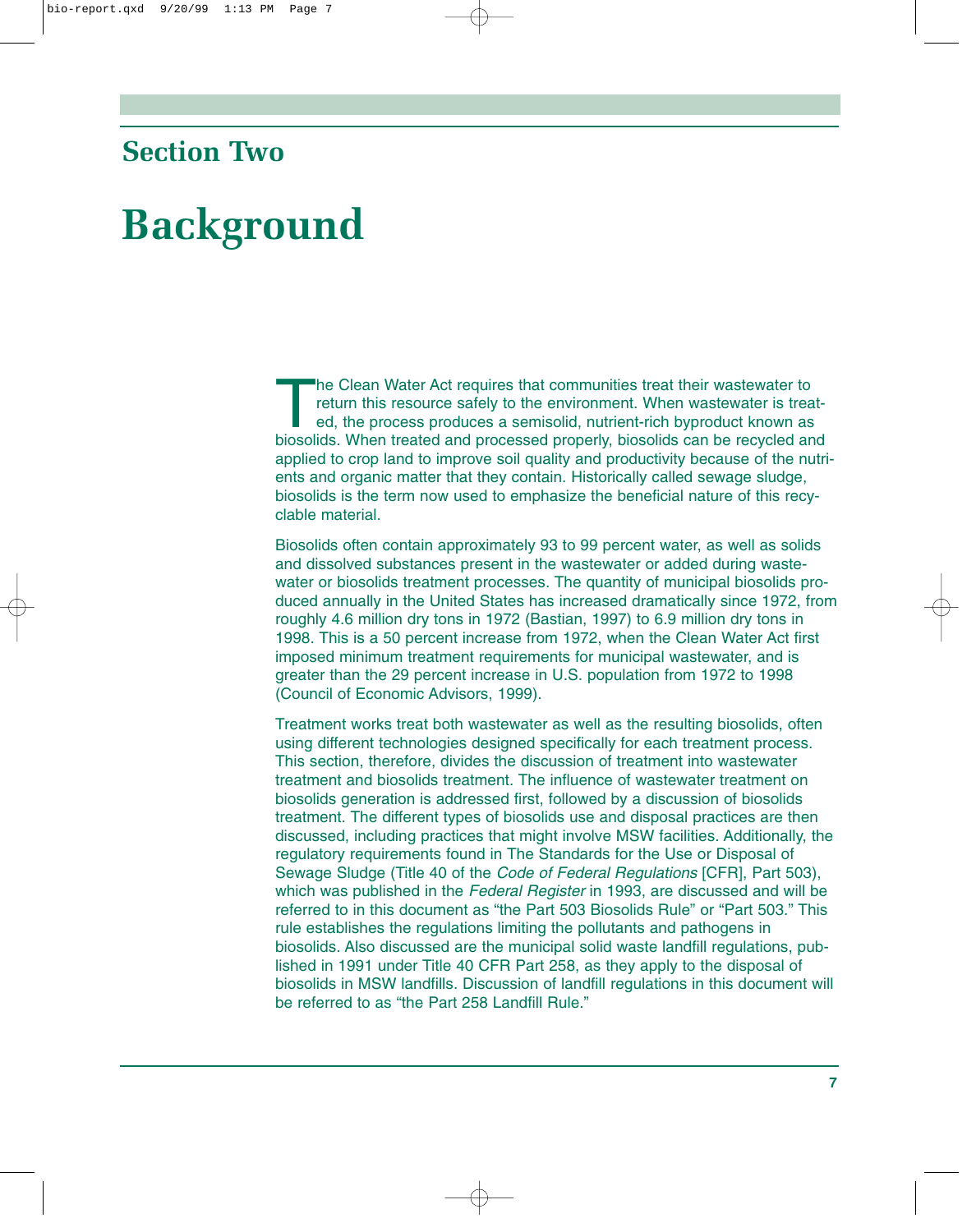## Section Two

# Background

The Clean Water Act requires that communities treat their wastewater to return this resource safely to the environment. When wastewater is treated, the process produces a semisolid, nutrient-rich byproduct known as biosolids. When treated and processed properly, biosolids can be recycled and applied to crop land to improve soil quality and productivity because of the nutrients and organic matter that they contain. Historically called sewage sludge, biosolids is the term now used to emphasize the beneficial nature of this recyclable material.

Biosolids often contain approximately 93 to 99 percent water, as well as solids and dissolved substances present in the wastewater or added during wastewater or biosolids treatment processes. The quantity of municipal biosolids produced annually in the United States has increased dramatically since 1972, from roughly 4.6 million dry tons in 1972 (Bastian, 1997) to 6.9 million dry tons in 1998. This is a 50 percent increase from 1972, when the Clean Water Act first imposed minimum treatment requirements for municipal wastewater, and is greater than the 29 percent increase in U.S. population from 1972 to 1998 (Council of Economic Advisors, 1999).

Treatment works treat both wastewater as well as the resulting biosolids, often using different technologies designed specifically for each treatment process. This section, therefore, divides the discussion of treatment into wastewater treatment and biosolids treatment. The influence of wastewater treatment on biosolids generation is addressed first, followed by a discussion of biosolids treatment. The different types of biosolids use and disposal practices are then discussed, including practices that might involve MSW facilities. Additionally, the regulatory requirements found in The Standards for the Use or Disposal of Sewage Sludge (Title 40 of the *Code of Federal Regulations* [CFR], Part 503), which was published in the *Federal Register* in 1993, are discussed and will be referred to in this document as "the Part 503 Biosolids Rule" or "Part 503." This rule establishes the regulations limiting the pollutants and pathogens in biosolids. Also discussed are the municipal solid waste landfill regulations, published in 1991 under Title 40 CFR Part 258, as they apply to the disposal of biosolids in MSW landfills. Discussion of landfill regulations in this document will be referred to as "the Part 258 Landfill Rule."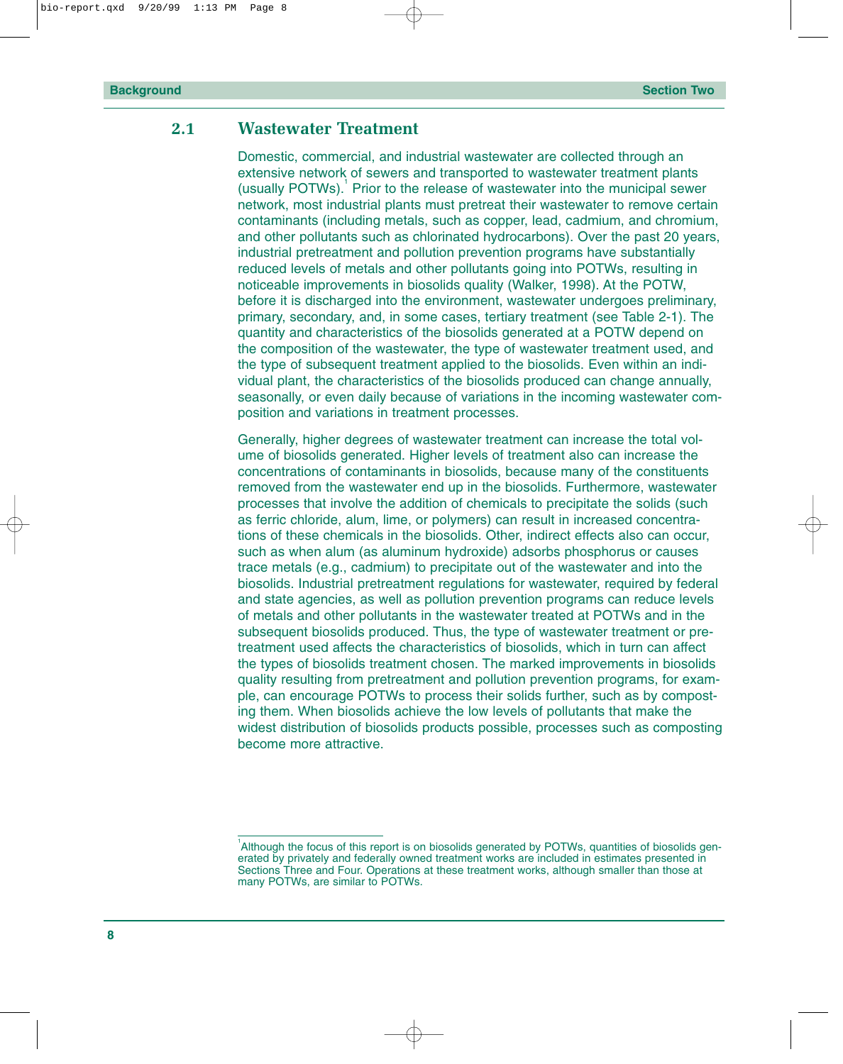## 2.1 Wastewater Treatment

Domestic, commercial, and industrial wastewater are collected through an extensive network of sewers and transported to wastewater treatment plants (usually POTWs).[1] Prior to the release of wastewater into the municipal sewer network, most industrial plants must pretreat their wastewater to remove certain contaminants (including metals, such as copper, lead, cadmium, and chromium, and other pollutants such as chlorinated hydrocarbons). Over the past 20 years, industrial pretreatment and pollution prevention programs have substantially reduced levels of metals and other pollutants going into POTWs, resulting in noticeable improvements in biosolids quality (Walker, 1998). At the POTW, before it is discharged into the environment, wastewater undergoes preliminary, primary, secondary, and, in some cases, tertiary treatment (see Table 2-1). The quantity and characteristics of the biosolids generated at a POTW depend on the composition of the wastewater, the type of wastewater treatment used, and the type of subsequent treatment applied to the biosolids. Even within an individual plant, the characteristics of the biosolids produced can change annually, seasonally, or even daily because of variations in the incoming wastewater composition and variations in treatment processes.

Generally, higher degrees of wastewater treatment can increase the total volume of biosolids generated. Higher levels of treatment also can increase the concentrations of contaminants in biosolids, because many of the constituents removed from the wastewater end up in the biosolids. Furthermore, wastewater processes that involve the addition of chemicals to precipitate the solids (such as ferric chloride, alum, lime, or polymers) can result in increased concentrations of these chemicals in the biosolids. Other, indirect effects also can occur, such as when alum (as aluminum hydroxide) adsorbs phosphorus or causes trace metals (e.g., cadmium) to precipitate out of the wastewater and into the biosolids. Industrial pretreatment regulations for wastewater, required by federal and state agencies, as well as pollution prevention programs can reduce levels of metals and other pollutants in the wastewater treated at POTWs and in the subsequent biosolids produced. Thus, the type of wastewater treatment or pretreatment used affects the characteristics of biosolids, which in turn can affect the types of biosolids treatment chosen. The marked improvements in biosolids quality resulting from pretreatment and pollution prevention programs, for example, can encourage POTWs to process their solids further, such as by composting them. When biosolids achieve the low levels of pollutants that make the widest distribution of biosolids products possible, processes such as composting become more attractive.

---

[1] Although the focus of this report is on biosolids generated by POTWs, quantities of biosolids generated by privately and federally owned treatment works are included in estimates presented in Sections Three and Four. Operations at these treatment works, although smaller than those at many POTWs, are similar to POTWs.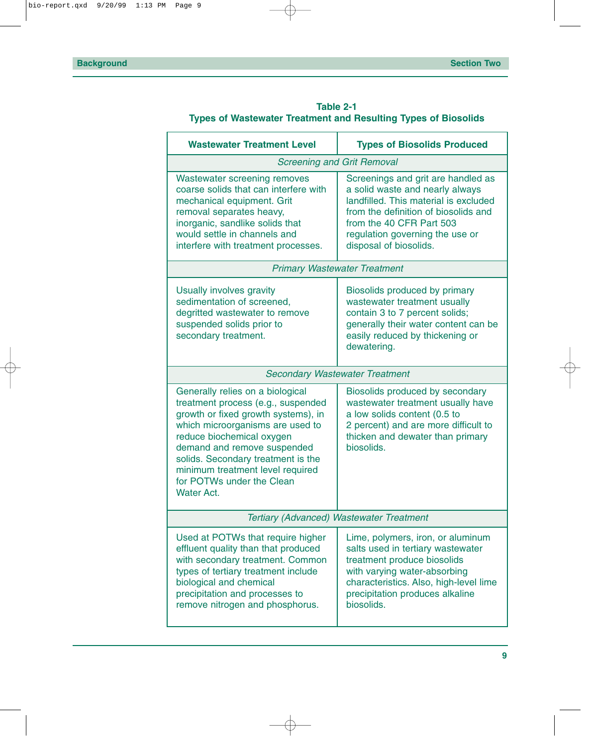**Table 2-1**
**Types of Wastewater Treatment and Resulting Types of Biosolids**

| Wastewater Treatment Level | Types of Biosolids Produced |
|---|---|
| *Screening and Grit Removal* | |
| Wastewater screening removes coarse solids that can interfere with mechanical equipment. Grit removal separates heavy, inorganic, sandlike solids that would settle in channels and interfere with treatment processes. | Screenings and grit are handled as a solid waste and nearly always landfilled. This material is excluded from the definition of biosolids and from the 40 CFR Part 503 regulation governing the use or disposal of biosolids. |
| *Primary Wastewater Treatment* | |
| Usually involves gravity sedimentation of screened, degritted wastewater to remove suspended solids prior to secondary treatment. | Biosolids produced by primary wastewater treatment usually contain 3 to 7 percent solids; generally their water content can be easily reduced by thickening or dewatering. |
| *Secondary Wastewater Treatment* | |
| Generally relies on a biological treatment process (e.g., suspended growth or fixed growth systems), in which microorganisms are used to reduce biochemical oxygen demand and remove suspended solids. Secondary treatment is the minimum treatment level required for POTWs under the Clean Water Act. | Biosolids produced by secondary wastewater treatment usually have a low solids content (0.5 to 2 percent) and are more difficult to thicken and dewater than primary biosolids. |
| *Tertiary (Advanced) Wastewater Treatment* | |
| Used at POTWs that require higher effluent quality than that produced with secondary treatment. Common types of tertiary treatment include biological and chemical precipitation and processes to remove nitrogen and phosphorus. | Lime, polymers, iron, or aluminum salts used in tertiary wastewater treatment produce biosolids with varying water-absorbing characteristics. Also, high-level lime precipitation produces alkaline biosolids. |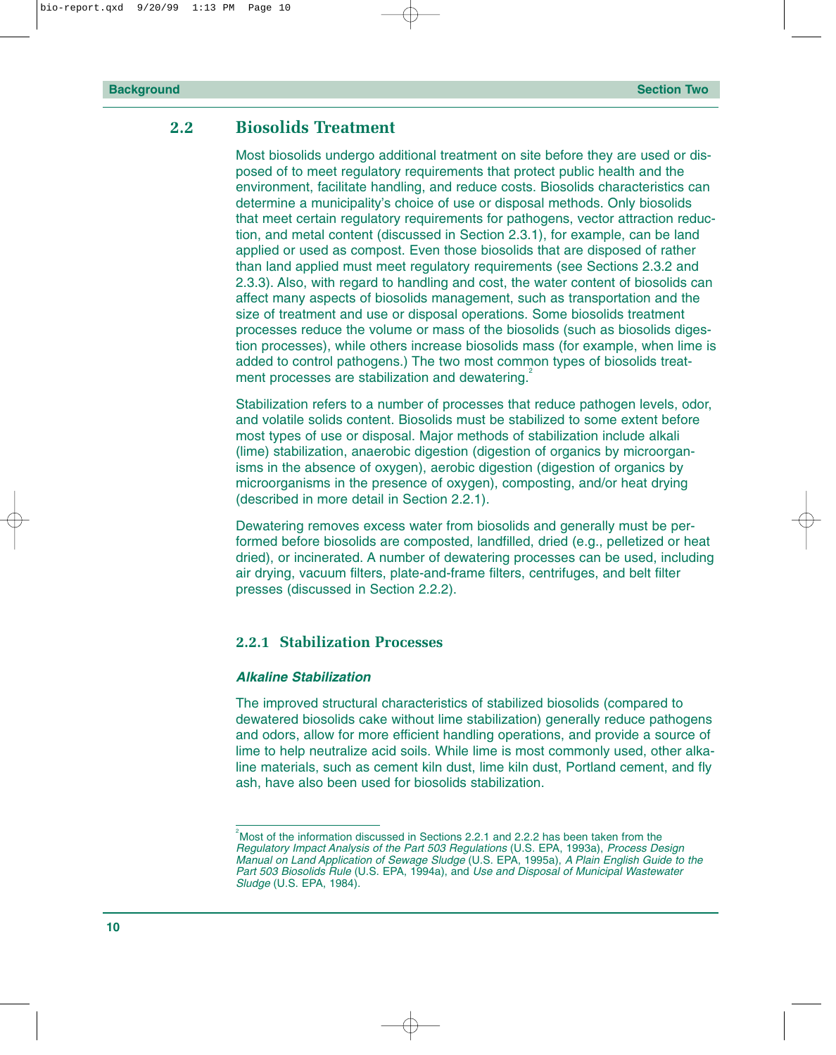## 2.2 Biosolids Treatment

Most biosolids undergo additional treatment on site before they are used or disposed of to meet regulatory requirements that protect public health and the environment, facilitate handling, and reduce costs. Biosolids characteristics can determine a municipality's choice of use or disposal methods. Only biosolids that meet certain regulatory requirements for pathogens, vector attraction reduction, and metal content (discussed in Section 2.3.1), for example, can be land applied or used as compost. Even those biosolids that are disposed of rather than land applied must meet regulatory requirements (see Sections 2.3.2 and 2.3.3). Also, with regard to handling and cost, the water content of biosolids can affect many aspects of biosolids management, such as transportation and the size of treatment and use or disposal operations. Some biosolids treatment processes reduce the volume or mass of the biosolids (such as biosolids digestion processes), while others increase biosolids mass (for example, when lime is added to control pathogens.) The two most common types of biosolids treatment processes are stabilization and dewatering.[2]

Stabilization refers to a number of processes that reduce pathogen levels, odor, and volatile solids content. Biosolids must be stabilized to some extent before most types of use or disposal. Major methods of stabilization include alkali (lime) stabilization, anaerobic digestion (digestion of organics by microorganisms in the absence of oxygen), aerobic digestion (digestion of organics by microorganisms in the presence of oxygen), composting, and/or heat drying (described in more detail in Section 2.2.1).

Dewatering removes excess water from biosolids and generally must be performed before biosolids are composted, landfilled, dried (e.g., pelletized or heat dried), or incinerated. A number of dewatering processes can be used, including air drying, vacuum filters, plate-and-frame filters, centrifuges, and belt filter presses (discussed in Section 2.2.2).

### 2.2.1 Stabilization Processes

***Alkaline Stabilization***

The improved structural characteristics of stabilized biosolids (compared to dewatered biosolids cake without lime stabilization) generally reduce pathogens and odors, allow for more efficient handling operations, and provide a source of lime to help neutralize acid soils. While lime is most commonly used, other alkaline materials, such as cement kiln dust, lime kiln dust, Portland cement, and fly ash, have also been used for biosolids stabilization.

---

[2] Most of the information discussed in Sections 2.2.1 and 2.2.2 has been taken from the *Regulatory Impact Analysis of the Part 503 Regulations* (U.S. EPA, 1993a), *Process Design Manual on Land Application of Sewage Sludge* (U.S. EPA, 1995a), *A Plain English Guide to the Part 503 Biosolids Rule* (U.S. EPA, 1994a), and *Use and Disposal of Municipal Wastewater Sludge* (U.S. EPA, 1984).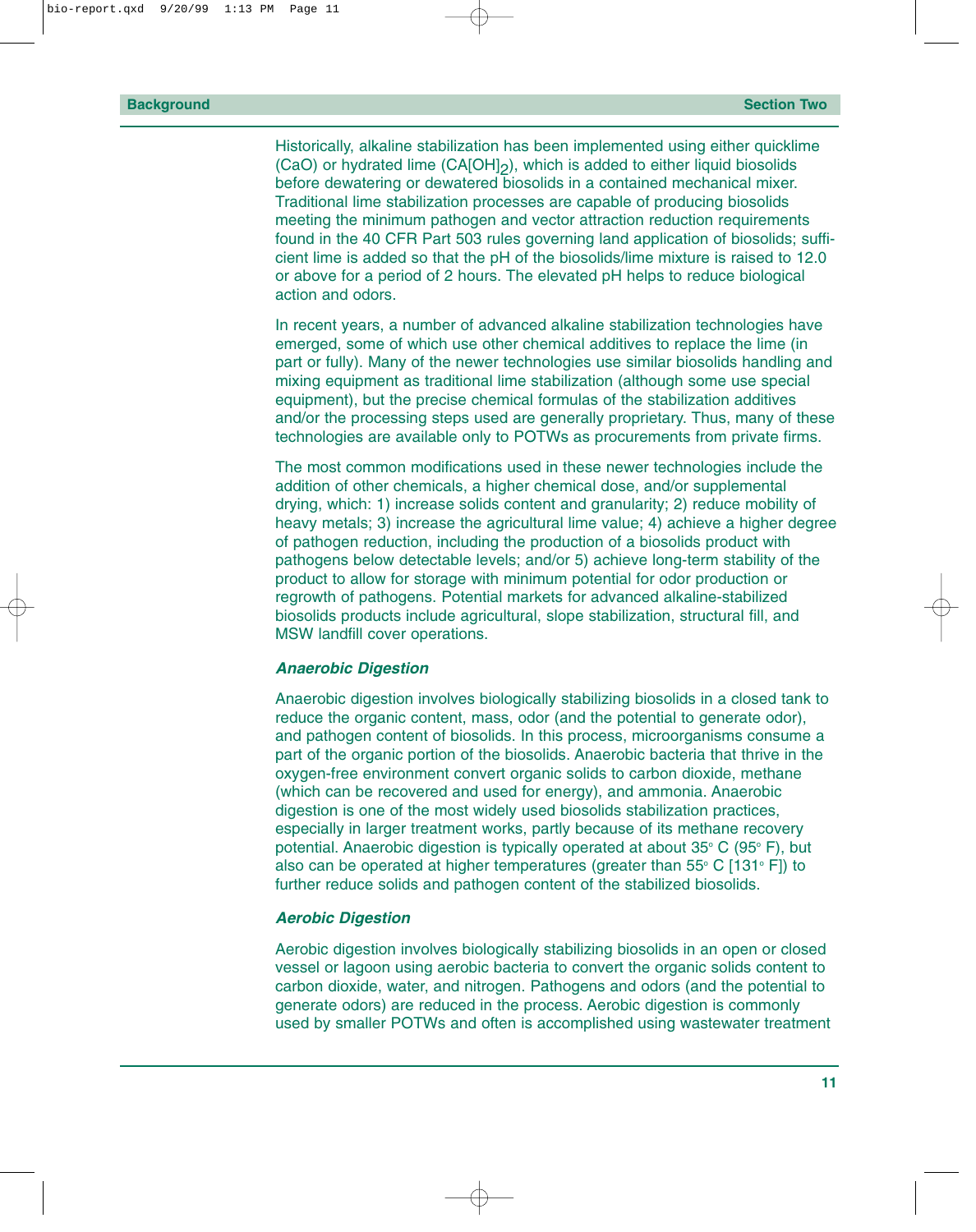Historically, alkaline stabilization has been implemented using either quicklime (CaO) or hydrated lime ($CA[OH]_2$), which is added to either liquid biosolids before dewatering or dewatered biosolids in a contained mechanical mixer. Traditional lime stabilization processes are capable of producing biosolids meeting the minimum pathogen and vector attraction reduction requirements found in the 40 CFR Part 503 rules governing land application of biosolids; sufficient lime is added so that the pH of the biosolids/lime mixture is raised to 12.0 or above for a period of 2 hours. The elevated pH helps to reduce biological action and odors.

In recent years, a number of advanced alkaline stabilization technologies have emerged, some of which use other chemical additives to replace the lime (in part or fully). Many of the newer technologies use similar biosolids handling and mixing equipment as traditional lime stabilization (although some use special equipment), but the precise chemical formulas of the stabilization additives and/or the processing steps used are generally proprietary. Thus, many of these technologies are available only to POTWs as procurements from private firms.

The most common modifications used in these newer technologies include the addition of other chemicals, a higher chemical dose, and/or supplemental drying, which: 1) increase solids content and granularity; 2) reduce mobility of heavy metals; 3) increase the agricultural lime value; 4) achieve a higher degree of pathogen reduction, including the production of a biosolids product with pathogens below detectable levels; and/or 5) achieve long-term stability of the product to allow for storage with minimum potential for odor production or regrowth of pathogens. Potential markets for advanced alkaline-stabilized biosolids products include agricultural, slope stabilization, structural fill, and MSW landfill cover operations.

### *Anaerobic Digestion*

Anaerobic digestion involves biologically stabilizing biosolids in a closed tank to reduce the organic content, mass, odor (and the potential to generate odor), and pathogen content of biosolids. In this process, microorganisms consume a part of the organic portion of the biosolids. Anaerobic bacteria that thrive in the oxygen-free environment convert organic solids to carbon dioxide, methane (which can be recovered and used for energy), and ammonia. Anaerobic digestion is one of the most widely used biosolids stabilization practices, especially in larger treatment works, partly because of its methane recovery potential. Anaerobic digestion is typically operated at about 35° C (95° F), but also can be operated at higher temperatures (greater than 55° C [131° F]) to further reduce solids and pathogen content of the stabilized biosolids.

### *Aerobic Digestion*

Aerobic digestion involves biologically stabilizing biosolids in an open or closed vessel or lagoon using aerobic bacteria to convert the organic solids content to carbon dioxide, water, and nitrogen. Pathogens and odors (and the potential to generate odors) are reduced in the process. Aerobic digestion is commonly used by smaller POTWs and often is accomplished using wastewater treatment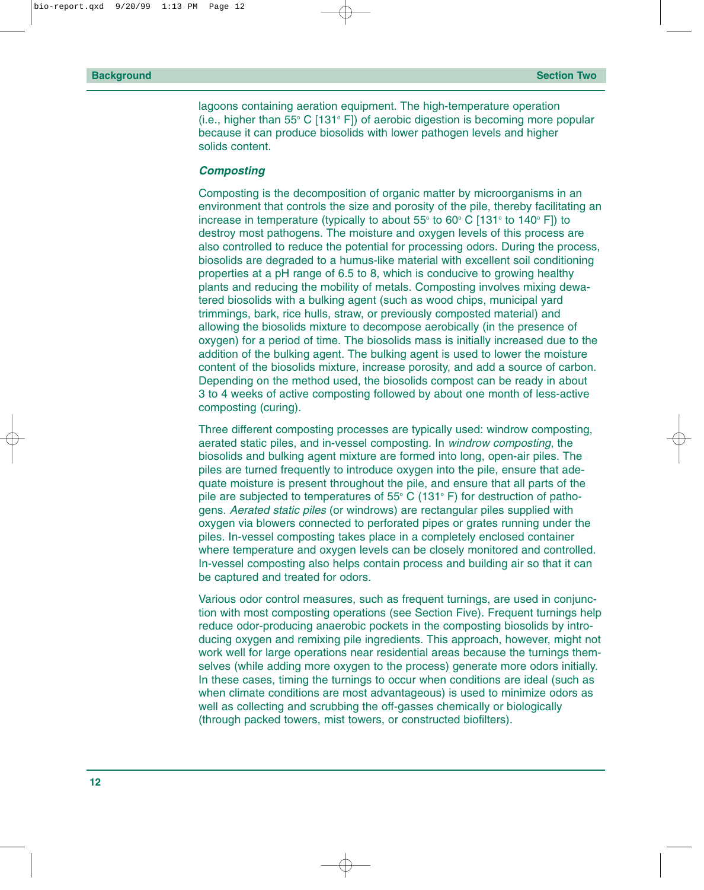lagoons containing aeration equipment. The high-temperature operation (i.e., higher than 55° C [131° F]) of aerobic digestion is becoming more popular because it can produce biosolids with lower pathogen levels and higher solids content.

### *Composting*

Composting is the decomposition of organic matter by microorganisms in an environment that controls the size and porosity of the pile, thereby facilitating an increase in temperature (typically to about 55° to 60° C [131° to 140° F]) to destroy most pathogens. The moisture and oxygen levels of this process are also controlled to reduce the potential for processing odors. During the process, biosolids are degraded to a humus-like material with excellent soil conditioning properties at a pH range of 6.5 to 8, which is conducive to growing healthy plants and reducing the mobility of metals. Composting involves mixing dewatered biosolids with a bulking agent (such as wood chips, municipal yard trimmings, bark, rice hulls, straw, or previously composted material) and allowing the biosolids mixture to decompose aerobically (in the presence of oxygen) for a period of time. The biosolids mass is initially increased due to the addition of the bulking agent. The bulking agent is used to lower the moisture content of the biosolids mixture, increase porosity, and add a source of carbon. Depending on the method used, the biosolids compost can be ready in about 3 to 4 weeks of active composting followed by about one month of less-active composting (curing).

Three different composting processes are typically used: windrow composting, aerated static piles, and in-vessel composting. In *windrow composting*, the biosolids and bulking agent mixture are formed into long, open-air piles. The piles are turned frequently to introduce oxygen into the pile, ensure that adequate moisture is present throughout the pile, and ensure that all parts of the pile are subjected to temperatures of 55° C (131° F) for destruction of pathogens. *Aerated static piles* (or windrows) are rectangular piles supplied with oxygen via blowers connected to perforated pipes or grates running under the piles. In-vessel composting takes place in a completely enclosed container where temperature and oxygen levels can be closely monitored and controlled. In-vessel composting also helps contain process and building air so that it can be captured and treated for odors.

Various odor control measures, such as frequent turnings, are used in conjunction with most composting operations (see Section Five). Frequent turnings help reduce odor-producing anaerobic pockets in the composting biosolids by introducing oxygen and remixing pile ingredients. This approach, however, might not work well for large operations near residential areas because the turnings themselves (while adding more oxygen to the process) generate more odors initially. In these cases, timing the turnings to occur when conditions are ideal (such as when climate conditions are most advantageous) is used to minimize odors as well as collecting and scrubbing the off-gasses chemically or biologically (through packed towers, mist towers, or constructed biofilters).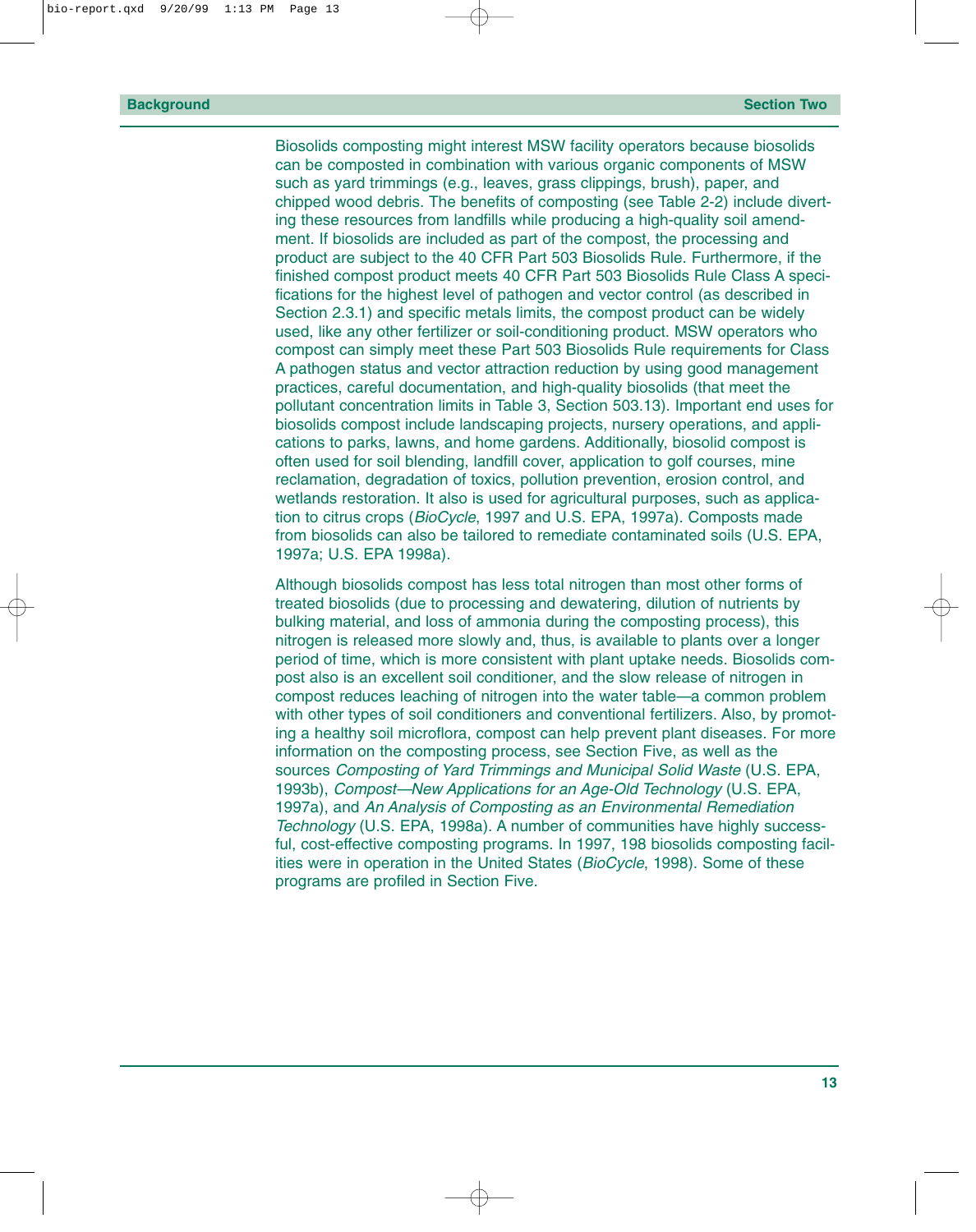Biosolids composting might interest MSW facility operators because biosolids can be composted in combination with various organic components of MSW such as yard trimmings (e.g., leaves, grass clippings, brush), paper, and chipped wood debris. The benefits of composting (see Table 2-2) include diverting these resources from landfills while producing a high-quality soil amendment. If biosolids are included as part of the compost, the processing and product are subject to the 40 CFR Part 503 Biosolids Rule. Furthermore, if the finished compost product meets 40 CFR Part 503 Biosolids Rule Class A specifications for the highest level of pathogen and vector control (as described in Section 2.3.1) and specific metals limits, the compost product can be widely used, like any other fertilizer or soil-conditioning product. MSW operators who compost can simply meet these Part 503 Biosolids Rule requirements for Class A pathogen status and vector attraction reduction by using good management practices, careful documentation, and high-quality biosolids (that meet the pollutant concentration limits in Table 3, Section 503.13). Important end uses for biosolids compost include landscaping projects, nursery operations, and applications to parks, lawns, and home gardens. Additionally, biosolid compost is often used for soil blending, landfill cover, application to golf courses, mine reclamation, degradation of toxics, pollution prevention, erosion control, and wetlands restoration. It also is used for agricultural purposes, such as application to citrus crops (*BioCycle*, 1997 and U.S. EPA, 1997a). Composts made from biosolids can also be tailored to remediate contaminated soils (U.S. EPA, 1997a; U.S. EPA 1998a).

Although biosolids compost has less total nitrogen than most other forms of treated biosolids (due to processing and dewatering, dilution of nutrients by bulking material, and loss of ammonia during the composting process), this nitrogen is released more slowly and, thus, is available to plants over a longer period of time, which is more consistent with plant uptake needs. Biosolids compost also is an excellent soil conditioner, and the slow release of nitrogen in compost reduces leaching of nitrogen into the water table—a common problem with other types of soil conditioners and conventional fertilizers. Also, by promoting a healthy soil microflora, compost can help prevent plant diseases. For more information on the composting process, see Section Five, as well as the sources *Composting of Yard Trimmings and Municipal Solid Waste* (U.S. EPA, 1993b), *Compost—New Applications for an Age-Old Technology* (U.S. EPA, 1997a), and *An Analysis of Composting as an Environmental Remediation Technology* (U.S. EPA, 1998a). A number of communities have highly successful, cost-effective composting programs. In 1997, 198 biosolids composting facilities were in operation in the United States (*BioCycle*, 1998). Some of these programs are profiled in Section Five.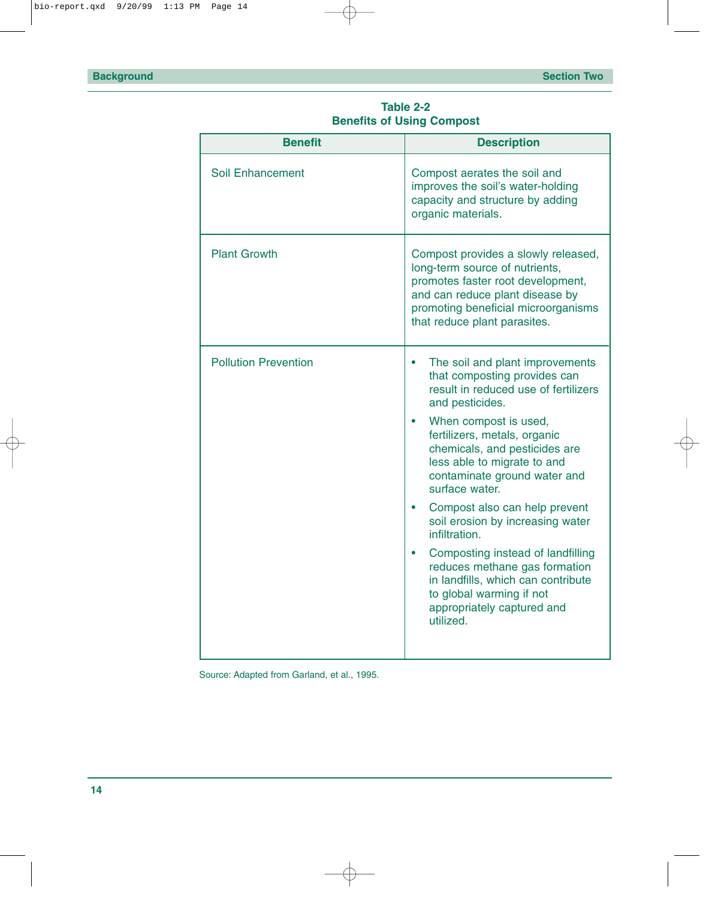**Table 2-2**
**Benefits of Using Compost**

| Benefit | Description |
|---|---|
| Soil Enhancement | Compost aerates the soil and improves the soil's water-holding capacity and structure by adding organic materials. |
| Plant Growth | Compost provides a slowly released, long-term source of nutrients, promotes faster root development, and can reduce plant disease by promoting beneficial microorganisms that reduce plant parasites. |
| Pollution Prevention | • The soil and plant improvements that composting provides can result in reduced use of fertilizers and pesticides.<br>• When compost is used, fertilizers, metals, organic chemicals, and pesticides are less able to migrate to and contaminate ground water and surface water.<br>• Compost also can help prevent soil erosion by increasing water infiltration.<br>• Composting instead of landfilling reduces methane gas formation in landfills, which can contribute to global warming if not appropriately captured and utilized. |

Source: Adapted from Garland, et al., 1995.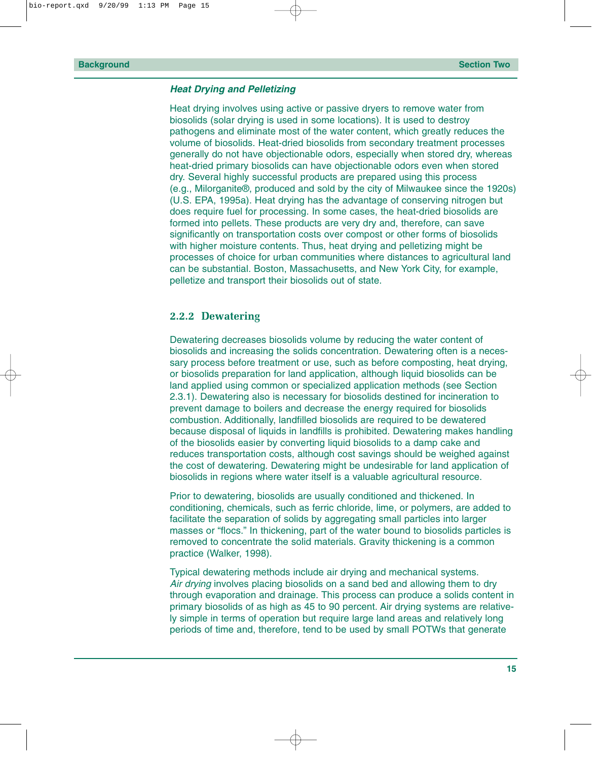### *Heat Drying and Pelletizing*

Heat drying involves using active or passive dryers to remove water from biosolids (solar drying is used in some locations). It is used to destroy pathogens and eliminate most of the water content, which greatly reduces the volume of biosolids. Heat-dried biosolids from secondary treatment processes generally do not have objectionable odors, especially when stored dry, whereas heat-dried primary biosolids can have objectionable odors even when stored dry. Several highly successful products are prepared using this process (e.g., Milorganite®, produced and sold by the city of Milwaukee since the 1920s) (U.S. EPA, 1995a). Heat drying has the advantage of conserving nitrogen but does require fuel for processing. In some cases, the heat-dried biosolids are formed into pellets. These products are very dry and, therefore, can save significantly on transportation costs over compost or other forms of biosolids with higher moisture contents. Thus, heat drying and pelletizing might be processes of choice for urban communities where distances to agricultural land can be substantial. Boston, Massachusetts, and New York City, for example, pelletize and transport their biosolids out of state.

## 2.2.2 Dewatering

Dewatering decreases biosolids volume by reducing the water content of biosolids and increasing the solids concentration. Dewatering often is a necessary process before treatment or use, such as before composting, heat drying, or biosolids preparation for land application, although liquid biosolids can be land applied using common or specialized application methods (see Section 2.3.1). Dewatering also is necessary for biosolids destined for incineration to prevent damage to boilers and decrease the energy required for biosolids combustion. Additionally, landfilled biosolids are required to be dewatered because disposal of liquids in landfills is prohibited. Dewatering makes handling of the biosolids easier by converting liquid biosolids to a damp cake and reduces transportation costs, although cost savings should be weighed against the cost of dewatering. Dewatering might be undesirable for land application of biosolids in regions where water itself is a valuable agricultural resource.

Prior to dewatering, biosolids are usually conditioned and thickened. In conditioning, chemicals, such as ferric chloride, lime, or polymers, are added to facilitate the separation of solids by aggregating small particles into larger masses or "flocs." In thickening, part of the water bound to biosolids particles is removed to concentrate the solid materials. Gravity thickening is a common practice (Walker, 1998).

Typical dewatering methods include air drying and mechanical systems. *Air drying* involves placing biosolids on a sand bed and allowing them to dry through evaporation and drainage. This process can produce a solids content in primary biosolids of as high as 45 to 90 percent. Air drying systems are relatively simple in terms of operation but require large land areas and relatively long periods of time and, therefore, tend to be used by small POTWs that generate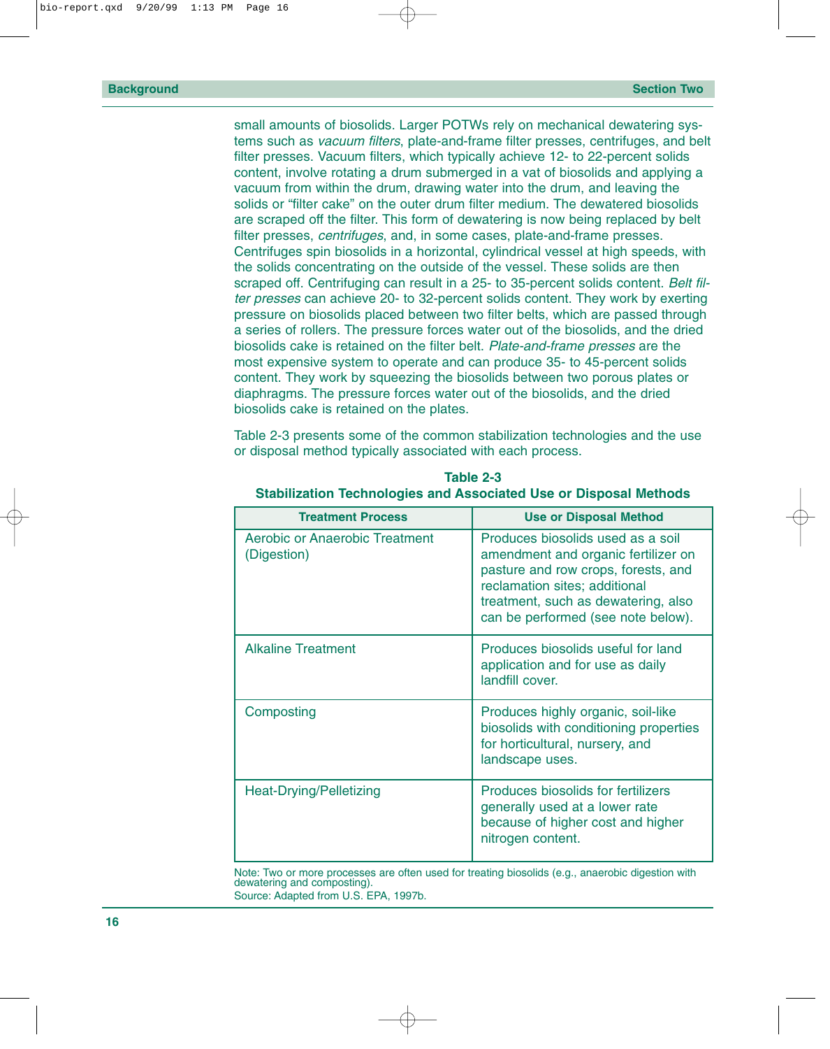small amounts of biosolids. Larger POTWs rely on mechanical dewatering systems such as *vacuum filters*, plate-and-frame filter presses, centrifuges, and belt filter presses. Vacuum filters, which typically achieve 12- to 22-percent solids content, involve rotating a drum submerged in a vat of biosolids and applying a vacuum from within the drum, drawing water into the drum, and leaving the solids or "filter cake" on the outer drum filter medium. The dewatered biosolids are scraped off the filter. This form of dewatering is now being replaced by belt filter presses, *centrifuges*, and, in some cases, plate-and-frame presses. Centrifuges spin biosolids in a horizontal, cylindrical vessel at high speeds, with the solids concentrating on the outside of the vessel. These solids are then scraped off. Centrifuging can result in a 25- to 35-percent solids content. *Belt filter presses* can achieve 20- to 32-percent solids content. They work by exerting pressure on biosolids placed between two filter belts, which are passed through a series of rollers. The pressure forces water out of the biosolids, and the dried biosolids cake is retained on the filter belt. *Plate-and-frame presses* are the most expensive system to operate and can produce 35- to 45-percent solids content. They work by squeezing the biosolids between two porous plates or diaphragms. The pressure forces water out of the biosolids, and the dried biosolids cake is retained on the plates.

Table 2-3 presents some of the common stabilization technologies and the use or disposal method typically associated with each process.

**Table 2-3**
**Stabilization Technologies and Associated Use or Disposal Methods**

| Treatment Process | Use or Disposal Method |
|---|---|
| Aerobic or Anaerobic Treatment (Digestion) | Produces biosolids used as a soil amendment and organic fertilizer on pasture and row crops, forests, and reclamation sites; additional treatment, such as dewatering, also can be performed (see note below). |
| Alkaline Treatment | Produces biosolids useful for land application and for use as daily landfill cover. |
| Composting | Produces highly organic, soil-like biosolids with conditioning properties for horticultural, nursery, and landscape uses. |
| Heat-Drying/Pelletizing | Produces biosolids for fertilizers generally used at a lower rate because of higher cost and higher nitrogen content. |

Note: Two or more processes are often used for treating biosolids (e.g., anaerobic digestion with dewatering and composting).
Source: Adapted from U.S. EPA, 1997b.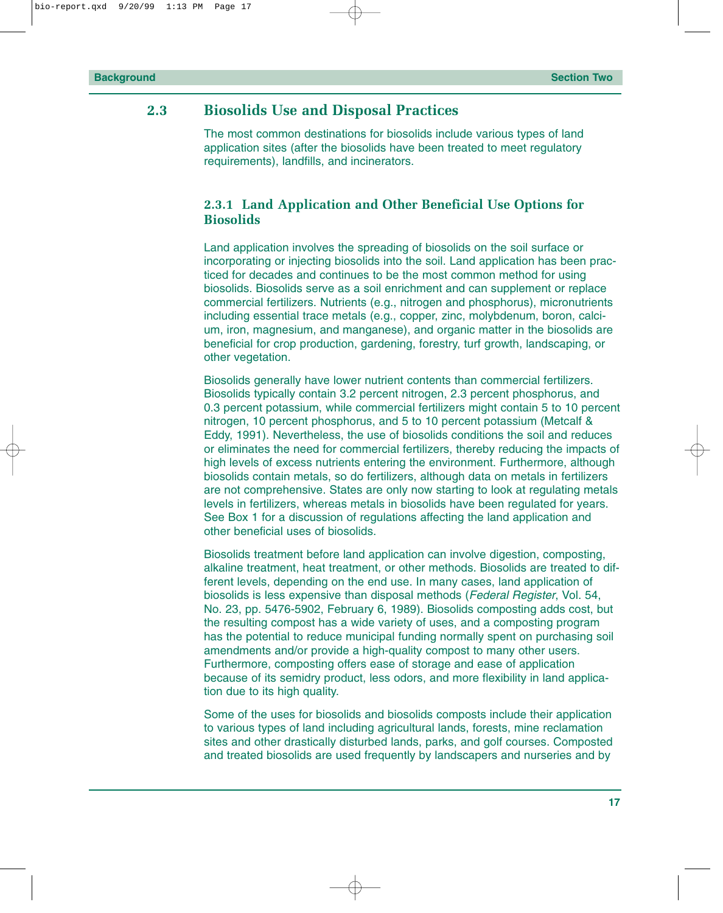## 2.3 Biosolids Use and Disposal Practices

The most common destinations for biosolids include various types of land application sites (after the biosolids have been treated to meet regulatory requirements), landfills, and incinerators.

### 2.3.1 Land Application and Other Beneficial Use Options for Biosolids

Land application involves the spreading of biosolids on the soil surface or incorporating or injecting biosolids into the soil. Land application has been practiced for decades and continues to be the most common method for using biosolids. Biosolids serve as a soil enrichment and can supplement or replace commercial fertilizers. Nutrients (e.g., nitrogen and phosphorus), micronutrients including essential trace metals (e.g., copper, zinc, molybdenum, boron, calcium, iron, magnesium, and manganese), and organic matter in the biosolids are beneficial for crop production, gardening, forestry, turf growth, landscaping, or other vegetation.

Biosolids generally have lower nutrient contents than commercial fertilizers. Biosolids typically contain 3.2 percent nitrogen, 2.3 percent phosphorus, and 0.3 percent potassium, while commercial fertilizers might contain 5 to 10 percent nitrogen, 10 percent phosphorus, and 5 to 10 percent potassium (Metcalf & Eddy, 1991). Nevertheless, the use of biosolids conditions the soil and reduces or eliminates the need for commercial fertilizers, thereby reducing the impacts of high levels of excess nutrients entering the environment. Furthermore, although biosolids contain metals, so do fertilizers, although data on metals in fertilizers are not comprehensive. States are only now starting to look at regulating metals levels in fertilizers, whereas metals in biosolids have been regulated for years. See Box 1 for a discussion of regulations affecting the land application and other beneficial uses of biosolids.

Biosolids treatment before land application can involve digestion, composting, alkaline treatment, heat treatment, or other methods. Biosolids are treated to different levels, depending on the end use. In many cases, land application of biosolids is less expensive than disposal methods (*Federal Register*, Vol. 54, No. 23, pp. 5476-5902, February 6, 1989). Biosolids composting adds cost, but the resulting compost has a wide variety of uses, and a composting program has the potential to reduce municipal funding normally spent on purchasing soil amendments and/or provide a high-quality compost to many other users. Furthermore, composting offers ease of storage and ease of application because of its semidry product, less odors, and more flexibility in land application due to its high quality.

Some of the uses for biosolids and biosolids composts include their application to various types of land including agricultural lands, forests, mine reclamation sites and other drastically disturbed lands, parks, and golf courses. Composted and treated biosolids are used frequently by landscapers and nurseries and by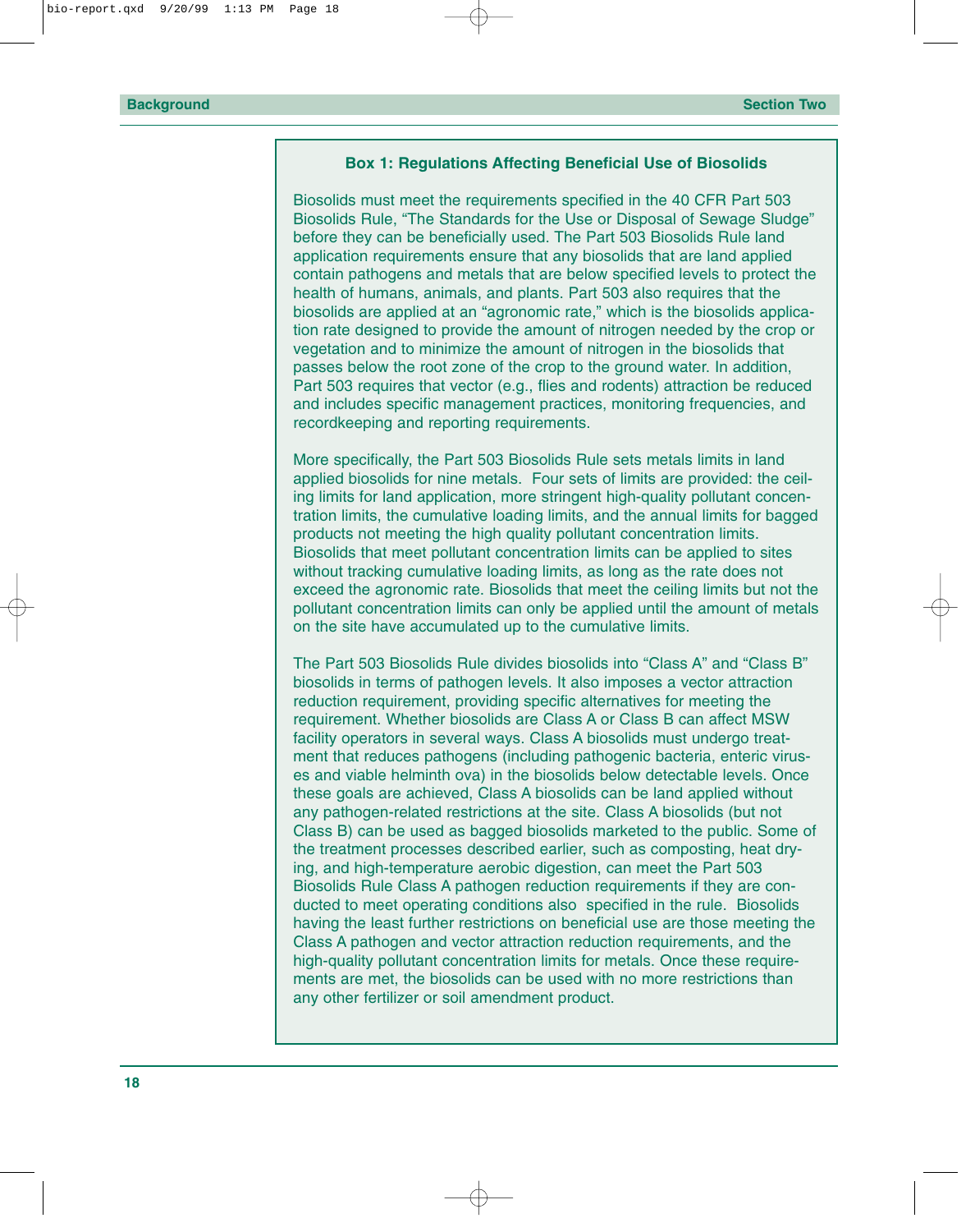### Box 1: Regulations Affecting Beneficial Use of Biosolids

Biosolids must meet the requirements specified in the 40 CFR Part 503 Biosolids Rule, "The Standards for the Use or Disposal of Sewage Sludge" before they can be beneficially used. The Part 503 Biosolids Rule land application requirements ensure that any biosolids that are land applied contain pathogens and metals that are below specified levels to protect the health of humans, animals, and plants. Part 503 also requires that the biosolids are applied at an "agronomic rate," which is the biosolids application rate designed to provide the amount of nitrogen needed by the crop or vegetation and to minimize the amount of nitrogen in the biosolids that passes below the root zone of the crop to the ground water. In addition, Part 503 requires that vector (e.g., flies and rodents) attraction be reduced and includes specific management practices, monitoring frequencies, and recordkeeping and reporting requirements.

More specifically, the Part 503 Biosolids Rule sets metals limits in land applied biosolids for nine metals. Four sets of limits are provided: the ceiling limits for land application, more stringent high-quality pollutant concentration limits, the cumulative loading limits, and the annual limits for bagged products not meeting the high quality pollutant concentration limits. Biosolids that meet pollutant concentration limits can be applied to sites without tracking cumulative loading limits, as long as the rate does not exceed the agronomic rate. Biosolids that meet the ceiling limits but not the pollutant concentration limits can only be applied until the amount of metals on the site have accumulated up to the cumulative limits.

The Part 503 Biosolids Rule divides biosolids into "Class A" and "Class B" biosolids in terms of pathogen levels. It also imposes a vector attraction reduction requirement, providing specific alternatives for meeting the requirement. Whether biosolids are Class A or Class B can affect MSW facility operators in several ways. Class A biosolids must undergo treatment that reduces pathogens (including pathogenic bacteria, enteric viruses and viable helminth ova) in the biosolids below detectable levels. Once these goals are achieved, Class A biosolids can be land applied without any pathogen-related restrictions at the site. Class A biosolids (but not Class B) can be used as bagged biosolids marketed to the public. Some of the treatment processes described earlier, such as composting, heat drying, and high-temperature aerobic digestion, can meet the Part 503 Biosolids Rule Class A pathogen reduction requirements if they are conducted to meet operating conditions also specified in the rule. Biosolids having the least further restrictions on beneficial use are those meeting the Class A pathogen and vector attraction reduction requirements, and the high-quality pollutant concentration limits for metals. Once these requirements are met, the biosolids can be used with no more restrictions than any other fertilizer or soil amendment product.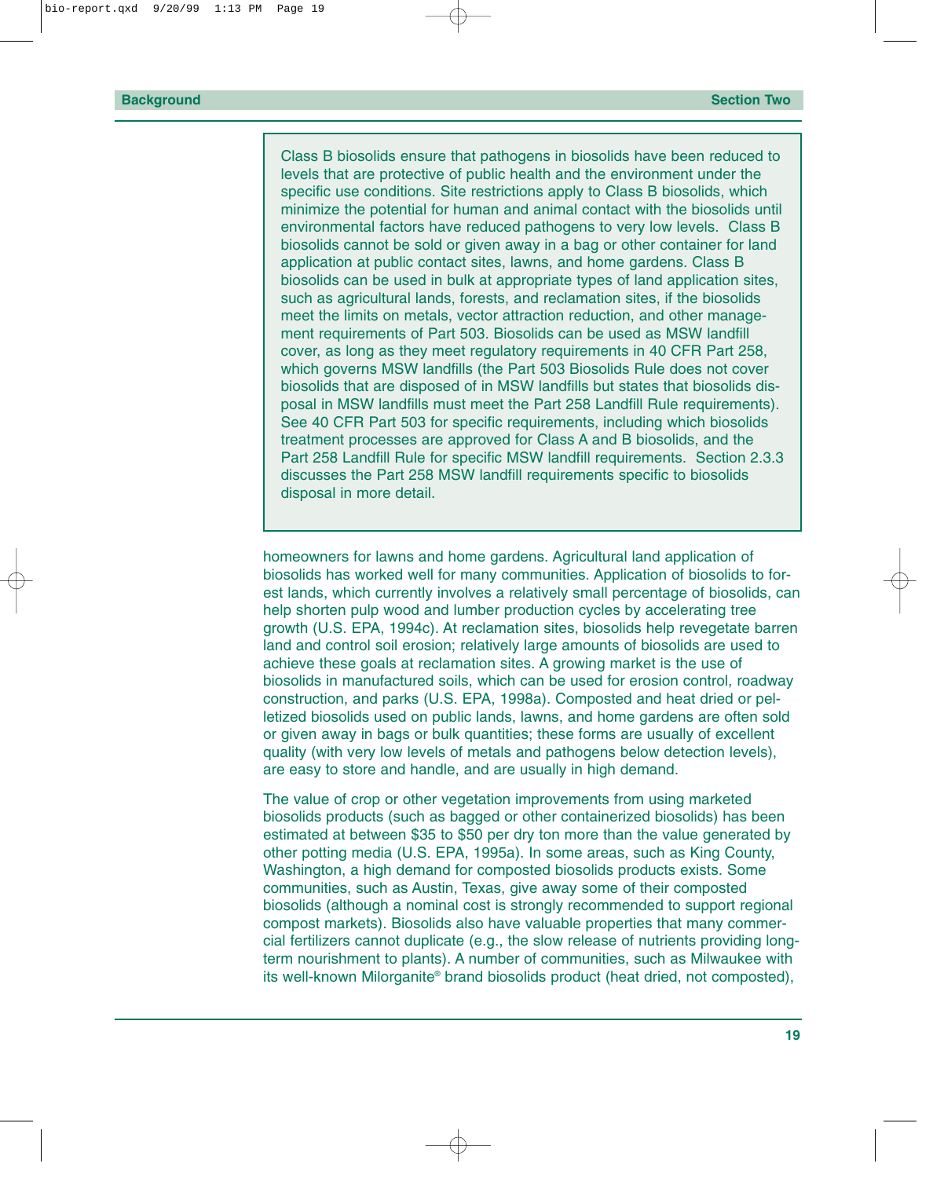Class B biosolids ensure that pathogens in biosolids have been reduced to levels that are protective of public health and the environment under the specific use conditions. Site restrictions apply to Class B biosolids, which minimize the potential for human and animal contact with the biosolids until environmental factors have reduced pathogens to very low levels. Class B biosolids cannot be sold or given away in a bag or other container for land application at public contact sites, lawns, and home gardens. Class B biosolids can be used in bulk at appropriate types of land application sites, such as agricultural lands, forests, and reclamation sites, if the biosolids meet the limits on metals, vector attraction reduction, and other management requirements of Part 503. Biosolids can be used as MSW landfill cover, as long as they meet regulatory requirements in 40 CFR Part 258, which governs MSW landfills (the Part 503 Biosolids Rule does not cover biosolids that are disposed of in MSW landfills but states that biosolids disposal in MSW landfills must meet the Part 258 Landfill Rule requirements). See 40 CFR Part 503 for specific requirements, including which biosolids treatment processes are approved for Class A and B biosolids, and the Part 258 Landfill Rule for specific MSW landfill requirements. Section 2.3.3 discusses the Part 258 MSW landfill requirements specific to biosolids disposal in more detail.

homeowners for lawns and home gardens. Agricultural land application of biosolids has worked well for many communities. Application of biosolids to forest lands, which currently involves a relatively small percentage of biosolids, can help shorten pulp wood and lumber production cycles by accelerating tree growth (U.S. EPA, 1994c). At reclamation sites, biosolids help revegetate barren land and control soil erosion; relatively large amounts of biosolids are used to achieve these goals at reclamation sites. A growing market is the use of biosolids in manufactured soils, which can be used for erosion control, roadway construction, and parks (U.S. EPA, 1998a). Composted and heat dried or pelletized biosolids used on public lands, lawns, and home gardens are often sold or given away in bags or bulk quantities; these forms are usually of excellent quality (with very low levels of metals and pathogens below detection levels), are easy to store and handle, and are usually in high demand.

The value of crop or other vegetation improvements from using marketed biosolids products (such as bagged or other containerized biosolids) has been estimated at between $35 to $50 per dry ton more than the value generated by other potting media (U.S. EPA, 1995a). In some areas, such as King County, Washington, a high demand for composted biosolids products exists. Some communities, such as Austin, Texas, give away some of their composted biosolids (although a nominal cost is strongly recommended to support regional compost markets). Biosolids also have valuable properties that many commercial fertilizers cannot duplicate (e.g., the slow release of nutrients providing long-term nourishment to plants). A number of communities, such as Milwaukee with its well-known Milorganite® brand biosolids product (heat dried, not composted),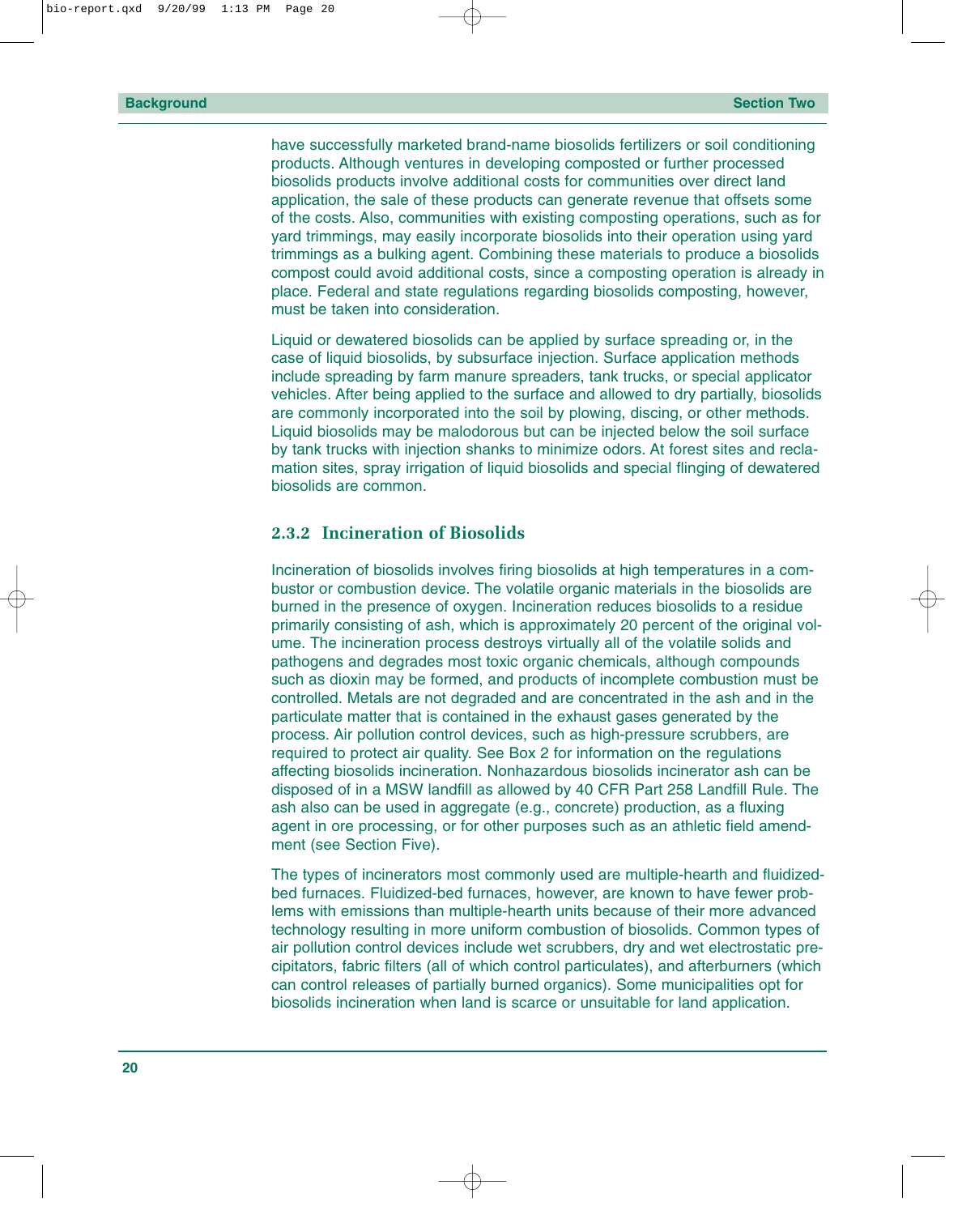have successfully marketed brand-name biosolids fertilizers or soil conditioning products. Although ventures in developing composted or further processed biosolids products involve additional costs for communities over direct land application, the sale of these products can generate revenue that offsets some of the costs. Also, communities with existing composting operations, such as for yard trimmings, may easily incorporate biosolids into their operation using yard trimmings as a bulking agent. Combining these materials to produce a biosolids compost could avoid additional costs, since a composting operation is already in place. Federal and state regulations regarding biosolids composting, however, must be taken into consideration.

Liquid or dewatered biosolids can be applied by surface spreading or, in the case of liquid biosolids, by subsurface injection. Surface application methods include spreading by farm manure spreaders, tank trucks, or special applicator vehicles. After being applied to the surface and allowed to dry partially, biosolids are commonly incorporated into the soil by plowing, discing, or other methods. Liquid biosolids may be malodorous but can be injected below the soil surface by tank trucks with injection shanks to minimize odors. At forest sites and reclamation sites, spray irrigation of liquid biosolids and special flinging of dewatered biosolids are common.

### 2.3.2 Incineration of Biosolids

Incineration of biosolids involves firing biosolids at high temperatures in a combustor or combustion device. The volatile organic materials in the biosolids are burned in the presence of oxygen. Incineration reduces biosolids to a residue primarily consisting of ash, which is approximately 20 percent of the original volume. The incineration process destroys virtually all of the volatile solids and pathogens and degrades most toxic organic chemicals, although compounds such as dioxin may be formed, and products of incomplete combustion must be controlled. Metals are not degraded and are concentrated in the ash and in the particulate matter that is contained in the exhaust gases generated by the process. Air pollution control devices, such as high-pressure scrubbers, are required to protect air quality. See Box 2 for information on the regulations affecting biosolids incineration. Nonhazardous biosolids incinerator ash can be disposed of in a MSW landfill as allowed by 40 CFR Part 258 Landfill Rule. The ash also can be used in aggregate (e.g., concrete) production, as a fluxing agent in ore processing, or for other purposes such as an athletic field amendment (see Section Five).

The types of incinerators most commonly used are multiple-hearth and fluidized-bed furnaces. Fluidized-bed furnaces, however, are known to have fewer problems with emissions than multiple-hearth units because of their more advanced technology resulting in more uniform combustion of biosolids. Common types of air pollution control devices include wet scrubbers, dry and wet electrostatic precipitators, fabric filters (all of which control particulates), and afterburners (which can control releases of partially burned organics). Some municipalities opt for biosolids incineration when land is scarce or unsuitable for land application.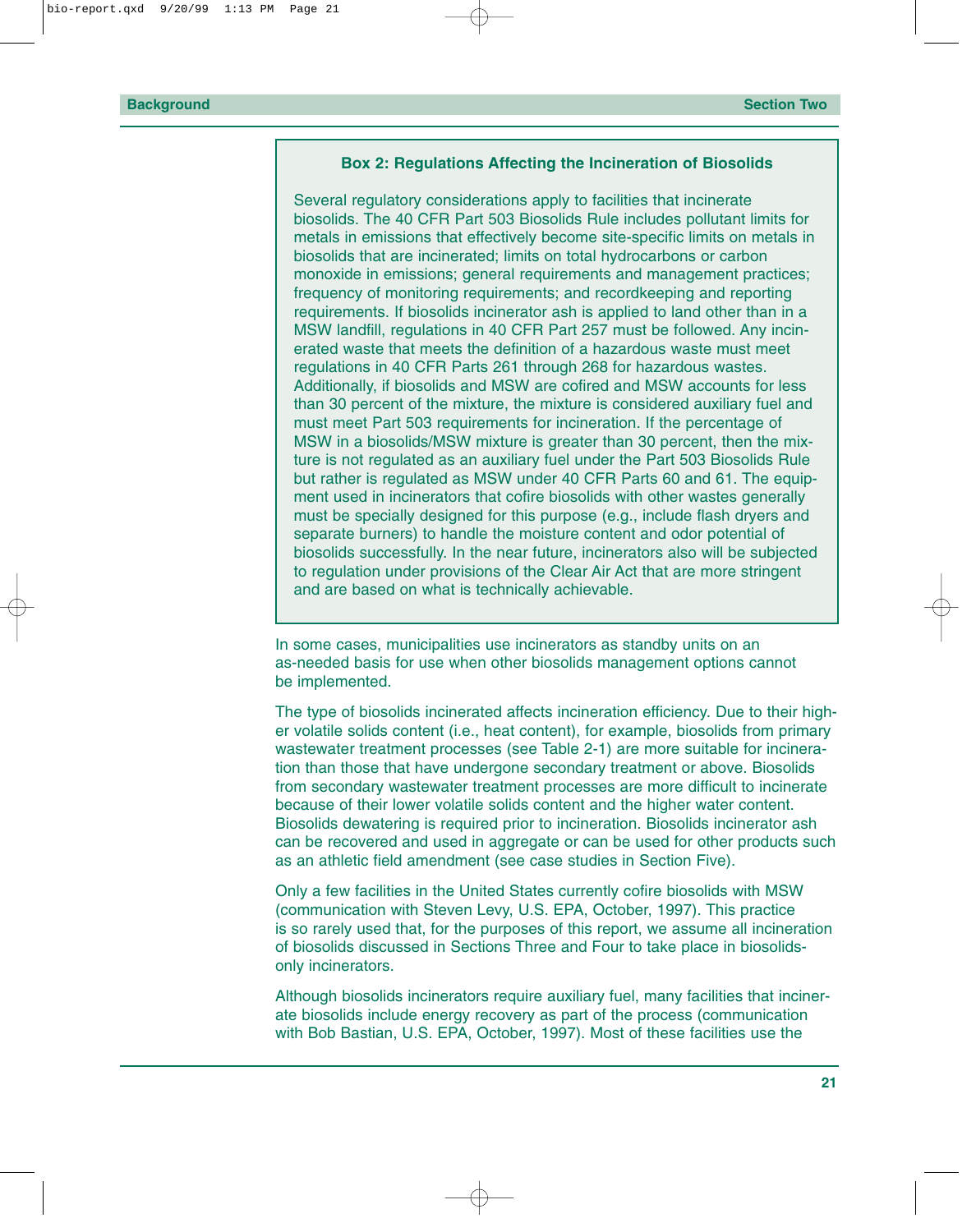### Box 2: Regulations Affecting the Incineration of Biosolids

Several regulatory considerations apply to facilities that incinerate biosolids. The 40 CFR Part 503 Biosolids Rule includes pollutant limits for metals in emissions that effectively become site-specific limits on metals in biosolids that are incinerated; limits on total hydrocarbons or carbon monoxide in emissions; general requirements and management practices; frequency of monitoring requirements; and recordkeeping and reporting requirements. If biosolids incinerator ash is applied to land other than in a MSW landfill, regulations in 40 CFR Part 257 must be followed. Any incinerated waste that meets the definition of a hazardous waste must meet regulations in 40 CFR Parts 261 through 268 for hazardous wastes. Additionally, if biosolids and MSW are cofired and MSW accounts for less than 30 percent of the mixture, the mixture is considered auxiliary fuel and must meet Part 503 requirements for incineration. If the percentage of MSW in a biosolids/MSW mixture is greater than 30 percent, then the mixture is not regulated as an auxiliary fuel under the Part 503 Biosolids Rule but rather is regulated as MSW under 40 CFR Parts 60 and 61. The equipment used in incinerators that cofire biosolids with other wastes generally must be specially designed for this purpose (e.g., include flash dryers and separate burners) to handle the moisture content and odor potential of biosolids successfully. In the near future, incinerators also will be subjected to regulation under provisions of the Clear Air Act that are more stringent and are based on what is technically achievable.

In some cases, municipalities use incinerators as standby units on an as-needed basis for use when other biosolids management options cannot be implemented.

The type of biosolids incinerated affects incineration efficiency. Due to their higher volatile solids content (i.e., heat content), for example, biosolids from primary wastewater treatment processes (see Table 2-1) are more suitable for incineration than those that have undergone secondary treatment or above. Biosolids from secondary wastewater treatment processes are more difficult to incinerate because of their lower volatile solids content and the higher water content. Biosolids dewatering is required prior to incineration. Biosolids incinerator ash can be recovered and used in aggregate or can be used for other products such as an athletic field amendment (see case studies in Section Five).

Only a few facilities in the United States currently cofire biosolids with MSW (communication with Steven Levy, U.S. EPA, October, 1997). This practice is so rarely used that, for the purposes of this report, we assume all incineration of biosolids discussed in Sections Three and Four to take place in biosolids-only incinerators.

Although biosolids incinerators require auxiliary fuel, many facilities that incinerate biosolids include energy recovery as part of the process (communication with Bob Bastian, U.S. EPA, October, 1997). Most of these facilities use the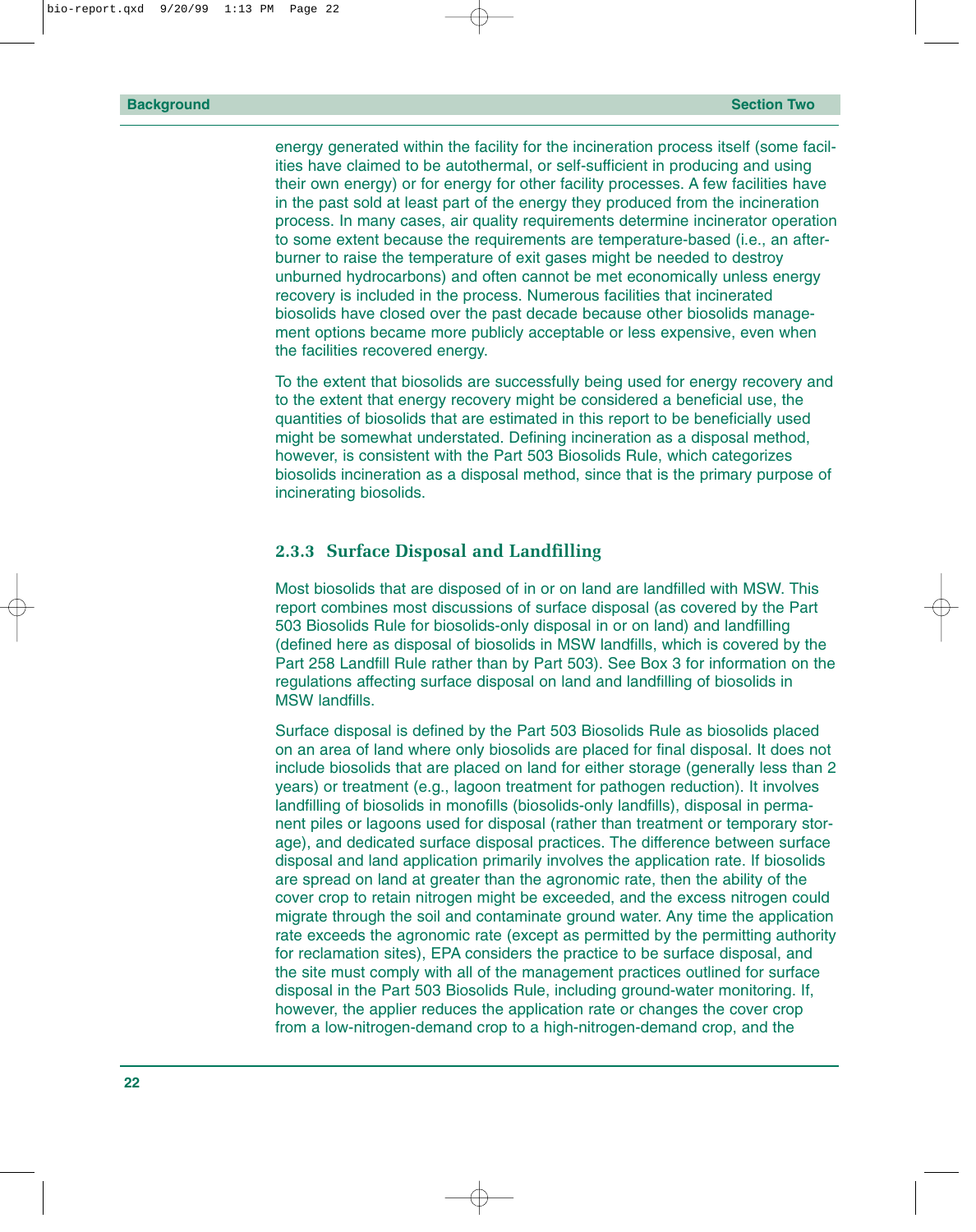energy generated within the facility for the incineration process itself (some facilities have claimed to be autothermal, or self-sufficient in producing and using their own energy) or for energy for other facility processes. A few facilities have in the past sold at least part of the energy they produced from the incineration process. In many cases, air quality requirements determine incinerator operation to some extent because the requirements are temperature-based (i.e., an afterburner to raise the temperature of exit gases might be needed to destroy unburned hydrocarbons) and often cannot be met economically unless energy recovery is included in the process. Numerous facilities that incinerated biosolids have closed over the past decade because other biosolids management options became more publicly acceptable or less expensive, even when the facilities recovered energy.

To the extent that biosolids are successfully being used for energy recovery and to the extent that energy recovery might be considered a beneficial use, the quantities of biosolids that are estimated in this report to be beneficially used might be somewhat understated. Defining incineration as a disposal method, however, is consistent with the Part 503 Biosolids Rule, which categorizes biosolids incineration as a disposal method, since that is the primary purpose of incinerating biosolids.

### 2.3.3 Surface Disposal and Landfilling

Most biosolids that are disposed of in or on land are landfilled with MSW. This report combines most discussions of surface disposal (as covered by the Part 503 Biosolids Rule for biosolids-only disposal in or on land) and landfilling (defined here as disposal of biosolids in MSW landfills, which is covered by the Part 258 Landfill Rule rather than by Part 503). See Box 3 for information on the regulations affecting surface disposal on land and landfilling of biosolids in MSW landfills.

Surface disposal is defined by the Part 503 Biosolids Rule as biosolids placed on an area of land where only biosolids are placed for final disposal. It does not include biosolids that are placed on land for either storage (generally less than 2 years) or treatment (e.g., lagoon treatment for pathogen reduction). It involves landfilling of biosolids in monofills (biosolids-only landfills), disposal in permanent piles or lagoons used for disposal (rather than treatment or temporary storage), and dedicated surface disposal practices. The difference between surface disposal and land application primarily involves the application rate. If biosolids are spread on land at greater than the agronomic rate, then the ability of the cover crop to retain nitrogen might be exceeded, and the excess nitrogen could migrate through the soil and contaminate ground water. Any time the application rate exceeds the agronomic rate (except as permitted by the permitting authority for reclamation sites), EPA considers the practice to be surface disposal, and the site must comply with all of the management practices outlined for surface disposal in the Part 503 Biosolids Rule, including ground-water monitoring. If, however, the applier reduces the application rate or changes the cover crop from a low-nitrogen-demand crop to a high-nitrogen-demand crop, and the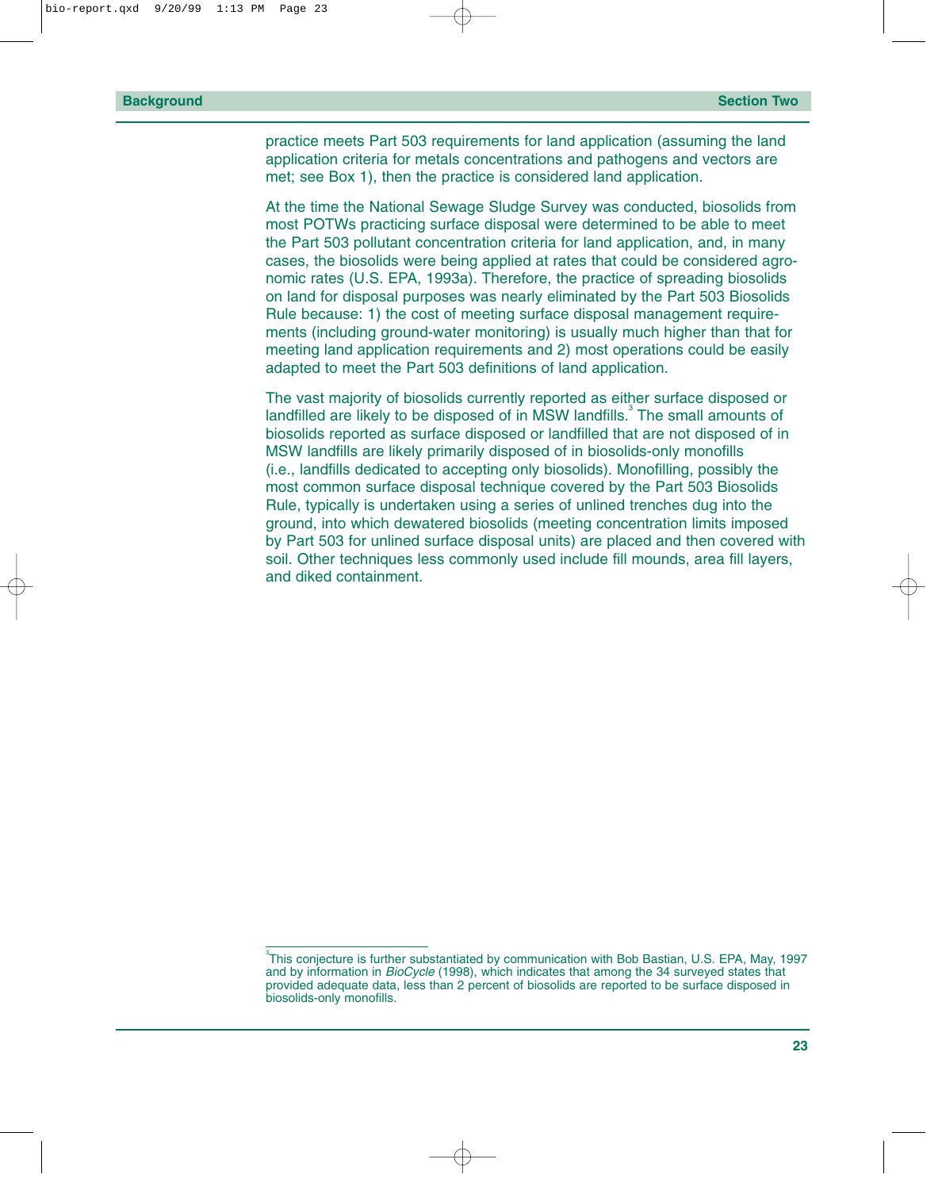practice meets Part 503 requirements for land application (assuming the land application criteria for metals concentrations and pathogens and vectors are met; see Box 1), then the practice is considered land application.

At the time the National Sewage Sludge Survey was conducted, biosolids from most POTWs practicing surface disposal were determined to be able to meet the Part 503 pollutant concentration criteria for land application, and, in many cases, the biosolids were being applied at rates that could be considered agronomic rates (U.S. EPA, 1993a). Therefore, the practice of spreading biosolids on land for disposal purposes was nearly eliminated by the Part 503 Biosolids Rule because: 1) the cost of meeting surface disposal management requirements (including ground-water monitoring) is usually much higher than that for meeting land application requirements and 2) most operations could be easily adapted to meet the Part 503 definitions of land application.

The vast majority of biosolids currently reported as either surface disposed or landfilled are likely to be disposed of in MSW landfills.[3] The small amounts of biosolids reported as surface disposed or landfilled that are not disposed of in MSW landfills are likely primarily disposed of in biosolids-only monofills (i.e., landfills dedicated to accepting only biosolids). Monofilling, possibly the most common surface disposal technique covered by the Part 503 Biosolids Rule, typically is undertaken using a series of unlined trenches dug into the ground, into which dewatered biosolids (meeting concentration limits imposed by Part 503 for unlined surface disposal units) are placed and then covered with soil. Other techniques less commonly used include fill mounds, area fill layers, and diked containment.

---

[3] This conjecture is further substantiated by communication with Bob Bastian, U.S. EPA, May, 1997 and by information in *BioCycle* (1998), which indicates that among the 34 surveyed states that provided adequate data, less than 2 percent of biosolids are reported to be surface disposed in biosolids-only monofills.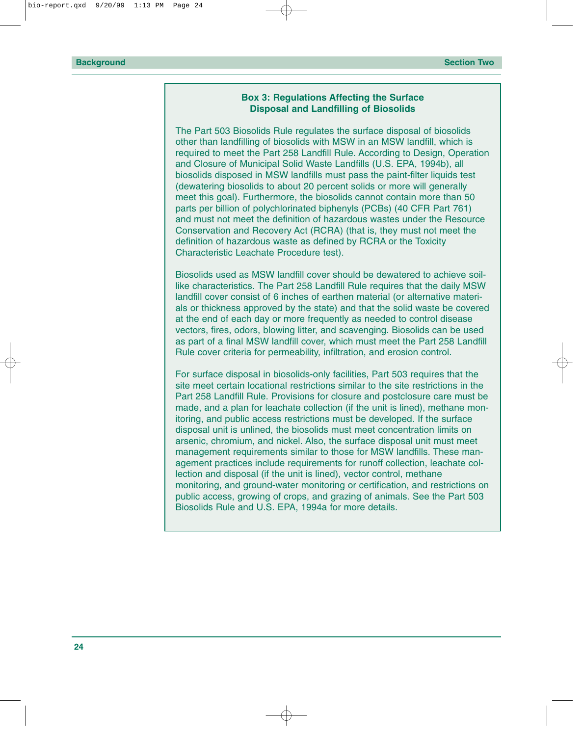### Box 3: Regulations Affecting the Surface Disposal and Landfilling of Biosolids

The Part 503 Biosolids Rule regulates the surface disposal of biosolids other than landfilling of biosolids with MSW in an MSW landfill, which is required to meet the Part 258 Landfill Rule. According to Design, Operation and Closure of Municipal Solid Waste Landfills (U.S. EPA, 1994b), all biosolids disposed in MSW landfills must pass the paint-filter liquids test (dewatering biosolids to about 20 percent solids or more will generally meet this goal). Furthermore, the biosolids cannot contain more than 50 parts per billion of polychlorinated biphenyls (PCBs) (40 CFR Part 761) and must not meet the definition of hazardous wastes under the Resource Conservation and Recovery Act (RCRA) (that is, they must not meet the definition of hazardous waste as defined by RCRA or the Toxicity Characteristic Leachate Procedure test).

Biosolids used as MSW landfill cover should be dewatered to achieve soil-like characteristics. The Part 258 Landfill Rule requires that the daily MSW landfill cover consist of 6 inches of earthen material (or alternative materials or thickness approved by the state) and that the solid waste be covered at the end of each day or more frequently as needed to control disease vectors, fires, odors, blowing litter, and scavenging. Biosolids can be used as part of a final MSW landfill cover, which must meet the Part 258 Landfill Rule cover criteria for permeability, infiltration, and erosion control.

For surface disposal in biosolids-only facilities, Part 503 requires that the site meet certain locational restrictions similar to the site restrictions in the Part 258 Landfill Rule. Provisions for closure and postclosure care must be made, and a plan for leachate collection (if the unit is lined), methane monitoring, and public access restrictions must be developed. If the surface disposal unit is unlined, the biosolids must meet concentration limits on arsenic, chromium, and nickel. Also, the surface disposal unit must meet management requirements similar to those for MSW landfills. These management practices include requirements for runoff collection, leachate collection and disposal (if the unit is lined), vector control, methane monitoring, and ground-water monitoring or certification, and restrictions on public access, growing of crops, and grazing of animals. See the Part 503 Biosolids Rule and U.S. EPA, 1994a for more details.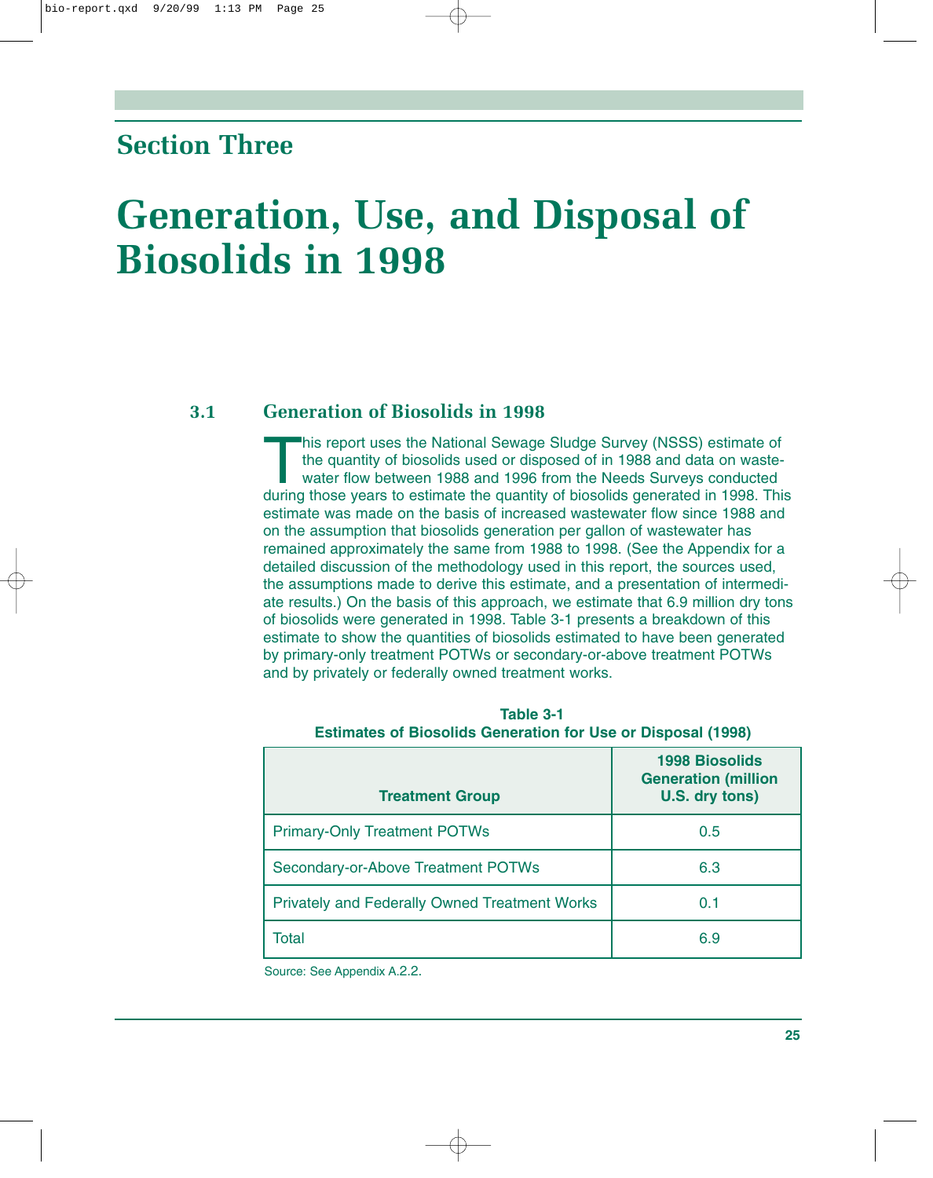## Section Three

# Generation, Use, and Disposal of Biosolids in 1998

### 3.1 Generation of Biosolids in 1998

This report uses the National Sewage Sludge Survey (NSSS) estimate of the quantity of biosolids used or disposed of in 1988 and data on wastewater flow between 1988 and 1996 from the Needs Surveys conducted during those years to estimate the quantity of biosolids generated in 1998. This estimate was made on the basis of increased wastewater flow since 1988 and on the assumption that biosolids generation per gallon of wastewater has remained approximately the same from 1988 to 1998. (See the Appendix for a detailed discussion of the methodology used in this report, the sources used, the assumptions made to derive this estimate, and a presentation of intermediate results.) On the basis of this approach, we estimate that 6.9 million dry tons of biosolids were generated in 1998. Table 3-1 presents a breakdown of this estimate to show the quantities of biosolids estimated to have been generated by primary-only treatment POTWs or secondary-or-above treatment POTWs and by privately or federally owned treatment works.

**Table 3-1**
**Estimates of Biosolids Generation for Use or Disposal (1998)**

| Treatment Group | 1998 Biosolids Generation (million U.S. dry tons) |
|---|---|
| Primary-Only Treatment POTWs | 0.5 |
| Secondary-or-Above Treatment POTWs | 6.3 |
| Privately and Federally Owned Treatment Works | 0.1 |
| Total | 6.9 |

Source: See Appendix A.2.2.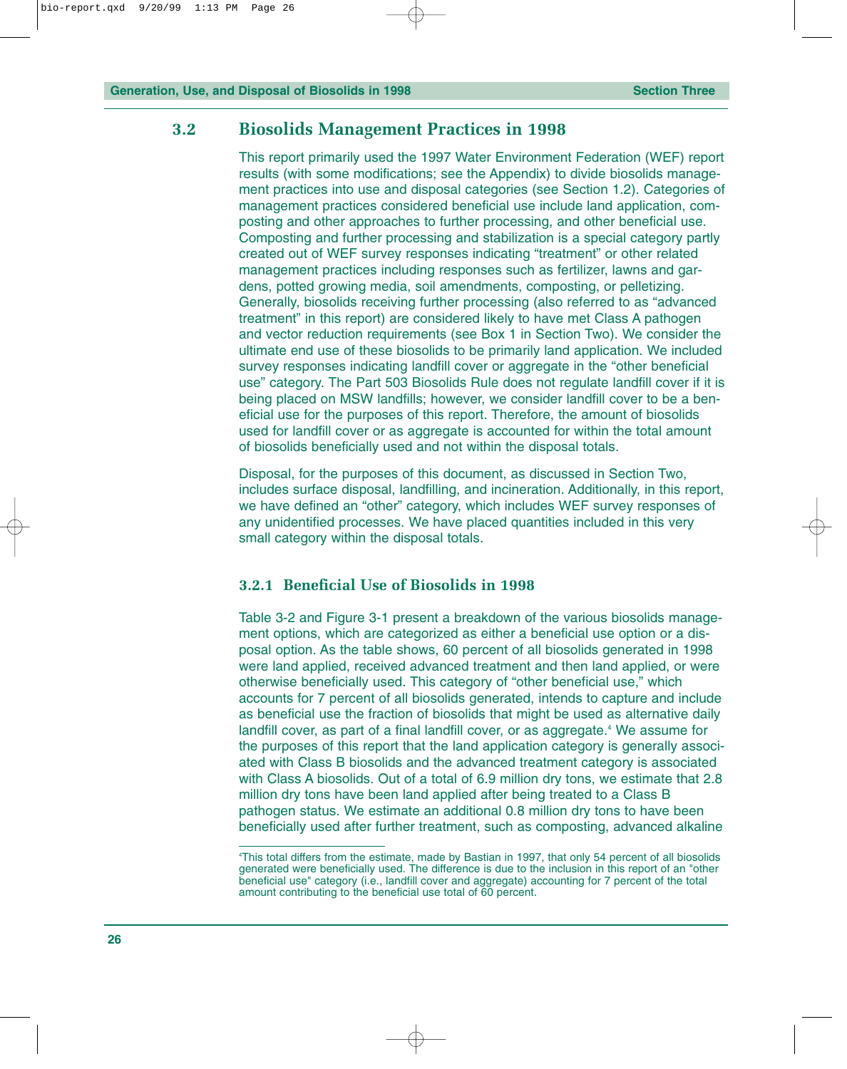## 3.2 Biosolids Management Practices in 1998

This report primarily used the 1997 Water Environment Federation (WEF) report results (with some modifications; see the Appendix) to divide biosolids management practices into use and disposal categories (see Section 1.2). Categories of management practices considered beneficial use include land application, composting and other approaches to further processing, and other beneficial use. Composting and further processing and stabilization is a special category partly created out of WEF survey responses indicating "treatment" or other related management practices including responses such as fertilizer, lawns and gardens, potted growing media, soil amendments, composting, or pelletizing. Generally, biosolids receiving further processing (also referred to as "advanced treatment" in this report) are considered likely to have met Class A pathogen and vector reduction requirements (see Box 1 in Section Two). We consider the ultimate end use of these biosolids to be primarily land application. We included survey responses indicating landfill cover or aggregate in the "other beneficial use" category. The Part 503 Biosolids Rule does not regulate landfill cover if it is being placed on MSW landfills; however, we consider landfill cover to be a beneficial use for the purposes of this report. Therefore, the amount of biosolids used for landfill cover or as aggregate is accounted for within the total amount of biosolids beneficially used and not within the disposal totals.

Disposal, for the purposes of this document, as discussed in Section Two, includes surface disposal, landfilling, and incineration. Additionally, in this report, we have defined an "other" category, which includes WEF survey responses of any unidentified processes. We have placed quantities included in this very small category within the disposal totals.

### 3.2.1 Beneficial Use of Biosolids in 1998

Table 3-2 and Figure 3-1 present a breakdown of the various biosolids management options, which are categorized as either a beneficial use option or a disposal option. As the table shows, 60 percent of all biosolids generated in 1998 were land applied, received advanced treatment and then land applied, or were otherwise beneficially used. This category of "other beneficial use," which accounts for 7 percent of all biosolids generated, intends to capture and include as beneficial use the fraction of biosolids that might be used as alternative daily landfill cover, as part of a final landfill cover, or as aggregate.[4] We assume for the purposes of this report that the land application category is generally associated with Class B biosolids and the advanced treatment category is associated with Class A biosolids. Out of a total of 6.9 million dry tons, we estimate that 2.8 million dry tons have been land applied after being treated to a Class B pathogen status. We estimate an additional 0.8 million dry tons to have been beneficially used after further treatment, such as composting, advanced alkaline

[4]This total differs from the estimate, made by Bastian in 1997, that only 54 percent of all biosolids generated were beneficially used. The difference is due to the inclusion in this report of an "other beneficial use" category (i.e., landfill cover and aggregate) accounting for 7 percent of the total amount contributing to the beneficial use total of 60 percent.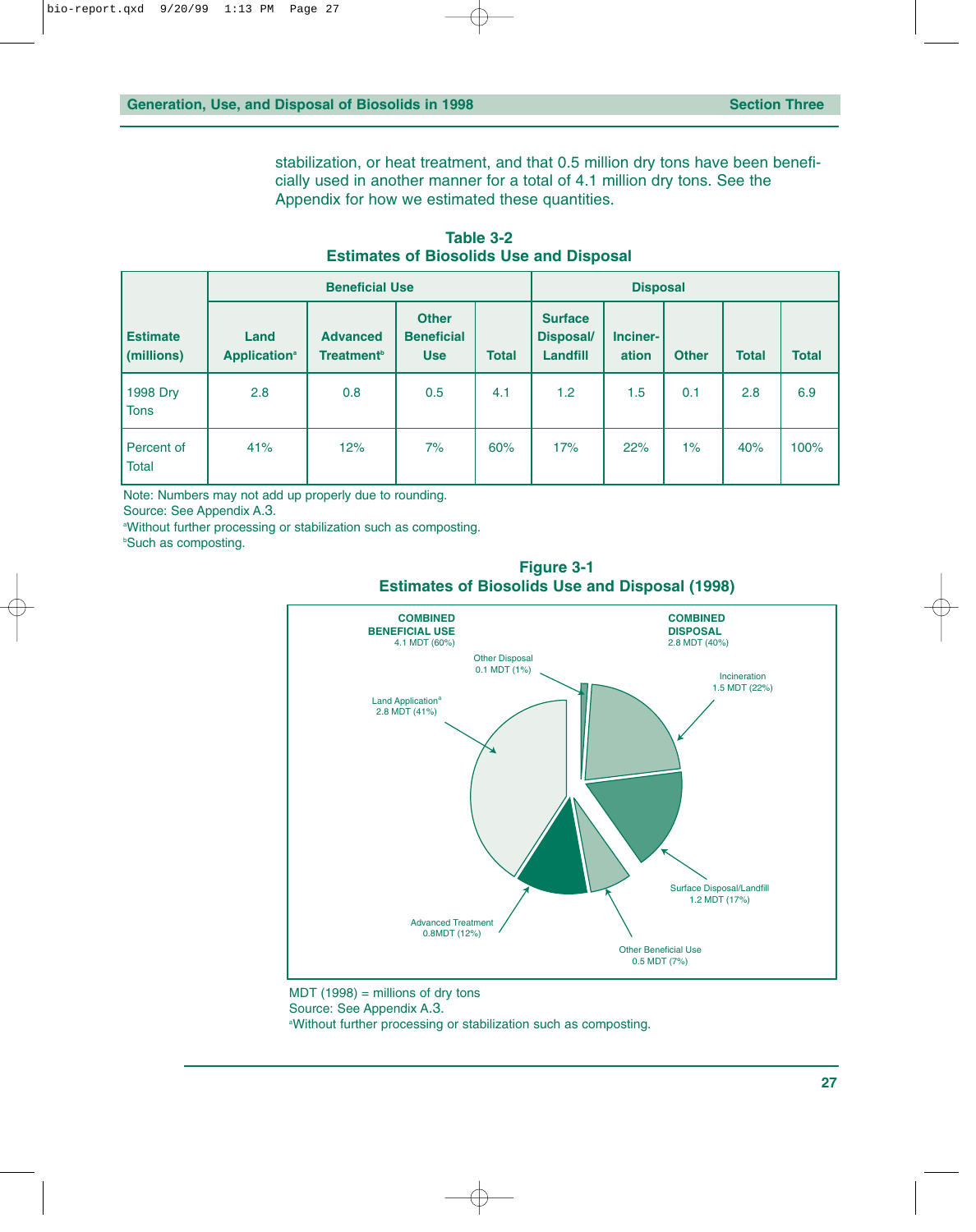stabilization, or heat treatment, and that 0.5 million dry tons have been beneficially used in another manner for a total of 4.1 million dry tons. See the Appendix for how we estimated these quantities.

**Table 3-2**
**Estimates of Biosolids Use and Disposal**

| Estimate (millions) | Beneficial Use | | | | Disposal | | | | |
|---|---|---|---|---|---|---|---|---|---|
| | Land Application[a] | Advanced Treatment[b] | Other Beneficial Use | Total | Surface Disposal/ Landfill | Incineration | Other | Total | Total |
| 1998 Dry Tons | 2.8 | 0.8 | 0.5 | 4.1 | 1.2 | 1.5 | 0.1 | 2.8 | 6.9 |
| Percent of Total | 41% | 12% | 7% | 60% | 17% | 22% | 1% | 40% | 100% |

Note: Numbers may not add up properly due to rounding.
Source: See Appendix A.3.
[a]Without further processing or stabilization such as composting.
[b]Such as composting.

**Figure 3-1**
**Estimates of Biosolids Use and Disposal (1998)**

COMBINED BENEFICIAL USE 4.1 MDT (60%)
COMBINED DISPOSAL 2.8 MDT (40%)
Land Application[a] 2.8 MDT (41%)
Advanced Treatment 0.8MDT (12%)
Other Beneficial Use 0.5 MDT (7%)
Surface Disposal/Landfill 1.2 MDT (17%)
Incineration 1.5 MDT (22%)
Other Disposal 0.1 MDT (1%)

MDT (1998) = millions of dry tons
Source: See Appendix A.3.
[a]Without further processing or stabilization such as composting.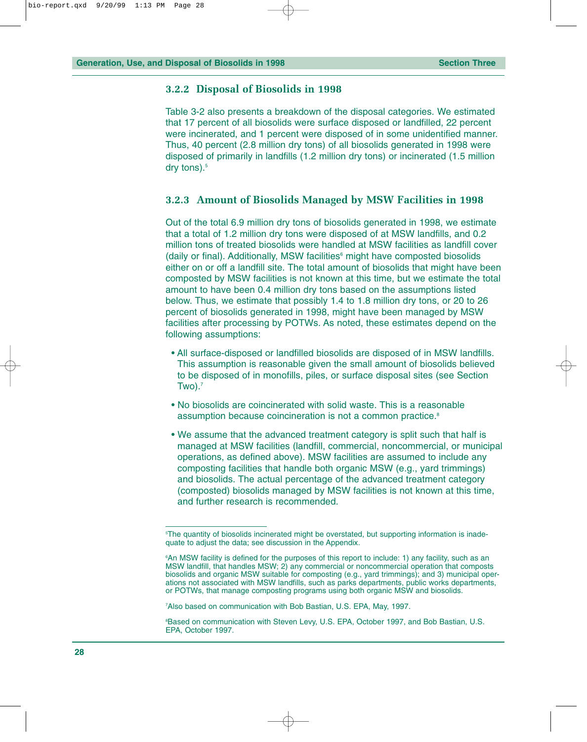### 3.2.2 Disposal of Biosolids in 1998

Table 3-2 also presents a breakdown of the disposal categories. We estimated that 17 percent of all biosolids were surface disposed or landfilled, 22 percent were incinerated, and 1 percent were disposed of in some unidentified manner. Thus, 40 percent (2.8 million dry tons) of all biosolids generated in 1998 were disposed of primarily in landfills (1.2 million dry tons) or incinerated (1.5 million dry tons).[5]

### 3.2.3 Amount of Biosolids Managed by MSW Facilities in 1998

Out of the total 6.9 million dry tons of biosolids generated in 1998, we estimate that a total of 1.2 million dry tons were disposed of at MSW landfills, and 0.2 million tons of treated biosolids were handled at MSW facilities as landfill cover (daily or final). Additionally, MSW facilities[6] might have composted biosolids either on or off a landfill site. The total amount of biosolids that might have been composted by MSW facilities is not known at this time, but we estimate the total amount to have been 0.4 million dry tons based on the assumptions listed below. Thus, we estimate that possibly 1.4 to 1.8 million dry tons, or 20 to 26 percent of biosolids generated in 1998, might have been managed by MSW facilities after processing by POTWs. As noted, these estimates depend on the following assumptions:

- All surface-disposed or landfilled biosolids are disposed of in MSW landfills. This assumption is reasonable given the small amount of biosolids believed to be disposed of in monofills, piles, or surface disposal sites (see Section Two).[7]
- No biosolids are coincinerated with solid waste. This is a reasonable assumption because coincineration is not a common practice.[8]
- We assume that the advanced treatment category is split such that half is managed at MSW facilities (landfill, commercial, noncommercial, or municipal operations, as defined above). MSW facilities are assumed to include any composting facilities that handle both organic MSW (e.g., yard trimmings) and biosolids. The actual percentage of the advanced treatment category (composted) biosolids managed by MSW facilities is not known at this time, and further research is recommended.

---

[5]The quantity of biosolids incinerated might be overstated, but supporting information is inadequate to adjust the data; see discussion in the Appendix.

[6]An MSW facility is defined for the purposes of this report to include: 1) any facility, such as an MSW landfill, that handles MSW; 2) any commercial or noncommercial operation that composts biosolids and organic MSW suitable for composting (e.g., yard trimmings); and 3) municipal operations not associated with MSW landfills, such as parks departments, public works departments, or POTWs, that manage composting programs using both organic MSW and biosolids.

[7]Also based on communication with Bob Bastian, U.S. EPA, May, 1997.

[8]Based on communication with Steven Levy, U.S. EPA, October 1997, and Bob Bastian, U.S. EPA, October 1997.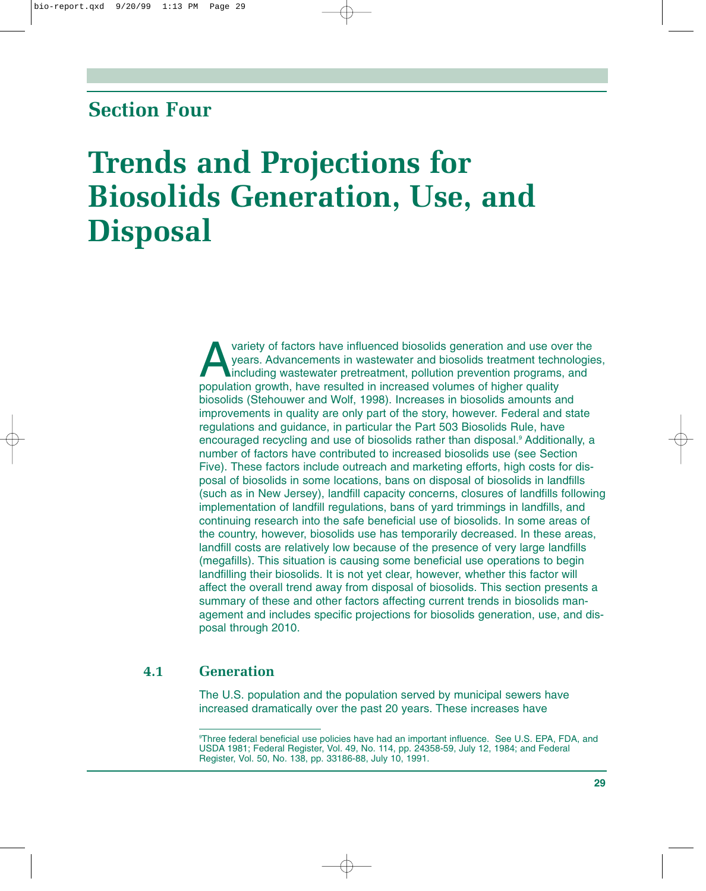## Section Four

# Trends and Projections for Biosolids Generation, Use, and Disposal

A variety of factors have influenced biosolids generation and use over the years. Advancements in wastewater and biosolids treatment technologies, including wastewater pretreatment, pollution prevention programs, and population growth, have resulted in increased volumes of higher quality biosolids (Stehouwer and Wolf, 1998). Increases in biosolids amounts and improvements in quality are only part of the story, however. Federal and state regulations and guidance, in particular the Part 503 Biosolids Rule, have encouraged recycling and use of biosolids rather than disposal.[9] Additionally, a number of factors have contributed to increased biosolids use (see Section Five). These factors include outreach and marketing efforts, high costs for disposal of biosolids in some locations, bans on disposal of biosolids in landfills (such as in New Jersey), landfill capacity concerns, closures of landfills following implementation of landfill regulations, bans of yard trimmings in landfills, and continuing research into the safe beneficial use of biosolids. In some areas of the country, however, biosolids use has temporarily decreased. In these areas, landfill costs are relatively low because of the presence of very large landfills (megafills). This situation is causing some beneficial use operations to begin landfilling their biosolids. It is not yet clear, however, whether this factor will affect the overall trend away from disposal of biosolids. This section presents a summary of these and other factors affecting current trends in biosolids management and includes specific projections for biosolids generation, use, and disposal through 2010.

## 4.1 Generation

The U.S. population and the population served by municipal sewers have increased dramatically over the past 20 years. These increases have

[9] Three federal beneficial use policies have had an important influence. See U.S. EPA, FDA, and USDA 1981; Federal Register, Vol. 49, No. 114, pp. 24358-59, July 12, 1984; and Federal Register, Vol. 50, No. 138, pp. 33186-88, July 10, 1991.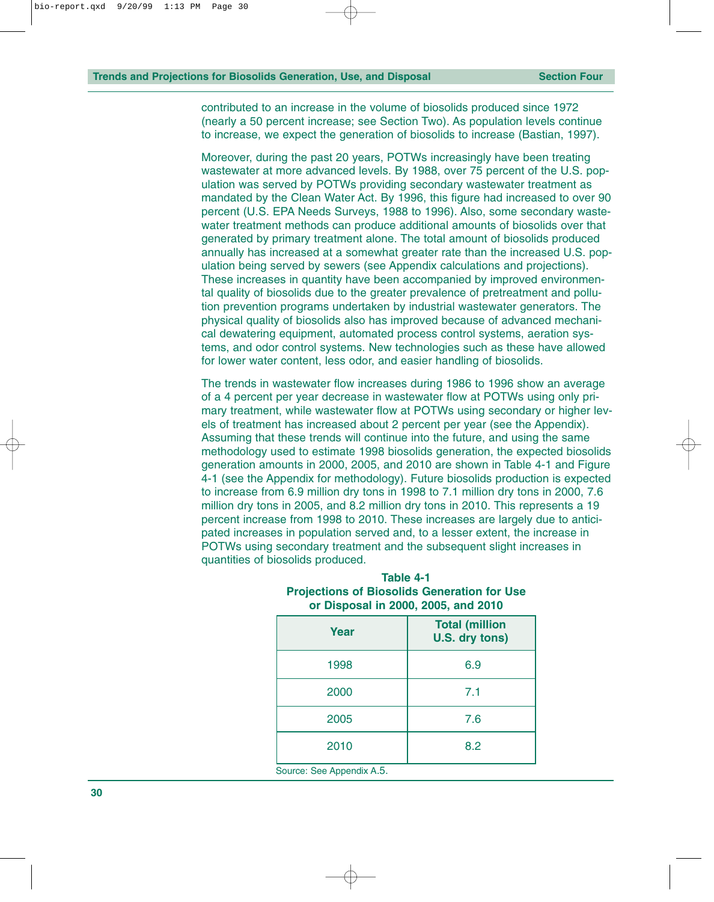contributed to an increase in the volume of biosolids produced since 1972 (nearly a 50 percent increase; see Section Two). As population levels continue to increase, we expect the generation of biosolids to increase (Bastian, 1997).

Moreover, during the past 20 years, POTWs increasingly have been treating wastewater at more advanced levels. By 1988, over 75 percent of the U.S. population was served by POTWs providing secondary wastewater treatment as mandated by the Clean Water Act. By 1996, this figure had increased to over 90 percent (U.S. EPA Needs Surveys, 1988 to 1996). Also, some secondary wastewater treatment methods can produce additional amounts of biosolids over that generated by primary treatment alone. The total amount of biosolids produced annually has increased at a somewhat greater rate than the increased U.S. population being served by sewers (see Appendix calculations and projections). These increases in quantity have been accompanied by improved environmental quality of biosolids due to the greater prevalence of pretreatment and pollution prevention programs undertaken by industrial wastewater generators. The physical quality of biosolids also has improved because of advanced mechanical dewatering equipment, automated process control systems, aeration systems, and odor control systems. New technologies such as these have allowed for lower water content, less odor, and easier handling of biosolids.

The trends in wastewater flow increases during 1986 to 1996 show an average of a 4 percent per year decrease in wastewater flow at POTWs using only primary treatment, while wastewater flow at POTWs using secondary or higher levels of treatment has increased about 2 percent per year (see the Appendix). Assuming that these trends will continue into the future, and using the same methodology used to estimate 1998 biosolids generation, the expected biosolids generation amounts in 2000, 2005, and 2010 are shown in Table 4-1 and Figure 4-1 (see the Appendix for methodology). Future biosolids production is expected to increase from 6.9 million dry tons in 1998 to 7.1 million dry tons in 2000, 7.6 million dry tons in 2005, and 8.2 million dry tons in 2010. This represents a 19 percent increase from 1998 to 2010. These increases are largely due to anticipated increases in population served and, to a lesser extent, the increase in POTWs using secondary treatment and the subsequent slight increases in quantities of biosolids produced.

**Table 4-1**
**Projections of Biosolids Generation for Use or Disposal in 2000, 2005, and 2010**

| Year | Total (million U.S. dry tons) |
|---|---|
| 1998 | 6.9 |
| 2000 | 7.1 |
| 2005 | 7.6 |
| 2010 | 8.2 |

Source: See Appendix A.5.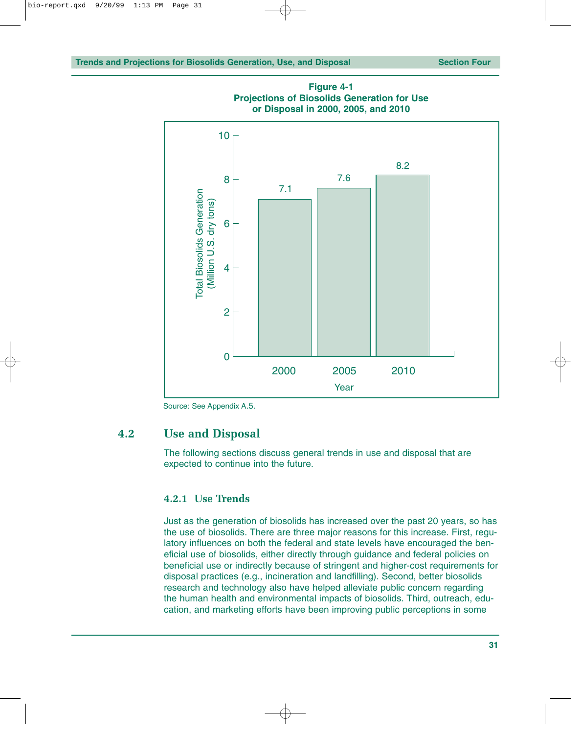**Figure 4-1**
**Projections of Biosolids Generation for Use or Disposal in 2000, 2005, and 2010**

| Year | Total Biosolids Generation (Million U.S. dry tons) |
|---|---|
| 2000 | 7.1 |
| 2005 | 7.6 |
| 2010 | 8.2 |

Source: See Appendix A.5.

## 4.2 Use and Disposal

The following sections discuss general trends in use and disposal that are expected to continue into the future.

### 4.2.1 Use Trends

Just as the generation of biosolids has increased over the past 20 years, so has the use of biosolids. There are three major reasons for this increase. First, regulatory influences on both the federal and state levels have encouraged the beneficial use of biosolids, either directly through guidance and federal policies on beneficial use or indirectly because of stringent and higher-cost requirements for disposal practices (e.g., incineration and landfilling). Second, better biosolids research and technology also have helped alleviate public concern regarding the human health and environmental impacts of biosolids. Third, outreach, education, and marketing efforts have been improving public perceptions in some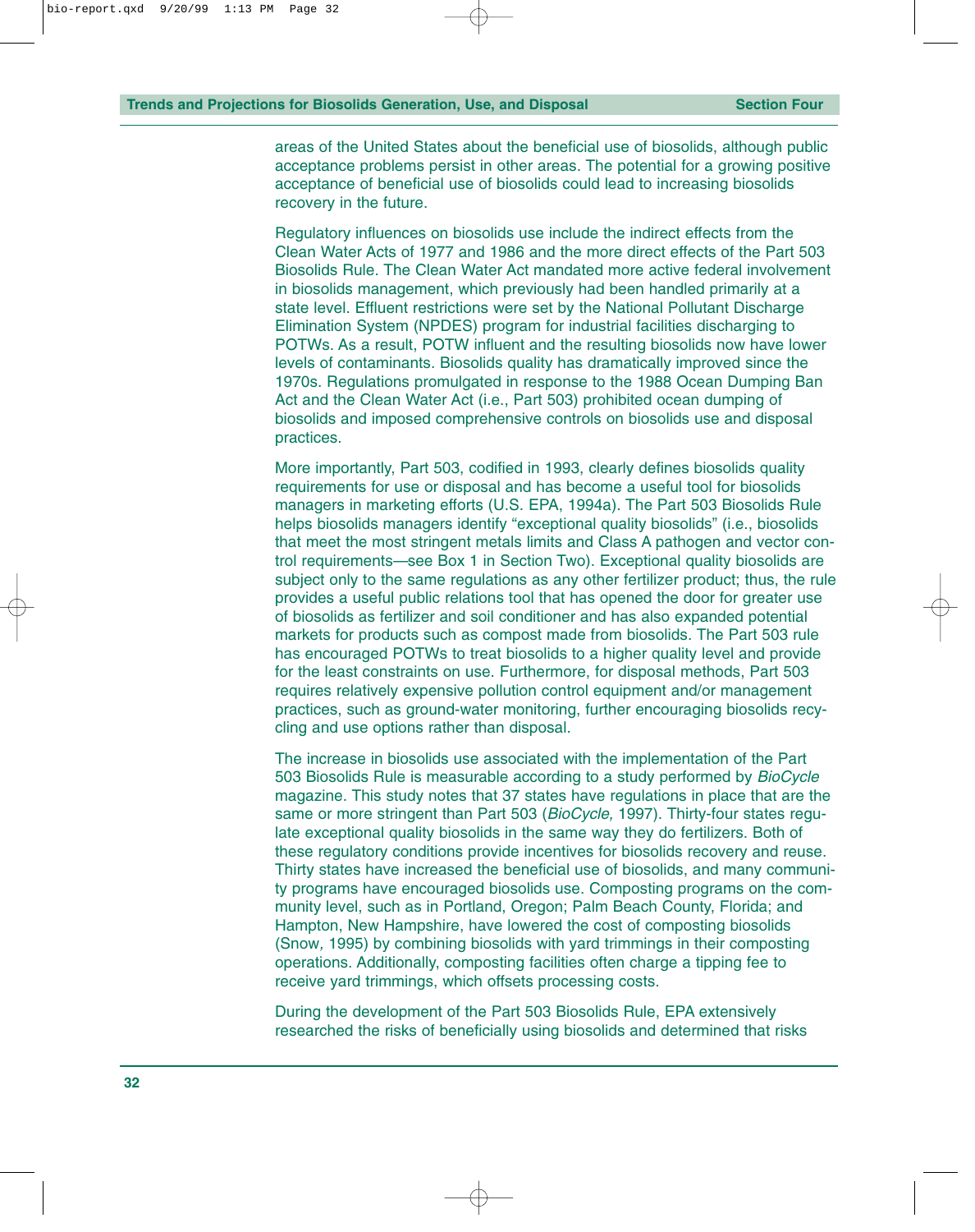areas of the United States about the beneficial use of biosolids, although public acceptance problems persist in other areas. The potential for a growing positive acceptance of beneficial use of biosolids could lead to increasing biosolids recovery in the future.

Regulatory influences on biosolids use include the indirect effects from the Clean Water Acts of 1977 and 1986 and the more direct effects of the Part 503 Biosolids Rule. The Clean Water Act mandated more active federal involvement in biosolids management, which previously had been handled primarily at a state level. Effluent restrictions were set by the National Pollutant Discharge Elimination System (NPDES) program for industrial facilities discharging to POTWs. As a result, POTW influent and the resulting biosolids now have lower levels of contaminants. Biosolids quality has dramatically improved since the 1970s. Regulations promulgated in response to the 1988 Ocean Dumping Ban Act and the Clean Water Act (i.e., Part 503) prohibited ocean dumping of biosolids and imposed comprehensive controls on biosolids use and disposal practices.

More importantly, Part 503, codified in 1993, clearly defines biosolids quality requirements for use or disposal and has become a useful tool for biosolids managers in marketing efforts (U.S. EPA, 1994a). The Part 503 Biosolids Rule helps biosolids managers identify "exceptional quality biosolids" (i.e., biosolids that meet the most stringent metals limits and Class A pathogen and vector control requirements—see Box 1 in Section Two). Exceptional quality biosolids are subject only to the same regulations as any other fertilizer product; thus, the rule provides a useful public relations tool that has opened the door for greater use of biosolids as fertilizer and soil conditioner and has also expanded potential markets for products such as compost made from biosolids. The Part 503 rule has encouraged POTWs to treat biosolids to a higher quality level and provide for the least constraints on use. Furthermore, for disposal methods, Part 503 requires relatively expensive pollution control equipment and/or management practices, such as ground-water monitoring, further encouraging biosolids recycling and use options rather than disposal.

The increase in biosolids use associated with the implementation of the Part 503 Biosolids Rule is measurable according to a study performed by *BioCycle* magazine. This study notes that 37 states have regulations in place that are the same or more stringent than Part 503 (*BioCycle,* 1997). Thirty-four states regulate exceptional quality biosolids in the same way they do fertilizers. Both of these regulatory conditions provide incentives for biosolids recovery and reuse. Thirty states have increased the beneficial use of biosolids, and many community programs have encouraged biosolids use. Composting programs on the community level, such as in Portland, Oregon; Palm Beach County, Florida; and Hampton, New Hampshire, have lowered the cost of composting biosolids (Snow, 1995) by combining biosolids with yard trimmings in their composting operations. Additionally, composting facilities often charge a tipping fee to receive yard trimmings, which offsets processing costs.

During the development of the Part 503 Biosolids Rule, EPA extensively researched the risks of beneficially using biosolids and determined that risks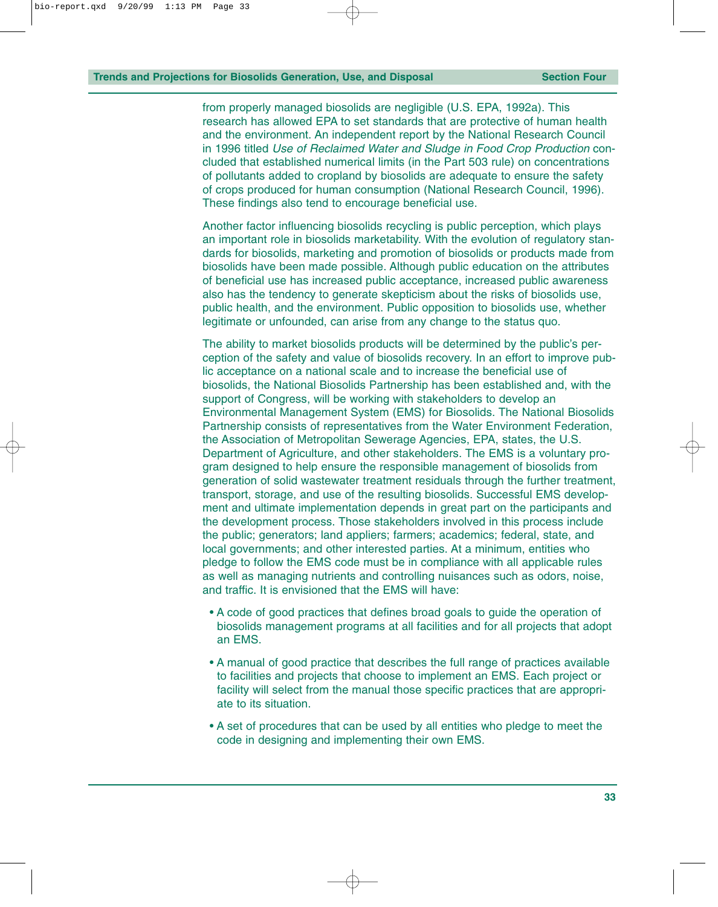from properly managed biosolids are negligible (U.S. EPA, 1992a). This research has allowed EPA to set standards that are protective of human health and the environment. An independent report by the National Research Council in 1996 titled *Use of Reclaimed Water and Sludge in Food Crop Production* concluded that established numerical limits (in the Part 503 rule) on concentrations of pollutants added to cropland by biosolids are adequate to ensure the safety of crops produced for human consumption (National Research Council, 1996). These findings also tend to encourage beneficial use.

Another factor influencing biosolids recycling is public perception, which plays an important role in biosolids marketability. With the evolution of regulatory standards for biosolids, marketing and promotion of biosolids or products made from biosolids have been made possible. Although public education on the attributes of beneficial use has increased public acceptance, increased public awareness also has the tendency to generate skepticism about the risks of biosolids use, public health, and the environment. Public opposition to biosolids use, whether legitimate or unfounded, can arise from any change to the status quo.

The ability to market biosolids products will be determined by the public's perception of the safety and value of biosolids recovery. In an effort to improve public acceptance on a national scale and to increase the beneficial use of biosolids, the National Biosolids Partnership has been established and, with the support of Congress, will be working with stakeholders to develop an Environmental Management System (EMS) for Biosolids. The National Biosolids Partnership consists of representatives from the Water Environment Federation, the Association of Metropolitan Sewerage Agencies, EPA, states, the U.S. Department of Agriculture, and other stakeholders. The EMS is a voluntary program designed to help ensure the responsible management of biosolids from generation of solid wastewater treatment residuals through the further treatment, transport, storage, and use of the resulting biosolids. Successful EMS development and ultimate implementation depends in great part on the participants and the development process. Those stakeholders involved in this process include the public; generators; land appliers; farmers; academics; federal, state, and local governments; and other interested parties. At a minimum, entities who pledge to follow the EMS code must be in compliance with all applicable rules as well as managing nutrients and controlling nuisances such as odors, noise, and traffic. It is envisioned that the EMS will have:

- A code of good practices that defines broad goals to guide the operation of biosolids management programs at all facilities and for all projects that adopt an EMS.
- A manual of good practice that describes the full range of practices available to facilities and projects that choose to implement an EMS. Each project or facility will select from the manual those specific practices that are appropriate to its situation.
- A set of procedures that can be used by all entities who pledge to meet the code in designing and implementing their own EMS.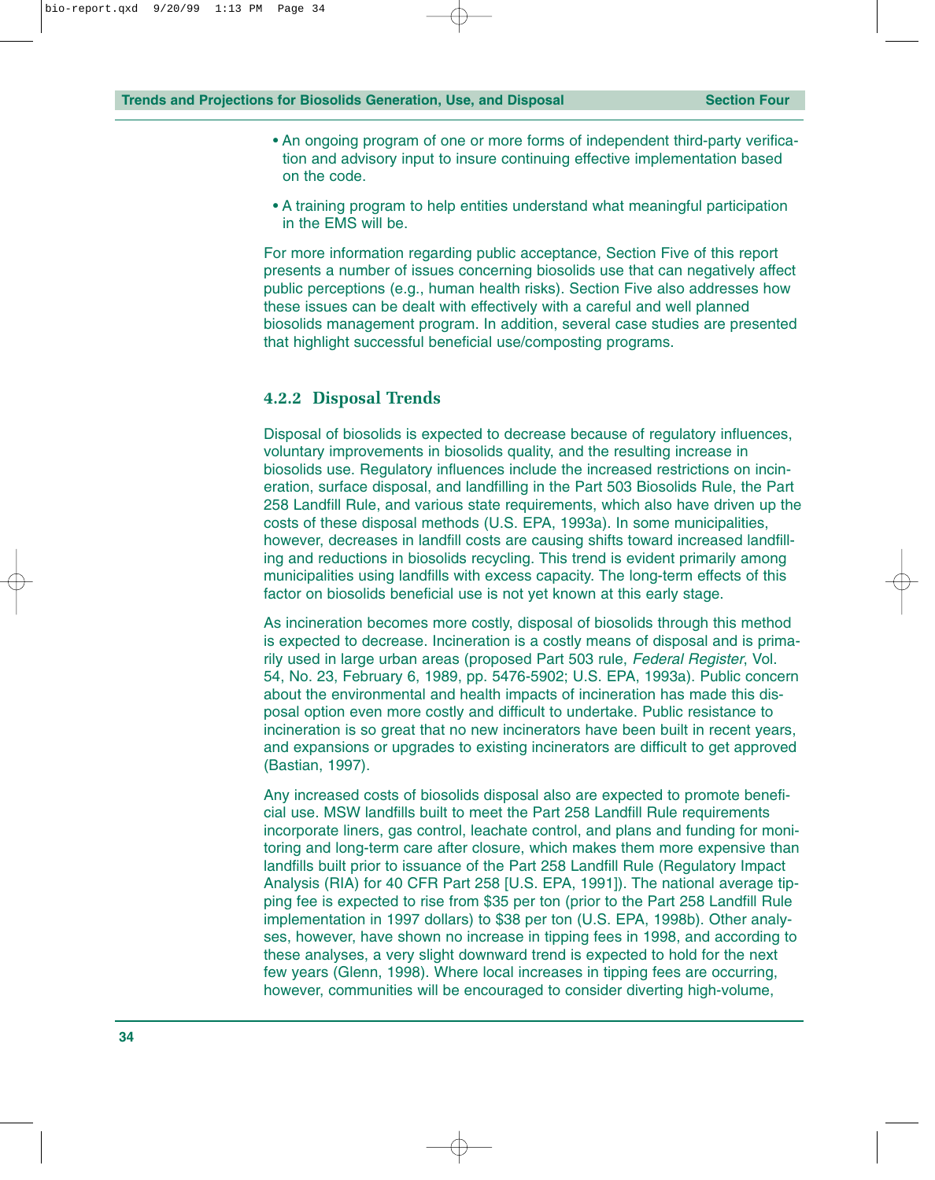- An ongoing program of one or more forms of independent third-party verification and advisory input to insure continuing effective implementation based on the code.
- A training program to help entities understand what meaningful participation in the EMS will be.

For more information regarding public acceptance, Section Five of this report presents a number of issues concerning biosolids use that can negatively affect public perceptions (e.g., human health risks). Section Five also addresses how these issues can be dealt with effectively with a careful and well planned biosolids management program. In addition, several case studies are presented that highlight successful beneficial use/composting programs.

### 4.2.2 Disposal Trends

Disposal of biosolids is expected to decrease because of regulatory influences, voluntary improvements in biosolids quality, and the resulting increase in biosolids use. Regulatory influences include the increased restrictions on incineration, surface disposal, and landfilling in the Part 503 Biosolids Rule, the Part 258 Landfill Rule, and various state requirements, which also have driven up the costs of these disposal methods (U.S. EPA, 1993a). In some municipalities, however, decreases in landfill costs are causing shifts toward increased landfilling and reductions in biosolids recycling. This trend is evident primarily among municipalities using landfills with excess capacity. The long-term effects of this factor on biosolids beneficial use is not yet known at this early stage.

As incineration becomes more costly, disposal of biosolids through this method is expected to decrease. Incineration is a costly means of disposal and is primarily used in large urban areas (proposed Part 503 rule, *Federal Register*, Vol. 54, No. 23, February 6, 1989, pp. 5476-5902; U.S. EPA, 1993a). Public concern about the environmental and health impacts of incineration has made this disposal option even more costly and difficult to undertake. Public resistance to incineration is so great that no new incinerators have been built in recent years, and expansions or upgrades to existing incinerators are difficult to get approved (Bastian, 1997).

Any increased costs of biosolids disposal also are expected to promote beneficial use. MSW landfills built to meet the Part 258 Landfill Rule requirements incorporate liners, gas control, leachate control, and plans and funding for monitoring and long-term care after closure, which makes them more expensive than landfills built prior to issuance of the Part 258 Landfill Rule (Regulatory Impact Analysis (RIA) for 40 CFR Part 258 [U.S. EPA, 1991]). The national average tipping fee is expected to rise from $35 per ton (prior to the Part 258 Landfill Rule implementation in 1997 dollars) to $38 per ton (U.S. EPA, 1998b). Other analyses, however, have shown no increase in tipping fees in 1998, and according to these analyses, a very slight downward trend is expected to hold for the next few years (Glenn, 1998). Where local increases in tipping fees are occurring, however, communities will be encouraged to consider diverting high-volume,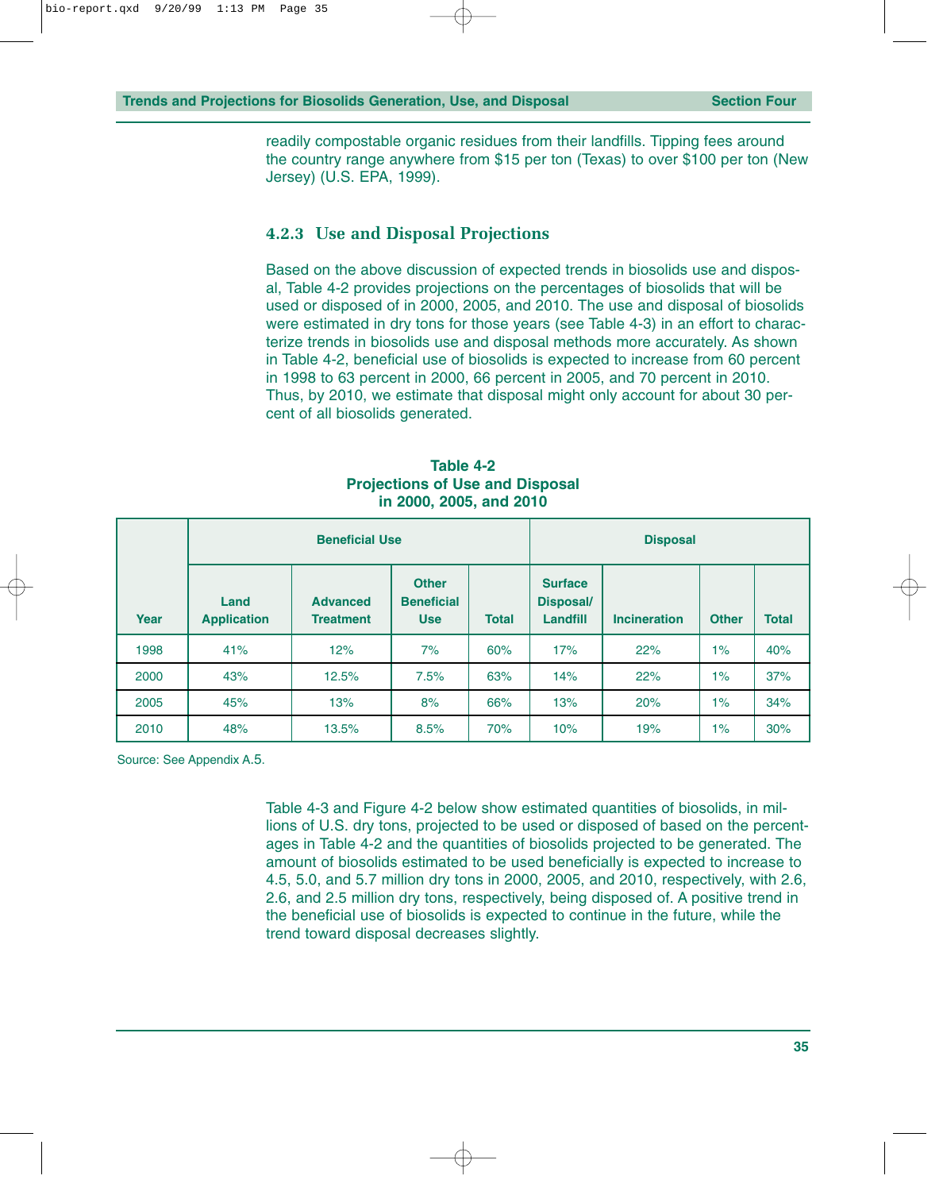readily compostable organic residues from their landfills. Tipping fees around the country range anywhere from $15 per ton (Texas) to over $100 per ton (New Jersey) (U.S. EPA, 1999).

### 4.2.3 Use and Disposal Projections

Based on the above discussion of expected trends in biosolids use and disposal, Table 4-2 provides projections on the percentages of biosolids that will be used or disposed of in 2000, 2005, and 2010. The use and disposal of biosolids were estimated in dry tons for those years (see Table 4-3) in an effort to characterize trends in biosolids use and disposal methods more accurately. As shown in Table 4-2, beneficial use of biosolids is expected to increase from 60 percent in 1998 to 63 percent in 2000, 66 percent in 2005, and 70 percent in 2010. Thus, by 2010, we estimate that disposal might only account for about 30 percent of all biosolids generated.

**Table 4-2**
**Projections of Use and Disposal in 2000, 2005, and 2010**

| | Beneficial Use | | | | Disposal | | | |
|---|---|---|---|---|---|---|---|---|
| Year | Land Application | Advanced Treatment | Other Beneficial Use | Total | Surface Disposal/ Landfill | Incineration | Other | Total |
| 1998 | 41% | 12% | 7% | 60% | 17% | 22% | 1% | 40% |
| 2000 | 43% | 12.5% | 7.5% | 63% | 14% | 22% | 1% | 37% |
| 2005 | 45% | 13% | 8% | 66% | 13% | 20% | 1% | 34% |
| 2010 | 48% | 13.5% | 8.5% | 70% | 10% | 19% | 1% | 30% |

Source: See Appendix A.5.

Table 4-3 and Figure 4-2 below show estimated quantities of biosolids, in millions of U.S. dry tons, projected to be used or disposed of based on the percentages in Table 4-2 and the quantities of biosolids projected to be generated. The amount of biosolids estimated to be used beneficially is expected to increase to 4.5, 5.0, and 5.7 million dry tons in 2000, 2005, and 2010, respectively, with 2.6, 2.6, and 2.5 million dry tons, respectively, being disposed of. A positive trend in the beneficial use of biosolids is expected to continue in the future, while the trend toward disposal decreases slightly.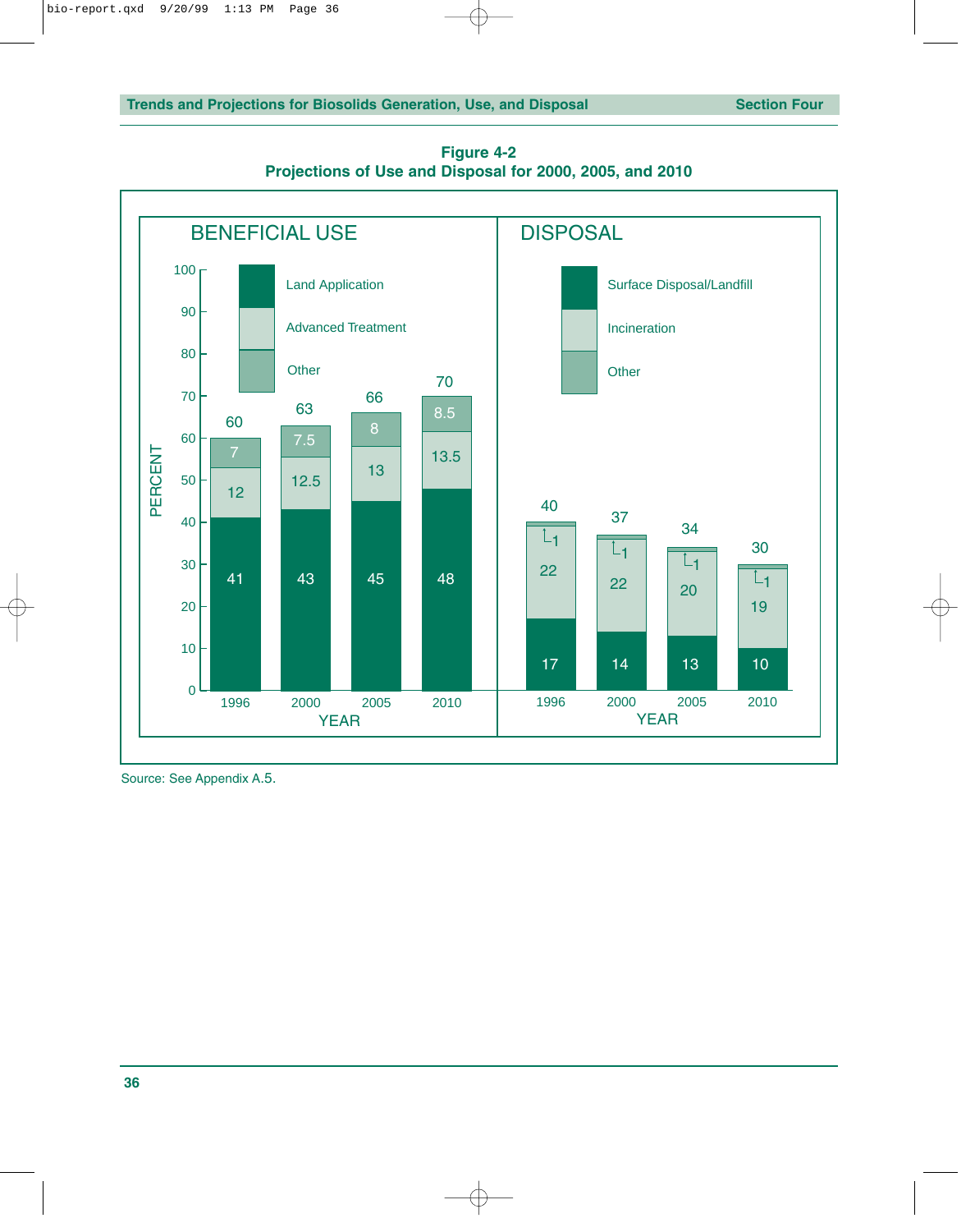**Figure 4-2**
**Projections of Use and Disposal for 2000, 2005, and 2010**

**BENEFICIAL USE** (Percent)

| Year | Land Application | Advanced Treatment | Other | Total |
|---|---|---|---|---|
| 1996 | 41 | 12 | 7 | 60 |
| 2000 | 43 | 12.5 | 7.5 | 63 |
| 2005 | 45 | 13 | 8 | 66 |
| 2010 | 48 | 13.5 | 8.5 | 70 |

**DISPOSAL** (Percent)

| Year | Surface Disposal/Landfill | Incineration | Other | Total |
|---|---|---|---|---|
| 1996 | 17 | 22 | 1 | 40 |
| 2000 | 14 | 22 | 1 | 37 |
| 2005 | 13 | 20 | 1 | 34 |
| 2010 | 10 | 19 | 1 | 30 |

Source: See Appendix A.5.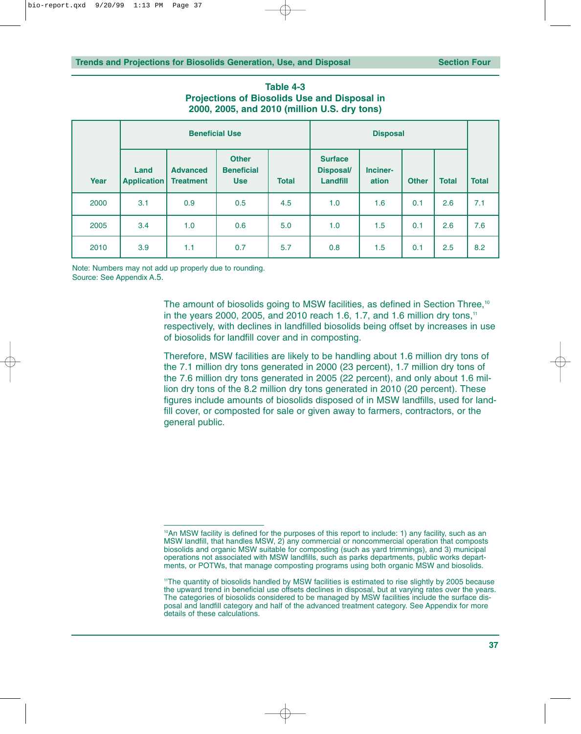**Table 4-3**
**Projections of Biosolids Use and Disposal in 2000, 2005, and 2010 (million U.S. dry tons)**

| Year | Beneficial Use | | | | Disposal | | | | Total |
|---|---|---|---|---|---|---|---|---|---|
| | Land Application | Advanced Treatment | Other Beneficial Use | Total | Surface Disposal/ Landfill | Inciner-ation | Other | Total | |
| 2000 | 3.1 | 0.9 | 0.5 | 4.5 | 1.0 | 1.6 | 0.1 | 2.6 | 7.1 |
| 2005 | 3.4 | 1.0 | 0.6 | 5.0 | 1.0 | 1.5 | 0.1 | 2.6 | 7.6 |
| 2010 | 3.9 | 1.1 | 0.7 | 5.7 | 0.8 | 1.5 | 0.1 | 2.5 | 8.2 |

Note: Numbers may not add up properly due to rounding.
Source: See Appendix A.5.

The amount of biosolids going to MSW facilities, as defined in Section Three,[10] in the years 2000, 2005, and 2010 reach 1.6, 1.7, and 1.6 million dry tons,[11] respectively, with declines in landfilled biosolids being offset by increases in use of biosolids for landfill cover and in composting.

Therefore, MSW facilities are likely to be handling about 1.6 million dry tons of the 7.1 million dry tons generated in 2000 (23 percent), 1.7 million dry tons of the 7.6 million dry tons generated in 2005 (22 percent), and only about 1.6 million dry tons of the 8.2 million dry tons generated in 2010 (20 percent). These figures include amounts of biosolids disposed of in MSW landfills, used for landfill cover, or composted for sale or given away to farmers, contractors, or the general public.

---

[10] An MSW facility is defined for the purposes of this report to include: 1) any facility, such as an MSW landfill, that handles MSW, 2) any commercial or noncommercial operation that composts biosolids and organic MSW suitable for composting (such as yard trimmings), and 3) municipal operations not associated with MSW landfills, such as parks departments, public works departments, or POTWs, that manage composting programs using both organic MSW and biosolids.

[11] The quantity of biosolids handled by MSW facilities is estimated to rise slightly by 2005 because the upward trend in beneficial use offsets declines in disposal, but at varying rates over the years. The categories of biosolids considered to be managed by MSW facilities include the surface disposal and landfill category and half of the advanced treatment category. See Appendix for more details of these calculations.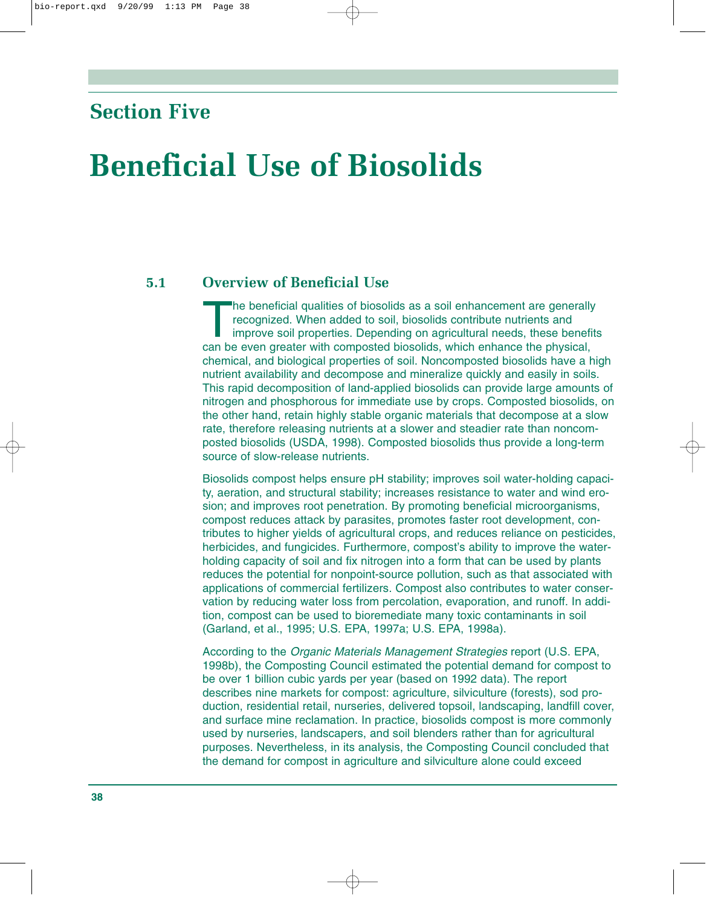## Section Five

# Beneficial Use of Biosolids

### 5.1 Overview of Beneficial Use

The beneficial qualities of biosolids as a soil enhancement are generally recognized. When added to soil, biosolids contribute nutrients and improve soil properties. Depending on agricultural needs, these benefits can be even greater with composted biosolids, which enhance the physical, chemical, and biological properties of soil. Noncomposted biosolids have a high nutrient availability and decompose and mineralize quickly and easily in soils. This rapid decomposition of land-applied biosolids can provide large amounts of nitrogen and phosphorous for immediate use by crops. Composted biosolids, on the other hand, retain highly stable organic materials that decompose at a slow rate, therefore releasing nutrients at a slower and steadier rate than noncomposted biosolids (USDA, 1998). Composted biosolids thus provide a long-term source of slow-release nutrients.

Biosolids compost helps ensure pH stability; improves soil water-holding capacity, aeration, and structural stability; increases resistance to water and wind erosion; and improves root penetration. By promoting beneficial microorganisms, compost reduces attack by parasites, promotes faster root development, contributes to higher yields of agricultural crops, and reduces reliance on pesticides, herbicides, and fungicides. Furthermore, compost's ability to improve the water-holding capacity of soil and fix nitrogen into a form that can be used by plants reduces the potential for nonpoint-source pollution, such as that associated with applications of commercial fertilizers. Compost also contributes to water conservation by reducing water loss from percolation, evaporation, and runoff. In addition, compost can be used to bioremediate many toxic contaminants in soil (Garland, et al., 1995; U.S. EPA, 1997a; U.S. EPA, 1998a).

According to the *Organic Materials Management Strategies* report (U.S. EPA, 1998b), the Composting Council estimated the potential demand for compost to be over 1 billion cubic yards per year (based on 1992 data). The report describes nine markets for compost: agriculture, silviculture (forests), sod production, residential retail, nurseries, delivered topsoil, landscaping, landfill cover, and surface mine reclamation. In practice, biosolids compost is more commonly used by nurseries, landscapers, and soil blenders rather than for agricultural purposes. Nevertheless, in its analysis, the Composting Council concluded that the demand for compost in agriculture and silviculture alone could exceed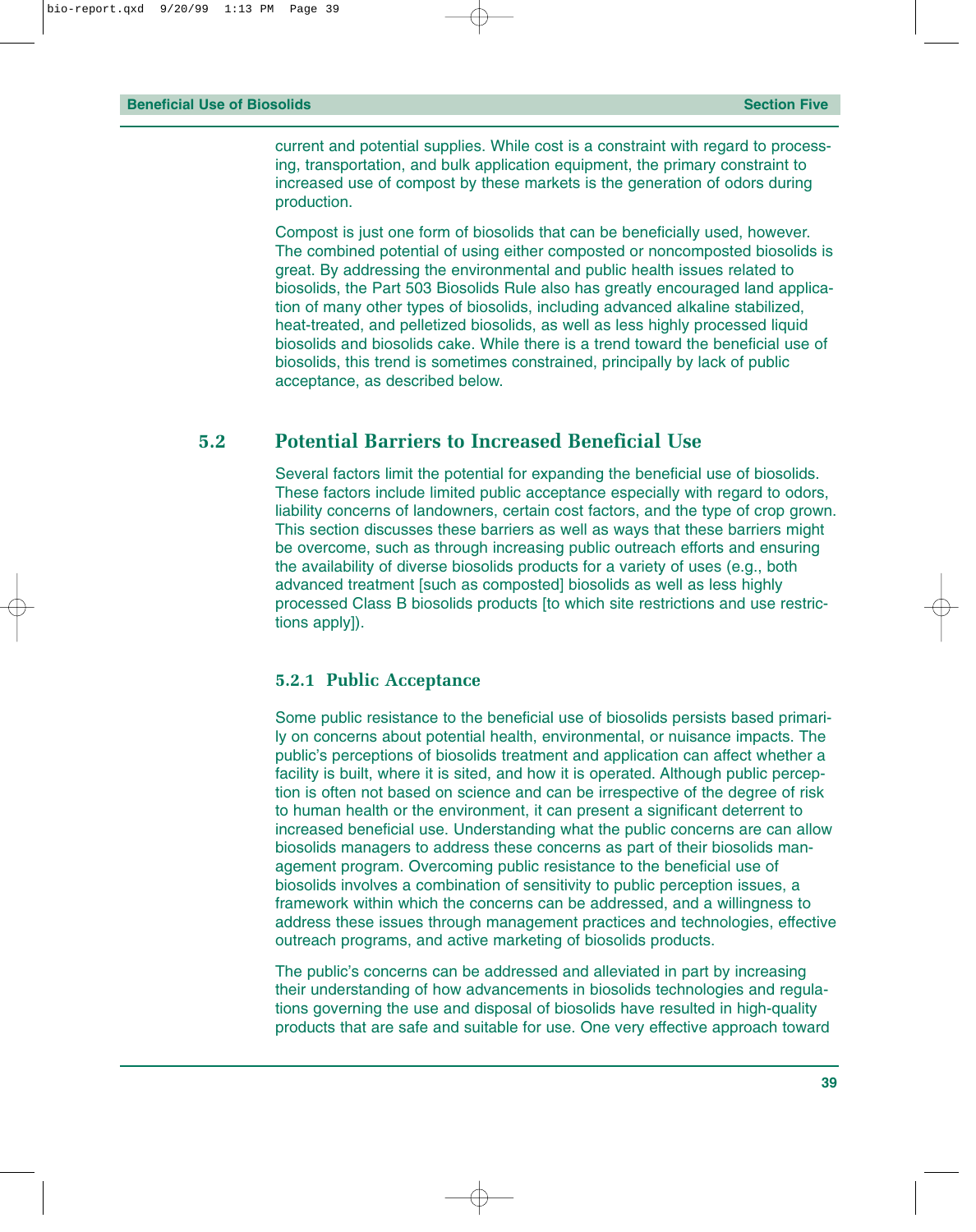current and potential supplies. While cost is a constraint with regard to processing, transportation, and bulk application equipment, the primary constraint to increased use of compost by these markets is the generation of odors during production.

Compost is just one form of biosolids that can be beneficially used, however. The combined potential of using either composted or noncomposted biosolids is great. By addressing the environmental and public health issues related to biosolids, the Part 503 Biosolids Rule also has greatly encouraged land application of many other types of biosolids, including advanced alkaline stabilized, heat-treated, and pelletized biosolids, as well as less highly processed liquid biosolids and biosolids cake. While there is a trend toward the beneficial use of biosolids, this trend is sometimes constrained, principally by lack of public acceptance, as described below.

## 5.2 Potential Barriers to Increased Beneficial Use

Several factors limit the potential for expanding the beneficial use of biosolids. These factors include limited public acceptance especially with regard to odors, liability concerns of landowners, certain cost factors, and the type of crop grown. This section discusses these barriers as well as ways that these barriers might be overcome, such as through increasing public outreach efforts and ensuring the availability of diverse biosolids products for a variety of uses (e.g., both advanced treatment [such as composted] biosolids as well as less highly processed Class B biosolids products [to which site restrictions and use restrictions apply]).

### 5.2.1 Public Acceptance

Some public resistance to the beneficial use of biosolids persists based primarily on concerns about potential health, environmental, or nuisance impacts. The public's perceptions of biosolids treatment and application can affect whether a facility is built, where it is sited, and how it is operated. Although public perception is often not based on science and can be irrespective of the degree of risk to human health or the environment, it can present a significant deterrent to increased beneficial use. Understanding what the public concerns are can allow biosolids managers to address these concerns as part of their biosolids management program. Overcoming public resistance to the beneficial use of biosolids involves a combination of sensitivity to public perception issues, a framework within which the concerns can be addressed, and a willingness to address these issues through management practices and technologies, effective outreach programs, and active marketing of biosolids products.

The public's concerns can be addressed and alleviated in part by increasing their understanding of how advancements in biosolids technologies and regulations governing the use and disposal of biosolids have resulted in high-quality products that are safe and suitable for use. One very effective approach toward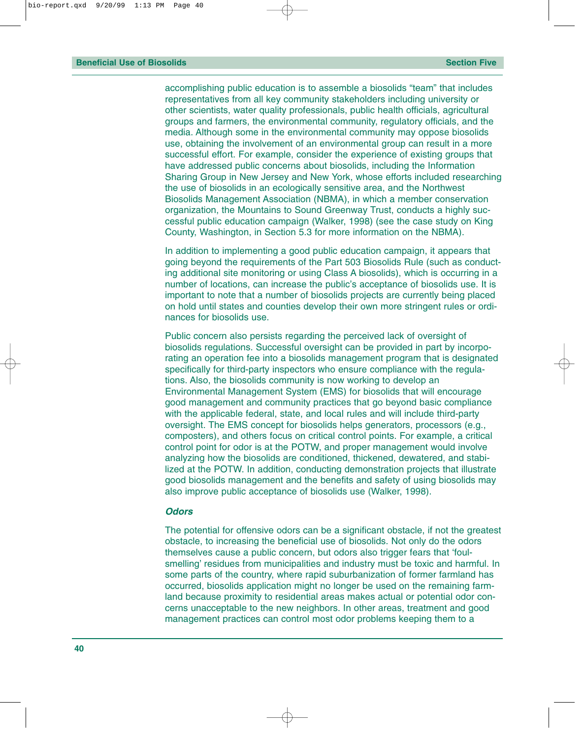accomplishing public education is to assemble a biosolids "team" that includes representatives from all key community stakeholders including university or other scientists, water quality professionals, public health officials, agricultural groups and farmers, the environmental community, regulatory officials, and the media. Although some in the environmental community may oppose biosolids use, obtaining the involvement of an environmental group can result in a more successful effort. For example, consider the experience of existing groups that have addressed public concerns about biosolids, including the Information Sharing Group in New Jersey and New York, whose efforts included researching the use of biosolids in an ecologically sensitive area, and the Northwest Biosolids Management Association (NBMA), in which a member conservation organization, the Mountains to Sound Greenway Trust, conducts a highly successful public education campaign (Walker, 1998) (see the case study on King County, Washington, in Section 5.3 for more information on the NBMA).

In addition to implementing a good public education campaign, it appears that going beyond the requirements of the Part 503 Biosolids Rule (such as conducting additional site monitoring or using Class A biosolids), which is occurring in a number of locations, can increase the public's acceptance of biosolids use. It is important to note that a number of biosolids projects are currently being placed on hold until states and counties develop their own more stringent rules or ordinances for biosolids use.

Public concern also persists regarding the perceived lack of oversight of biosolids regulations. Successful oversight can be provided in part by incorporating an operation fee into a biosolids management program that is designated specifically for third-party inspectors who ensure compliance with the regulations. Also, the biosolids community is now working to develop an Environmental Management System (EMS) for biosolids that will encourage good management and community practices that go beyond basic compliance with the applicable federal, state, and local rules and will include third-party oversight. The EMS concept for biosolids helps generators, processors (e.g., composters), and others focus on critical control points. For example, a critical control point for odor is at the POTW, and proper management would involve analyzing how the biosolids are conditioned, thickened, dewatered, and stabilized at the POTW. In addition, conducting demonstration projects that illustrate good biosolids management and the benefits and safety of using biosolids may also improve public acceptance of biosolids use (Walker, 1998).

***Odors***

The potential for offensive odors can be a significant obstacle, if not the greatest obstacle, to increasing the beneficial use of biosolids. Not only do the odors themselves cause a public concern, but odors also trigger fears that 'foul-smelling' residues from municipalities and industry must be toxic and harmful. In some parts of the country, where rapid suburbanization of former farmland has occurred, biosolids application might no longer be used on the remaining farmland because proximity to residential areas makes actual or potential odor concerns unacceptable to the new neighbors. In other areas, treatment and good management practices can control most odor problems keeping them to a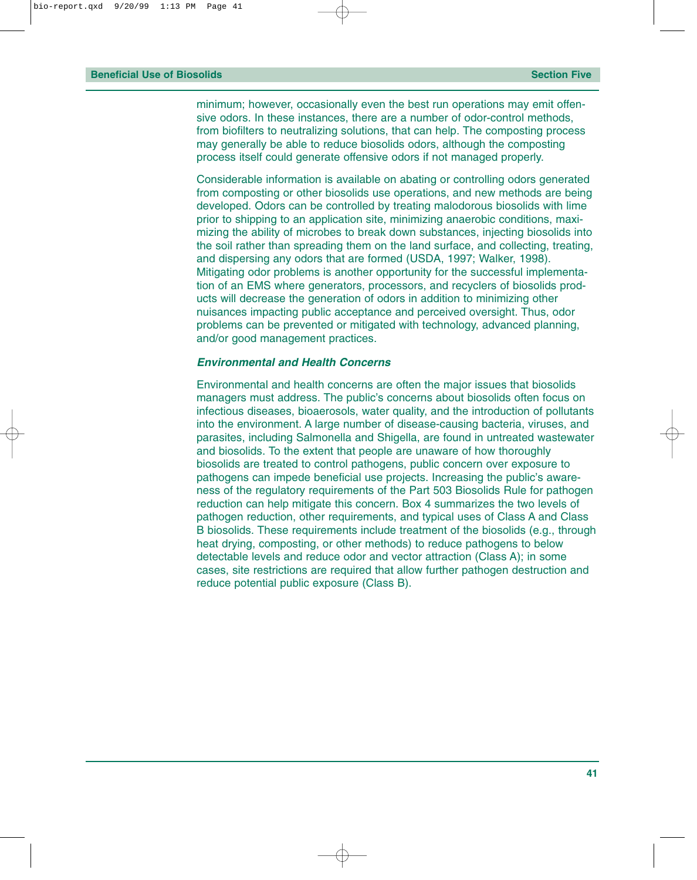minimum; however, occasionally even the best run operations may emit offensive odors. In these instances, there are a number of odor-control methods, from biofilters to neutralizing solutions, that can help. The composting process may generally be able to reduce biosolids odors, although the composting process itself could generate offensive odors if not managed properly.

Considerable information is available on abating or controlling odors generated from composting or other biosolids use operations, and new methods are being developed. Odors can be controlled by treating malodorous biosolids with lime prior to shipping to an application site, minimizing anaerobic conditions, maximizing the ability of microbes to break down substances, injecting biosolids into the soil rather than spreading them on the land surface, and collecting, treating, and dispersing any odors that are formed (USDA, 1997; Walker, 1998). Mitigating odor problems is another opportunity for the successful implementation of an EMS where generators, processors, and recyclers of biosolids products will decrease the generation of odors in addition to minimizing other nuisances impacting public acceptance and perceived oversight. Thus, odor problems can be prevented or mitigated with technology, advanced planning, and/or good management practices.

### *Environmental and Health Concerns*

Environmental and health concerns are often the major issues that biosolids managers must address. The public's concerns about biosolids often focus on infectious diseases, bioaerosols, water quality, and the introduction of pollutants into the environment. A large number of disease-causing bacteria, viruses, and parasites, including Salmonella and Shigella, are found in untreated wastewater and biosolids. To the extent that people are unaware of how thoroughly biosolids are treated to control pathogens, public concern over exposure to pathogens can impede beneficial use projects. Increasing the public's awareness of the regulatory requirements of the Part 503 Biosolids Rule for pathogen reduction can help mitigate this concern. Box 4 summarizes the two levels of pathogen reduction, other requirements, and typical uses of Class A and Class B biosolids. These requirements include treatment of the biosolids (e.g., through heat drying, composting, or other methods) to reduce pathogens to below detectable levels and reduce odor and vector attraction (Class A); in some cases, site restrictions are required that allow further pathogen destruction and reduce potential public exposure (Class B).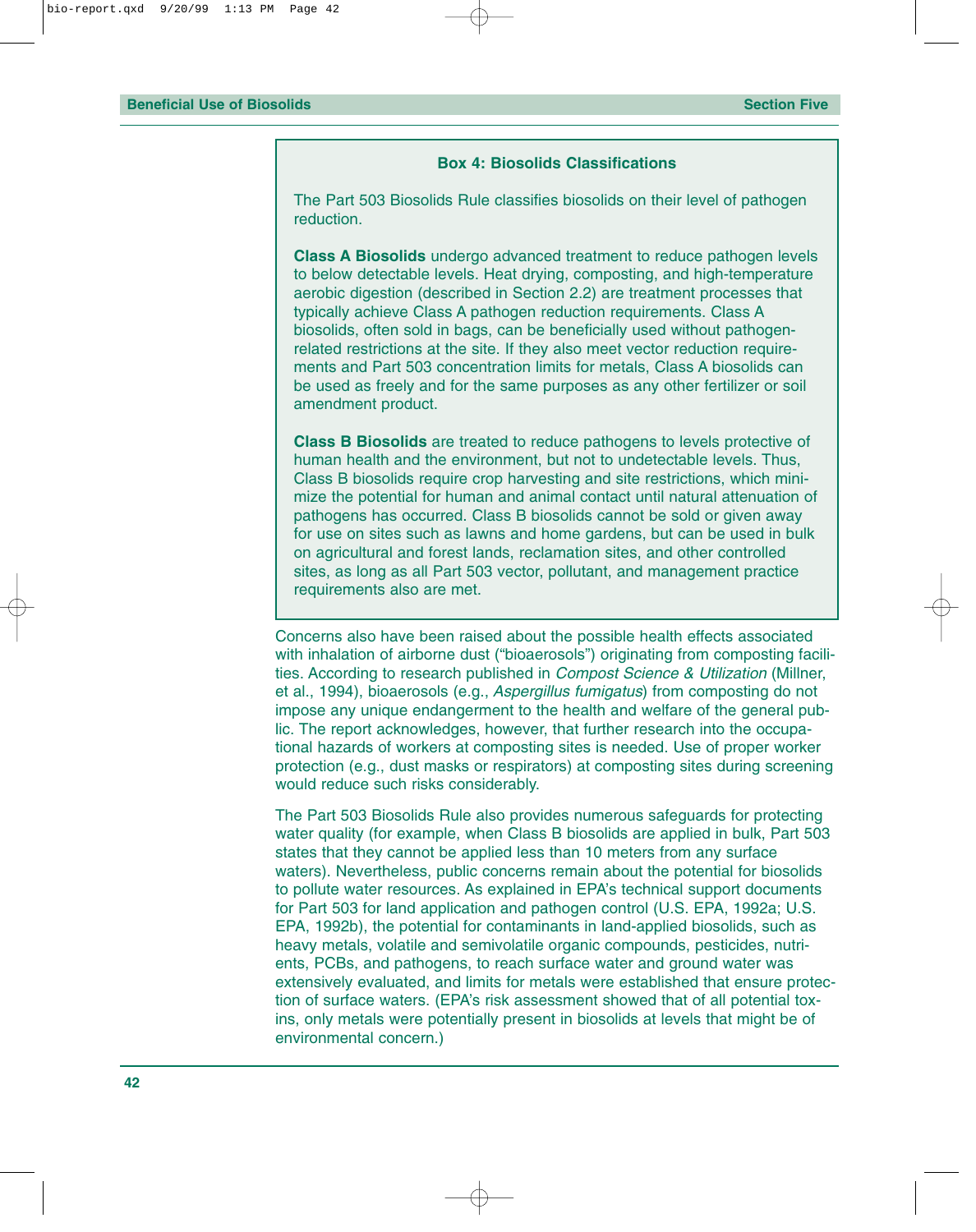### Box 4: Biosolids Classifications

The Part 503 Biosolids Rule classifies biosolids on their level of pathogen reduction.

**Class A Biosolids** undergo advanced treatment to reduce pathogen levels to below detectable levels. Heat drying, composting, and high-temperature aerobic digestion (described in Section 2.2) are treatment processes that typically achieve Class A pathogen reduction requirements. Class A biosolids, often sold in bags, can be beneficially used without pathogen-related restrictions at the site. If they also meet vector reduction requirements and Part 503 concentration limits for metals, Class A biosolids can be used as freely and for the same purposes as any other fertilizer or soil amendment product.

**Class B Biosolids** are treated to reduce pathogens to levels protective of human health and the environment, but not to undetectable levels. Thus, Class B biosolids require crop harvesting and site restrictions, which minimize the potential for human and animal contact until natural attenuation of pathogens has occurred. Class B biosolids cannot be sold or given away for use on sites such as lawns and home gardens, but can be used in bulk on agricultural and forest lands, reclamation sites, and other controlled sites, as long as all Part 503 vector, pollutant, and management practice requirements also are met.

Concerns also have been raised about the possible health effects associated with inhalation of airborne dust ("bioaerosols") originating from composting facilities. According to research published in *Compost Science & Utilization* (Millner, et al., 1994), bioaerosols (e.g., *Aspergillus fumigatus*) from composting do not impose any unique endangerment to the health and welfare of the general public. The report acknowledges, however, that further research into the occupational hazards of workers at composting sites is needed. Use of proper worker protection (e.g., dust masks or respirators) at composting sites during screening would reduce such risks considerably.

The Part 503 Biosolids Rule also provides numerous safeguards for protecting water quality (for example, when Class B biosolids are applied in bulk, Part 503 states that they cannot be applied less than 10 meters from any surface waters). Nevertheless, public concerns remain about the potential for biosolids to pollute water resources. As explained in EPA's technical support documents for Part 503 for land application and pathogen control (U.S. EPA, 1992a; U.S. EPA, 1992b), the potential for contaminants in land-applied biosolids, such as heavy metals, volatile and semivolatile organic compounds, pesticides, nutrients, PCBs, and pathogens, to reach surface water and ground water was extensively evaluated, and limits for metals were established that ensure protection of surface waters. (EPA's risk assessment showed that of all potential toxins, only metals were potentially present in biosolids at levels that might be of environmental concern.)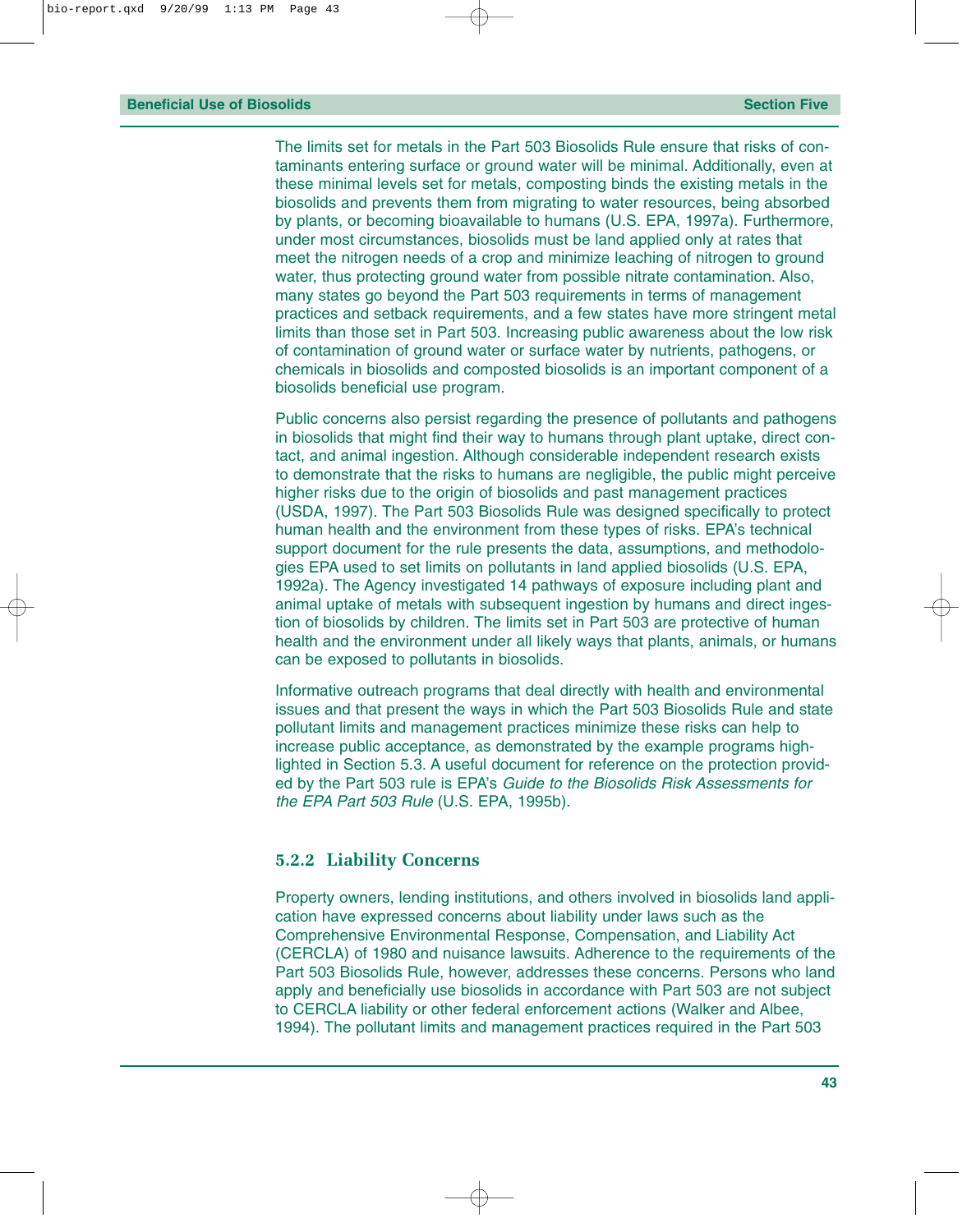The limits set for metals in the Part 503 Biosolids Rule ensure that risks of contaminants entering surface or ground water will be minimal. Additionally, even at these minimal levels set for metals, composting binds the existing metals in the biosolids and prevents them from migrating to water resources, being absorbed by plants, or becoming bioavailable to humans (U.S. EPA, 1997a). Furthermore, under most circumstances, biosolids must be land applied only at rates that meet the nitrogen needs of a crop and minimize leaching of nitrogen to ground water, thus protecting ground water from possible nitrate contamination. Also, many states go beyond the Part 503 requirements in terms of management practices and setback requirements, and a few states have more stringent metal limits than those set in Part 503. Increasing public awareness about the low risk of contamination of ground water or surface water by nutrients, pathogens, or chemicals in biosolids and composted biosolids is an important component of a biosolids beneficial use program.

Public concerns also persist regarding the presence of pollutants and pathogens in biosolids that might find their way to humans through plant uptake, direct contact, and animal ingestion. Although considerable independent research exists to demonstrate that the risks to humans are negligible, the public might perceive higher risks due to the origin of biosolids and past management practices (USDA, 1997). The Part 503 Biosolids Rule was designed specifically to protect human health and the environment from these types of risks. EPA's technical support document for the rule presents the data, assumptions, and methodologies EPA used to set limits on pollutants in land applied biosolids (U.S. EPA, 1992a). The Agency investigated 14 pathways of exposure including plant and animal uptake of metals with subsequent ingestion by humans and direct ingestion of biosolids by children. The limits set in Part 503 are protective of human health and the environment under all likely ways that plants, animals, or humans can be exposed to pollutants in biosolids.

Informative outreach programs that deal directly with health and environmental issues and that present the ways in which the Part 503 Biosolids Rule and state pollutant limits and management practices minimize these risks can help to increase public acceptance, as demonstrated by the example programs highlighted in Section 5.3. A useful document for reference on the protection provided by the Part 503 rule is EPA's *Guide to the Biosolids Risk Assessments for the EPA Part 503 Rule* (U.S. EPA, 1995b).

### 5.2.2 Liability Concerns

Property owners, lending institutions, and others involved in biosolids land application have expressed concerns about liability under laws such as the Comprehensive Environmental Response, Compensation, and Liability Act (CERCLA) of 1980 and nuisance lawsuits. Adherence to the requirements of the Part 503 Biosolids Rule, however, addresses these concerns. Persons who land apply and beneficially use biosolids in accordance with Part 503 are not subject to CERCLA liability or other federal enforcement actions (Walker and Albee, 1994). The pollutant limits and management practices required in the Part 503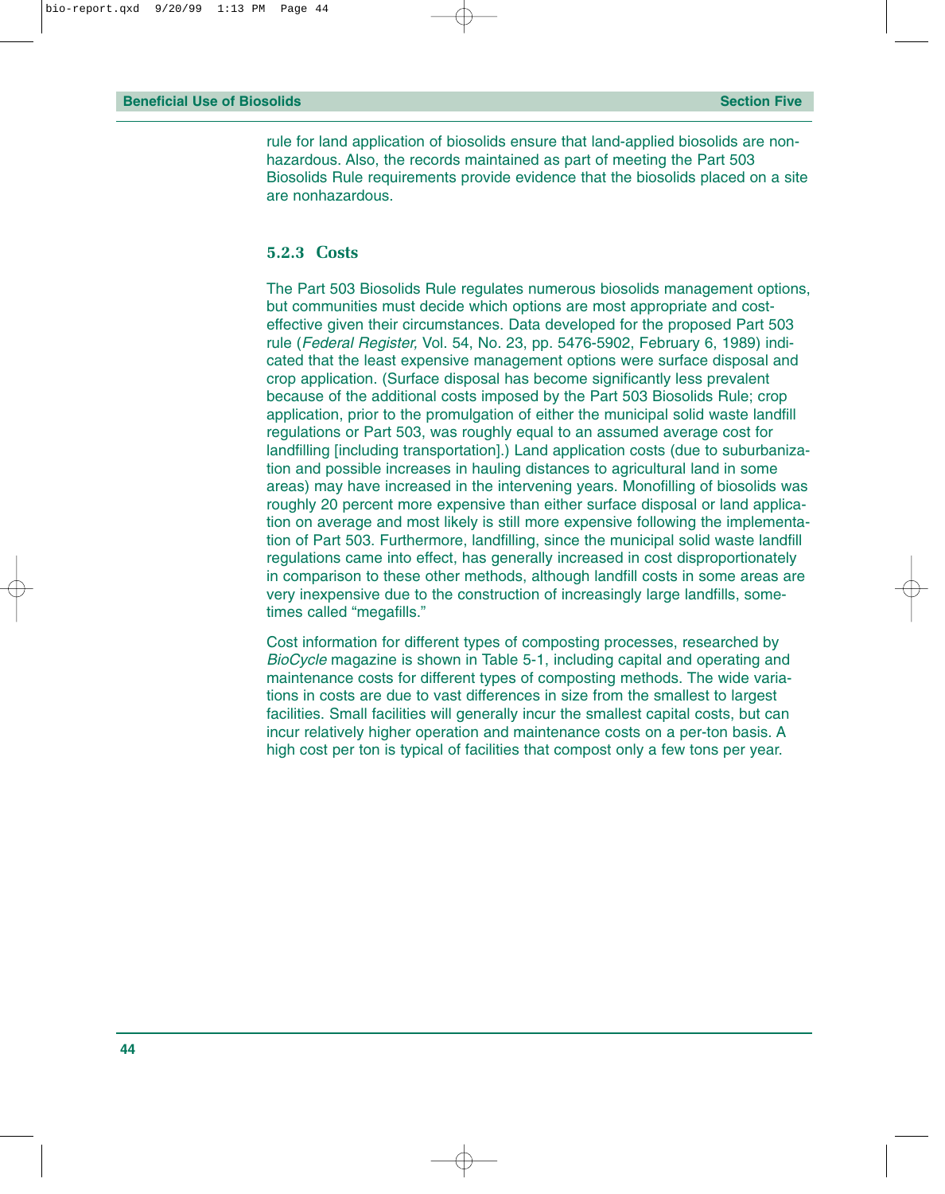rule for land application of biosolids ensure that land-applied biosolids are nonhazardous. Also, the records maintained as part of meeting the Part 503 Biosolids Rule requirements provide evidence that the biosolids placed on a site are nonhazardous.

### 5.2.3 Costs

The Part 503 Biosolids Rule regulates numerous biosolids management options, but communities must decide which options are most appropriate and cost-effective given their circumstances. Data developed for the proposed Part 503 rule (*Federal Register,* Vol. 54, No. 23, pp. 5476-5902, February 6, 1989) indicated that the least expensive management options were surface disposal and crop application. (Surface disposal has become significantly less prevalent because of the additional costs imposed by the Part 503 Biosolids Rule; crop application, prior to the promulgation of either the municipal solid waste landfill regulations or Part 503, was roughly equal to an assumed average cost for landfilling [including transportation].) Land application costs (due to suburbanization and possible increases in hauling distances to agricultural land in some areas) may have increased in the intervening years. Monofilling of biosolids was roughly 20 percent more expensive than either surface disposal or land application on average and most likely is still more expensive following the implementation of Part 503. Furthermore, landfilling, since the municipal solid waste landfill regulations came into effect, has generally increased in cost disproportionately in comparison to these other methods, although landfill costs in some areas are very inexpensive due to the construction of increasingly large landfills, sometimes called "megafills."

Cost information for different types of composting processes, researched by *BioCycle* magazine is shown in Table 5-1, including capital and operating and maintenance costs for different types of composting methods. The wide variations in costs are due to vast differences in size from the smallest to largest facilities. Small facilities will generally incur the smallest capital costs, but can incur relatively higher operation and maintenance costs on a per-ton basis. A high cost per ton is typical of facilities that compost only a few tons per year.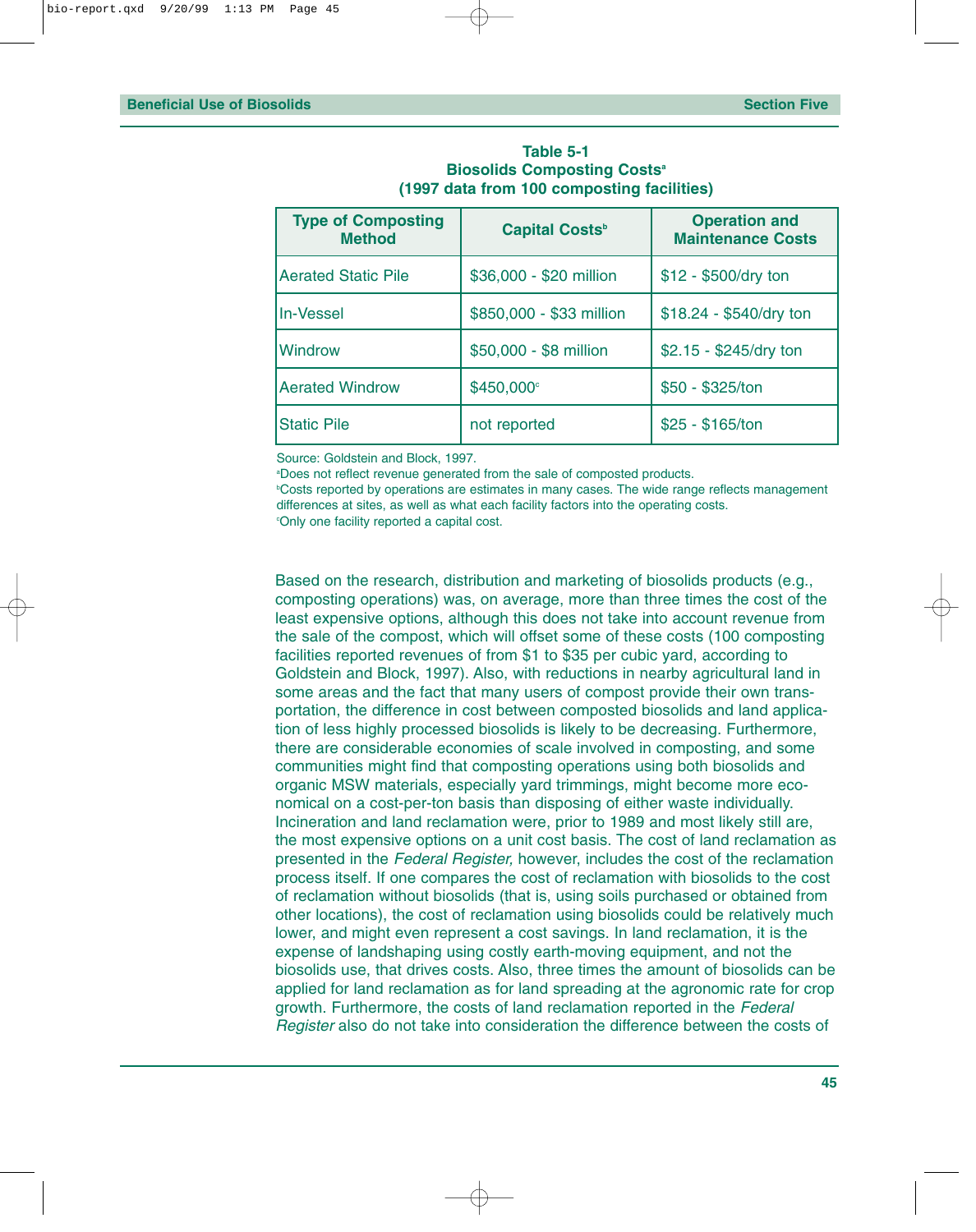**Table 5-1**
**Biosolids Composting Costs[a]**
**(1997 data from 100 composting facilities)**

| Type of Composting Method | Capital Costs[b] | Operation and Maintenance Costs |
|---|---|---|
| Aerated Static Pile | $36,000 - $20 million | $12 - $500/dry ton |
| In-Vessel | $850,000 - $33 million | $18.24 - $540/dry ton |
| Windrow | $50,000 - $8 million | $2.15 - $245/dry ton |
| Aerated Windrow | $450,000[c] | $50 - $325/ton |
| Static Pile | not reported | $25 - $165/ton |

Source: Goldstein and Block, 1997.
[a]Does not reflect revenue generated from the sale of composted products.
[b]Costs reported by operations are estimates in many cases. The wide range reflects management differences at sites, as well as what each facility factors into the operating costs.
[c]Only one facility reported a capital cost.

Based on the research, distribution and marketing of biosolids products (e.g., composting operations) was, on average, more than three times the cost of the least expensive options, although this does not take into account revenue from the sale of the compost, which will offset some of these costs (100 composting facilities reported revenues of from $1 to $35 per cubic yard, according to Goldstein and Block, 1997). Also, with reductions in nearby agricultural land in some areas and the fact that many users of compost provide their own transportation, the difference in cost between composted biosolids and land application of less highly processed biosolids is likely to be decreasing. Furthermore, there are considerable economies of scale involved in composting, and some communities might find that composting operations using both biosolids and organic MSW materials, especially yard trimmings, might become more economical on a cost-per-ton basis than disposing of either waste individually. Incineration and land reclamation were, prior to 1989 and most likely still are, the most expensive options on a unit cost basis. The cost of land reclamation as presented in the *Federal Register,* however, includes the cost of the reclamation process itself. If one compares the cost of reclamation with biosolids to the cost of reclamation without biosolids (that is, using soils purchased or obtained from other locations), the cost of reclamation using biosolids could be relatively much lower, and might even represent a cost savings. In land reclamation, it is the expense of landshaping using costly earth-moving equipment, and not the biosolids use, that drives costs. Also, three times the amount of biosolids can be applied for land reclamation as for land spreading at the agronomic rate for crop growth. Furthermore, the costs of land reclamation reported in the *Federal Register* also do not take into consideration the difference between the costs of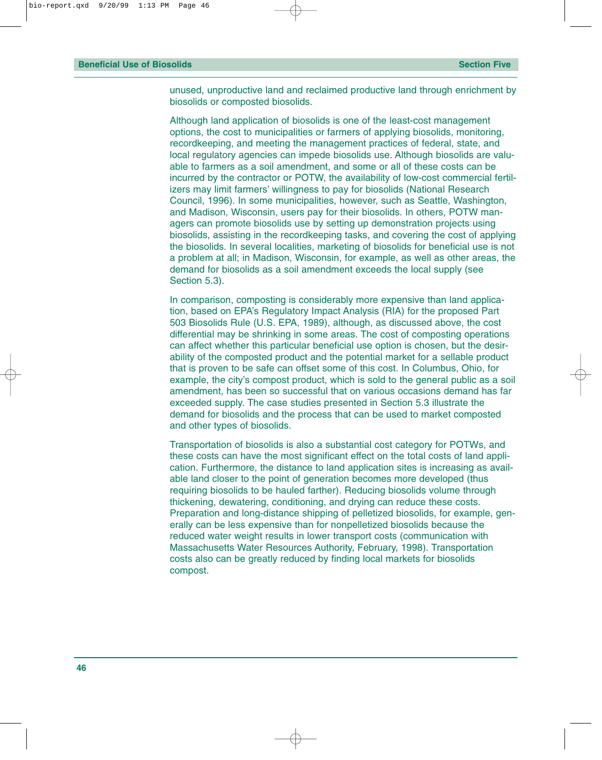unused, unproductive land and reclaimed productive land through enrichment by biosolids or composted biosolids.

Although land application of biosolids is one of the least-cost management options, the cost to municipalities or farmers of applying biosolids, monitoring, recordkeeping, and meeting the management practices of federal, state, and local regulatory agencies can impede biosolids use. Although biosolids are valuable to farmers as a soil amendment, and some or all of these costs can be incurred by the contractor or POTW, the availability of low-cost commercial fertilizers may limit farmers' willingness to pay for biosolids (National Research Council, 1996). In some municipalities, however, such as Seattle, Washington, and Madison, Wisconsin, users pay for their biosolids. In others, POTW managers can promote biosolids use by setting up demonstration projects using biosolids, assisting in the recordkeeping tasks, and covering the cost of applying the biosolids. In several localities, marketing of biosolids for beneficial use is not a problem at all; in Madison, Wisconsin, for example, as well as other areas, the demand for biosolids as a soil amendment exceeds the local supply (see Section 5.3).

In comparison, composting is considerably more expensive than land application, based on EPA's Regulatory Impact Analysis (RIA) for the proposed Part 503 Biosolids Rule (U.S. EPA, 1989), although, as discussed above, the cost differential may be shrinking in some areas. The cost of composting operations can affect whether this particular beneficial use option is chosen, but the desirability of the composted product and the potential market for a sellable product that is proven to be safe can offset some of this cost. In Columbus, Ohio, for example, the city's compost product, which is sold to the general public as a soil amendment, has been so successful that on various occasions demand has far exceeded supply. The case studies presented in Section 5.3 illustrate the demand for biosolids and the process that can be used to market composted and other types of biosolids.

Transportation of biosolids is also a substantial cost category for POTWs, and these costs can have the most significant effect on the total costs of land application. Furthermore, the distance to land application sites is increasing as available land closer to the point of generation becomes more developed (thus requiring biosolids to be hauled farther). Reducing biosolids volume through thickening, dewatering, conditioning, and drying can reduce these costs. Preparation and long-distance shipping of pelletized biosolids, for example, generally can be less expensive than for nonpelletized biosolids because the reduced water weight results in lower transport costs (communication with Massachusetts Water Resources Authority, February, 1998). Transportation costs also can be greatly reduced by finding local markets for biosolids compost.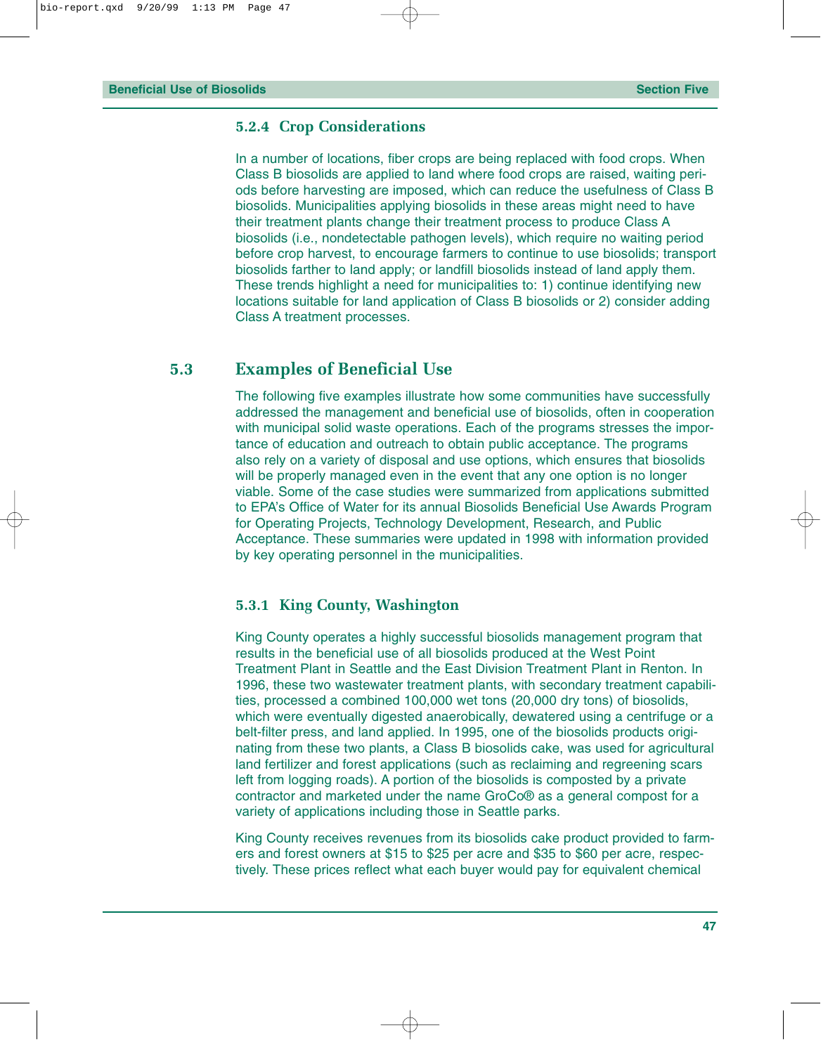#### 5.2.4 Crop Considerations

In a number of locations, fiber crops are being replaced with food crops. When Class B biosolids are applied to land where food crops are raised, waiting periods before harvesting are imposed, which can reduce the usefulness of Class B biosolids. Municipalities applying biosolids in these areas might need to have their treatment plants change their treatment process to produce Class A biosolids (i.e., nondetectable pathogen levels), which require no waiting period before crop harvest, to encourage farmers to continue to use biosolids; transport biosolids farther to land apply; or landfill biosolids instead of land apply them. These trends highlight a need for municipalities to: 1) continue identifying new locations suitable for land application of Class B biosolids or 2) consider adding Class A treatment processes.

## 5.3 Examples of Beneficial Use

The following five examples illustrate how some communities have successfully addressed the management and beneficial use of biosolids, often in cooperation with municipal solid waste operations. Each of the programs stresses the importance of education and outreach to obtain public acceptance. The programs also rely on a variety of disposal and use options, which ensures that biosolids will be properly managed even in the event that any one option is no longer viable. Some of the case studies were summarized from applications submitted to EPA's Office of Water for its annual Biosolids Beneficial Use Awards Program for Operating Projects, Technology Development, Research, and Public Acceptance. These summaries were updated in 1998 with information provided by key operating personnel in the municipalities.

#### 5.3.1 King County, Washington

King County operates a highly successful biosolids management program that results in the beneficial use of all biosolids produced at the West Point Treatment Plant in Seattle and the East Division Treatment Plant in Renton. In 1996, these two wastewater treatment plants, with secondary treatment capabilities, processed a combined 100,000 wet tons (20,000 dry tons) of biosolids, which were eventually digested anaerobically, dewatered using a centrifuge or a belt-filter press, and land applied. In 1995, one of the biosolids products originating from these two plants, a Class B biosolids cake, was used for agricultural land fertilizer and forest applications (such as reclaiming and regreening scars left from logging roads). A portion of the biosolids is composted by a private contractor and marketed under the name GroCo® as a general compost for a variety of applications including those in Seattle parks.

King County receives revenues from its biosolids cake product provided to farmers and forest owners at $15 to $25 per acre and $35 to $60 per acre, respectively. These prices reflect what each buyer would pay for equivalent chemical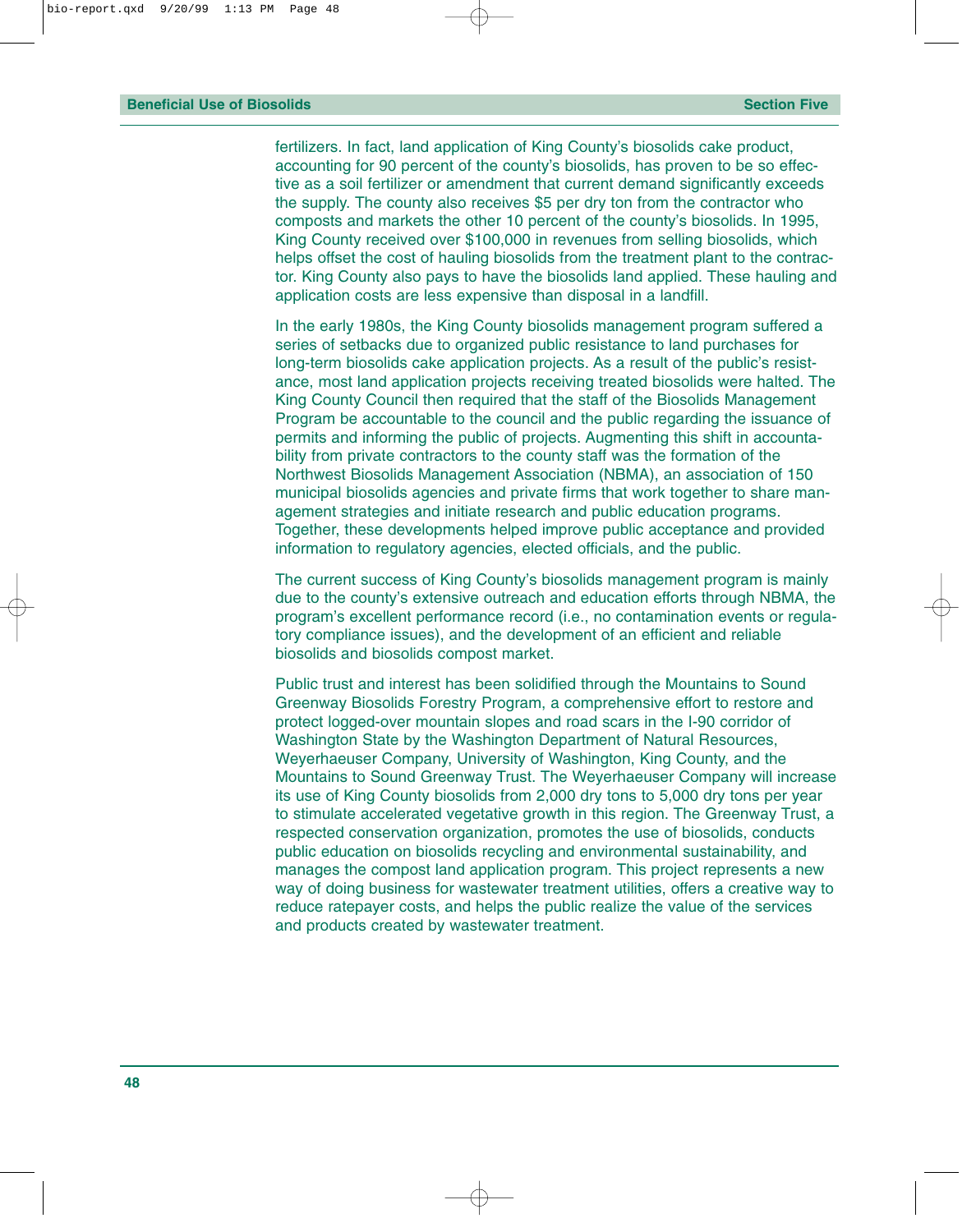fertilizers. In fact, land application of King County's biosolids cake product, accounting for 90 percent of the county's biosolids, has proven to be so effective as a soil fertilizer or amendment that current demand significantly exceeds the supply. The county also receives $5 per dry ton from the contractor who composts and markets the other 10 percent of the county's biosolids. In 1995, King County received over $100,000 in revenues from selling biosolids, which helps offset the cost of hauling biosolids from the treatment plant to the contractor. King County also pays to have the biosolids land applied. These hauling and application costs are less expensive than disposal in a landfill.

In the early 1980s, the King County biosolids management program suffered a series of setbacks due to organized public resistance to land purchases for long-term biosolids cake application projects. As a result of the public's resistance, most land application projects receiving treated biosolids were halted. The King County Council then required that the staff of the Biosolids Management Program be accountable to the council and the public regarding the issuance of permits and informing the public of projects. Augmenting this shift in accountability from private contractors to the county staff was the formation of the Northwest Biosolids Management Association (NBMA), an association of 150 municipal biosolids agencies and private firms that work together to share management strategies and initiate research and public education programs. Together, these developments helped improve public acceptance and provided information to regulatory agencies, elected officials, and the public.

The current success of King County's biosolids management program is mainly due to the county's extensive outreach and education efforts through NBMA, the program's excellent performance record (i.e., no contamination events or regulatory compliance issues), and the development of an efficient and reliable biosolids and biosolids compost market.

Public trust and interest has been solidified through the Mountains to Sound Greenway Biosolids Forestry Program, a comprehensive effort to restore and protect logged-over mountain slopes and road scars in the I-90 corridor of Washington State by the Washington Department of Natural Resources, Weyerhaeuser Company, University of Washington, King County, and the Mountains to Sound Greenway Trust. The Weyerhaeuser Company will increase its use of King County biosolids from 2,000 dry tons to 5,000 dry tons per year to stimulate accelerated vegetative growth in this region. The Greenway Trust, a respected conservation organization, promotes the use of biosolids, conducts public education on biosolids recycling and environmental sustainability, and manages the compost land application program. This project represents a new way of doing business for wastewater treatment utilities, offers a creative way to reduce ratepayer costs, and helps the public realize the value of the services and products created by wastewater treatment.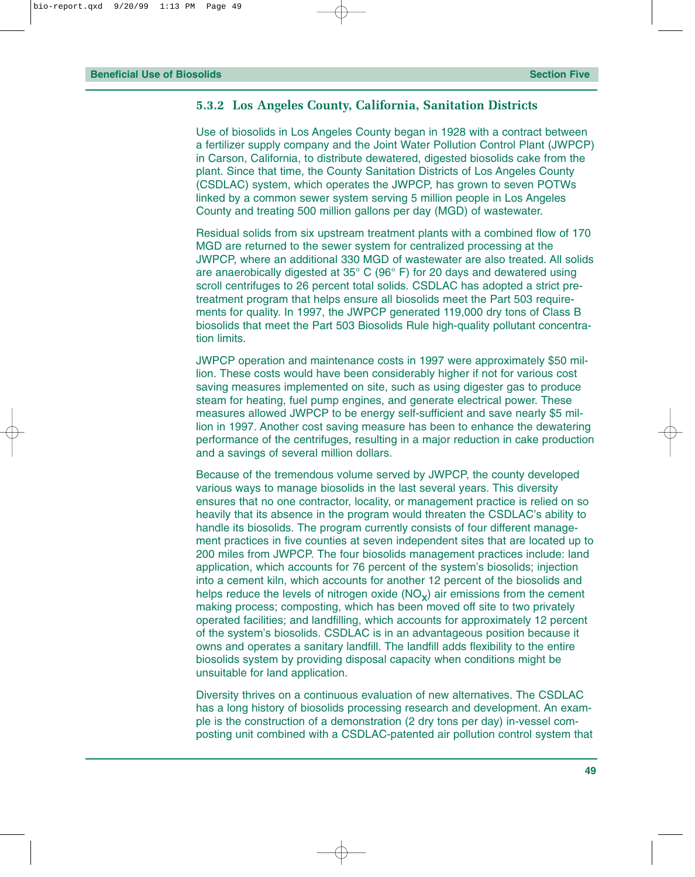### 5.3.2 Los Angeles County, California, Sanitation Districts

Use of biosolids in Los Angeles County began in 1928 with a contract between a fertilizer supply company and the Joint Water Pollution Control Plant (JWPCP) in Carson, California, to distribute dewatered, digested biosolids cake from the plant. Since that time, the County Sanitation Districts of Los Angeles County (CSDLAC) system, which operates the JWPCP, has grown to seven POTWs linked by a common sewer system serving 5 million people in Los Angeles County and treating 500 million gallons per day (MGD) of wastewater.

Residual solids from six upstream treatment plants with a combined flow of 170 MGD are returned to the sewer system for centralized processing at the JWPCP, where an additional 330 MGD of wastewater are also treated. All solids are anaerobically digested at 35° C (96° F) for 20 days and dewatered using scroll centrifuges to 26 percent total solids. CSDLAC has adopted a strict pretreatment program that helps ensure all biosolids meet the Part 503 requirements for quality. In 1997, the JWPCP generated 119,000 dry tons of Class B biosolids that meet the Part 503 Biosolids Rule high-quality pollutant concentration limits.

JWPCP operation and maintenance costs in 1997 were approximately $50 million. These costs would have been considerably higher if not for various cost saving measures implemented on site, such as using digester gas to produce steam for heating, fuel pump engines, and generate electrical power. These measures allowed JWPCP to be energy self-sufficient and save nearly $5 million in 1997. Another cost saving measure has been to enhance the dewatering performance of the centrifuges, resulting in a major reduction in cake production and a savings of several million dollars.

Because of the tremendous volume served by JWPCP, the county developed various ways to manage biosolids in the last several years. This diversity ensures that no one contractor, locality, or management practice is relied on so heavily that its absence in the program would threaten the CSDLAC's ability to handle its biosolids. The program currently consists of four different management practices in five counties at seven independent sites that are located up to 200 miles from JWPCP. The four biosolids management practices include: land application, which accounts for 76 percent of the system's biosolids; injection into a cement kiln, which accounts for another 12 percent of the biosolids and helps reduce the levels of nitrogen oxide ($NO_X$) air emissions from the cement making process; composting, which has been moved off site to two privately operated facilities; and landfilling, which accounts for approximately 12 percent of the system's biosolids. CSDLAC is in an advantageous position because it owns and operates a sanitary landfill. The landfill adds flexibility to the entire biosolids system by providing disposal capacity when conditions might be unsuitable for land application.

Diversity thrives on a continuous evaluation of new alternatives. The CSDLAC has a long history of biosolids processing research and development. An example is the construction of a demonstration (2 dry tons per day) in-vessel composting unit combined with a CSDLAC-patented air pollution control system that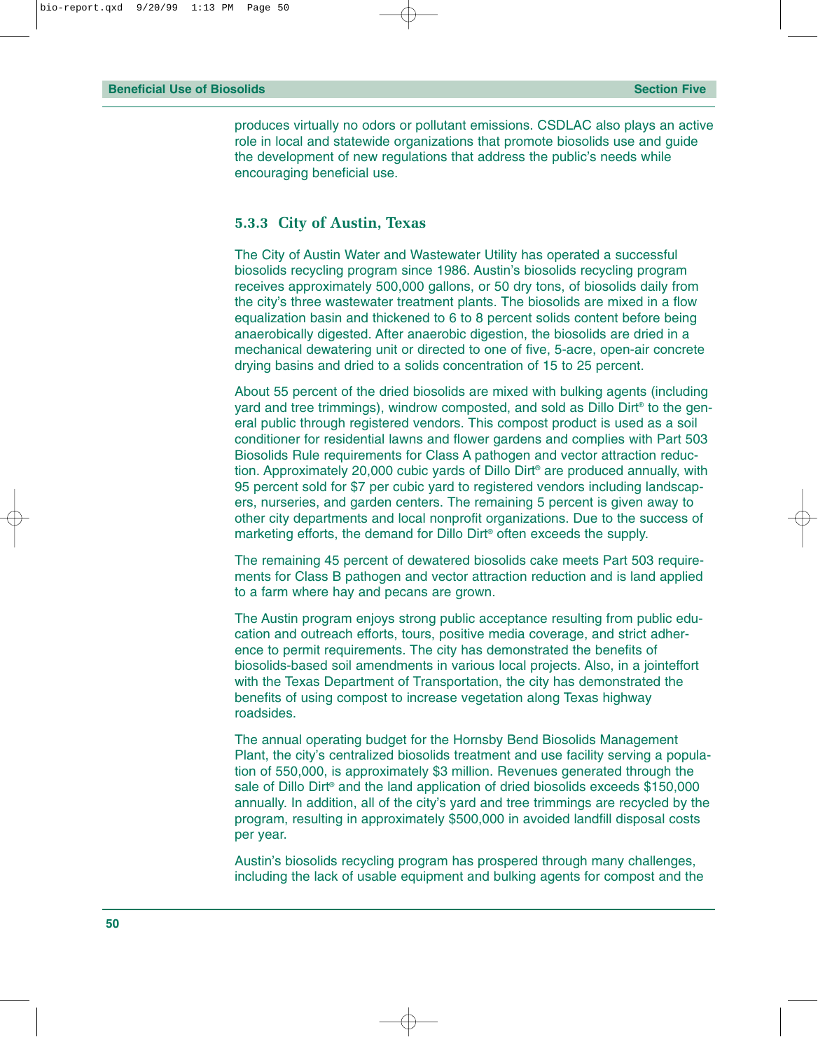produces virtually no odors or pollutant emissions. CSDLAC also plays an active role in local and statewide organizations that promote biosolids use and guide the development of new regulations that address the public's needs while encouraging beneficial use.

### 5.3.3 City of Austin, Texas

The City of Austin Water and Wastewater Utility has operated a successful biosolids recycling program since 1986. Austin's biosolids recycling program receives approximately 500,000 gallons, or 50 dry tons, of biosolids daily from the city's three wastewater treatment plants. The biosolids are mixed in a flow equalization basin and thickened to 6 to 8 percent solids content before being anaerobically digested. After anaerobic digestion, the biosolids are dried in a mechanical dewatering unit or directed to one of five, 5-acre, open-air concrete drying basins and dried to a solids concentration of 15 to 25 percent.

About 55 percent of the dried biosolids are mixed with bulking agents (including yard and tree trimmings), windrow composted, and sold as Dillo Dirt® to the general public through registered vendors. This compost product is used as a soil conditioner for residential lawns and flower gardens and complies with Part 503 Biosolids Rule requirements for Class A pathogen and vector attraction reduction. Approximately 20,000 cubic yards of Dillo Dirt® are produced annually, with 95 percent sold for $7 per cubic yard to registered vendors including landscapers, nurseries, and garden centers. The remaining 5 percent is given away to other city departments and local nonprofit organizations. Due to the success of marketing efforts, the demand for Dillo Dirt® often exceeds the supply.

The remaining 45 percent of dewatered biosolids cake meets Part 503 requirements for Class B pathogen and vector attraction reduction and is land applied to a farm where hay and pecans are grown.

The Austin program enjoys strong public acceptance resulting from public education and outreach efforts, tours, positive media coverage, and strict adherence to permit requirements. The city has demonstrated the benefits of biosolids-based soil amendments in various local projects. Also, in a jointeffort with the Texas Department of Transportation, the city has demonstrated the benefits of using compost to increase vegetation along Texas highway roadsides.

The annual operating budget for the Hornsby Bend Biosolids Management Plant, the city's centralized biosolids treatment and use facility serving a population of 550,000, is approximately $3 million. Revenues generated through the sale of Dillo Dirt® and the land application of dried biosolids exceeds $150,000 annually. In addition, all of the city's yard and tree trimmings are recycled by the program, resulting in approximately $500,000 in avoided landfill disposal costs per year.

Austin's biosolids recycling program has prospered through many challenges, including the lack of usable equipment and bulking agents for compost and the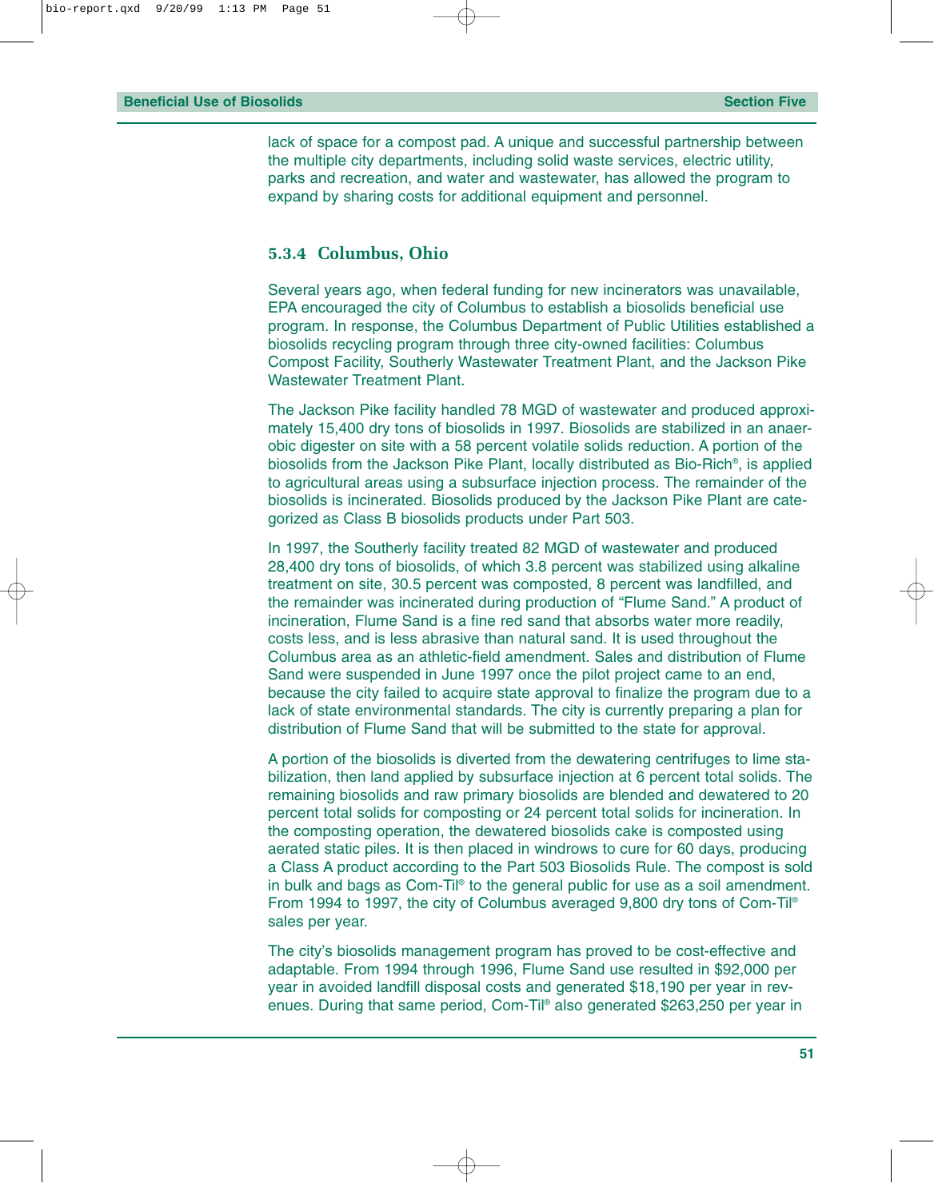lack of space for a compost pad. A unique and successful partnership between the multiple city departments, including solid waste services, electric utility, parks and recreation, and water and wastewater, has allowed the program to expand by sharing costs for additional equipment and personnel.

### 5.3.4 Columbus, Ohio

Several years ago, when federal funding for new incinerators was unavailable, EPA encouraged the city of Columbus to establish a biosolids beneficial use program. In response, the Columbus Department of Public Utilities established a biosolids recycling program through three city-owned facilities: Columbus Compost Facility, Southerly Wastewater Treatment Plant, and the Jackson Pike Wastewater Treatment Plant.

The Jackson Pike facility handled 78 MGD of wastewater and produced approximately 15,400 dry tons of biosolids in 1997. Biosolids are stabilized in an anaerobic digester on site with a 58 percent volatile solids reduction. A portion of the biosolids from the Jackson Pike Plant, locally distributed as Bio-Rich®, is applied to agricultural areas using a subsurface injection process. The remainder of the biosolids is incinerated. Biosolids produced by the Jackson Pike Plant are categorized as Class B biosolids products under Part 503.

In 1997, the Southerly facility treated 82 MGD of wastewater and produced 28,400 dry tons of biosolids, of which 3.8 percent was stabilized using alkaline treatment on site, 30.5 percent was composted, 8 percent was landfilled, and the remainder was incinerated during production of "Flume Sand." A product of incineration, Flume Sand is a fine red sand that absorbs water more readily, costs less, and is less abrasive than natural sand. It is used throughout the Columbus area as an athletic-field amendment. Sales and distribution of Flume Sand were suspended in June 1997 once the pilot project came to an end, because the city failed to acquire state approval to finalize the program due to a lack of state environmental standards. The city is currently preparing a plan for distribution of Flume Sand that will be submitted to the state for approval.

A portion of the biosolids is diverted from the dewatering centrifuges to lime stabilization, then land applied by subsurface injection at 6 percent total solids. The remaining biosolids and raw primary biosolids are blended and dewatered to 20 percent total solids for composting or 24 percent total solids for incineration. In the composting operation, the dewatered biosolids cake is composted using aerated static piles. It is then placed in windrows to cure for 60 days, producing a Class A product according to the Part 503 Biosolids Rule. The compost is sold in bulk and bags as Com-Til® to the general public for use as a soil amendment. From 1994 to 1997, the city of Columbus averaged 9,800 dry tons of Com-Til® sales per year.

The city's biosolids management program has proved to be cost-effective and adaptable. From 1994 through 1996, Flume Sand use resulted in $92,000 per year in avoided landfill disposal costs and generated $18,190 per year in revenues. During that same period, Com-Til® also generated $263,250 per year in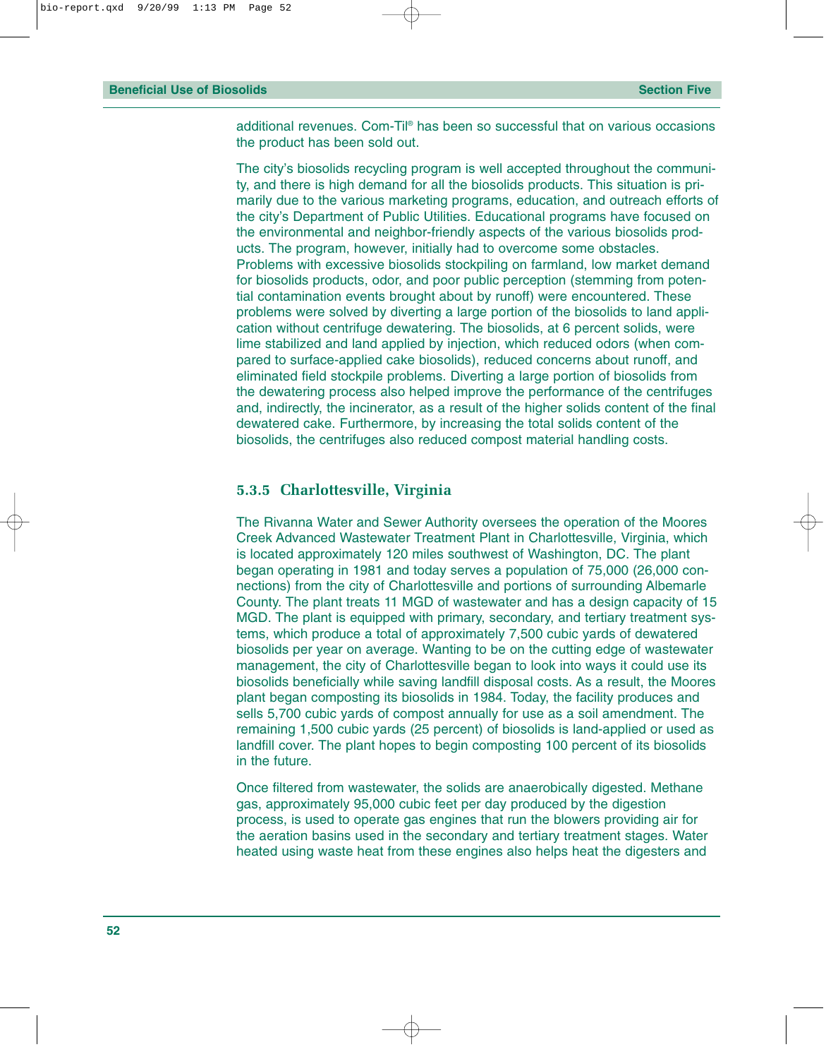additional revenues. Com-Til® has been so successful that on various occasions the product has been sold out.

The city's biosolids recycling program is well accepted throughout the community, and there is high demand for all the biosolids products. This situation is primarily due to the various marketing programs, education, and outreach efforts of the city's Department of Public Utilities. Educational programs have focused on the environmental and neighbor-friendly aspects of the various biosolids products. The program, however, initially had to overcome some obstacles. Problems with excessive biosolids stockpiling on farmland, low market demand for biosolids products, odor, and poor public perception (stemming from potential contamination events brought about by runoff) were encountered. These problems were solved by diverting a large portion of the biosolids to land application without centrifuge dewatering. The biosolids, at 6 percent solids, were lime stabilized and land applied by injection, which reduced odors (when compared to surface-applied cake biosolids), reduced concerns about runoff, and eliminated field stockpile problems. Diverting a large portion of biosolids from the dewatering process also helped improve the performance of the centrifuges and, indirectly, the incinerator, as a result of the higher solids content of the final dewatered cake. Furthermore, by increasing the total solids content of the biosolids, the centrifuges also reduced compost material handling costs.

### 5.3.5 Charlottesville, Virginia

The Rivanna Water and Sewer Authority oversees the operation of the Moores Creek Advanced Wastewater Treatment Plant in Charlottesville, Virginia, which is located approximately 120 miles southwest of Washington, DC. The plant began operating in 1981 and today serves a population of 75,000 (26,000 connections) from the city of Charlottesville and portions of surrounding Albemarle County. The plant treats 11 MGD of wastewater and has a design capacity of 15 MGD. The plant is equipped with primary, secondary, and tertiary treatment systems, which produce a total of approximately 7,500 cubic yards of dewatered biosolids per year on average. Wanting to be on the cutting edge of wastewater management, the city of Charlottesville began to look into ways it could use its biosolids beneficially while saving landfill disposal costs. As a result, the Moores plant began composting its biosolids in 1984. Today, the facility produces and sells 5,700 cubic yards of compost annually for use as a soil amendment. The remaining 1,500 cubic yards (25 percent) of biosolids is land-applied or used as landfill cover. The plant hopes to begin composting 100 percent of its biosolids in the future.

Once filtered from wastewater, the solids are anaerobically digested. Methane gas, approximately 95,000 cubic feet per day produced by the digestion process, is used to operate gas engines that run the blowers providing air for the aeration basins used in the secondary and tertiary treatment stages. Water heated using waste heat from these engines also helps heat the digesters and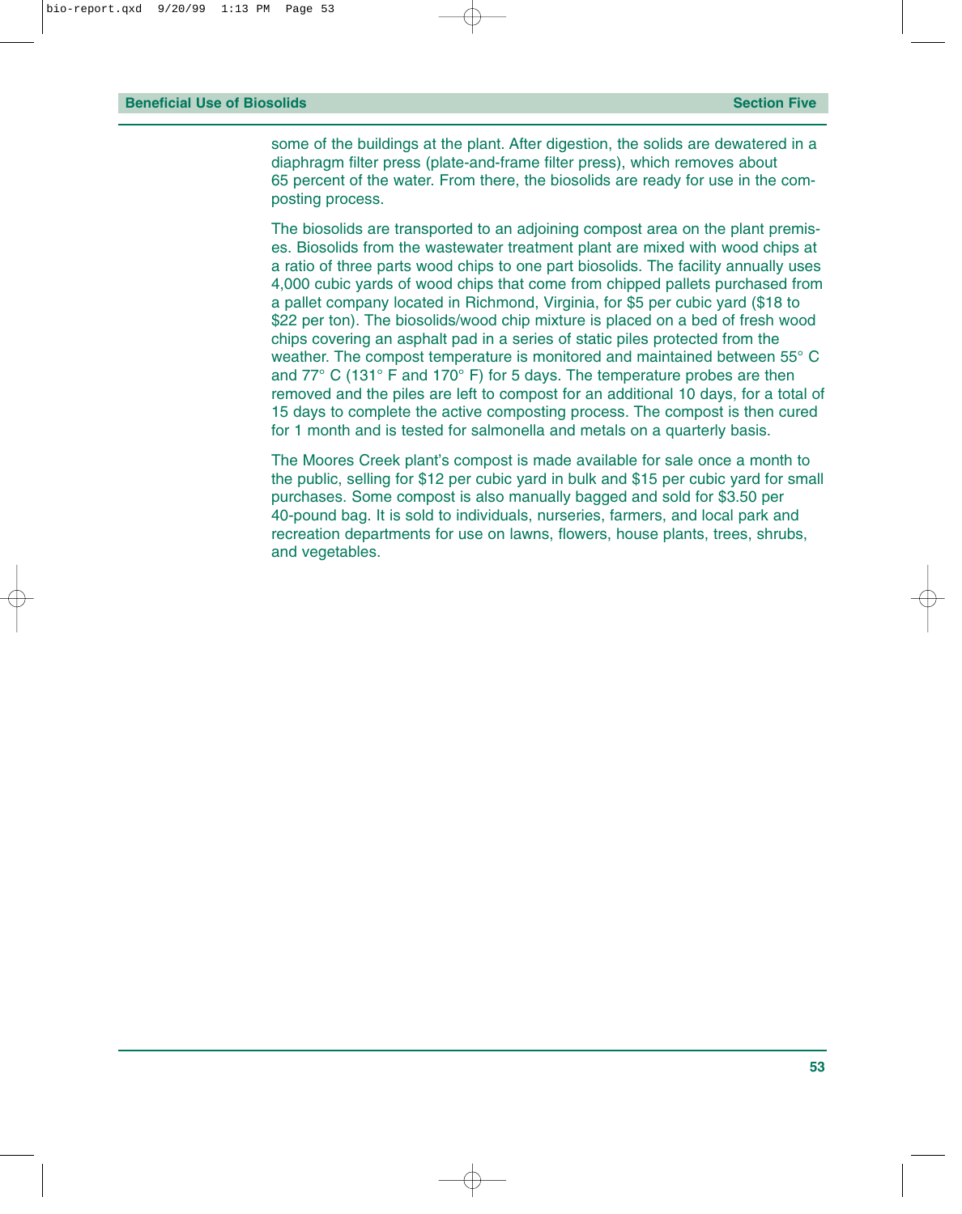some of the buildings at the plant. After digestion, the solids are dewatered in a diaphragm filter press (plate-and-frame filter press), which removes about 65 percent of the water. From there, the biosolids are ready for use in the composting process.

The biosolids are transported to an adjoining compost area on the plant premises. Biosolids from the wastewater treatment plant are mixed with wood chips at a ratio of three parts wood chips to one part biosolids. The facility annually uses 4,000 cubic yards of wood chips that come from chipped pallets purchased from a pallet company located in Richmond, Virginia, for $5 per cubic yard ($18 to $22 per ton). The biosolids/wood chip mixture is placed on a bed of fresh wood chips covering an asphalt pad in a series of static piles protected from the weather. The compost temperature is monitored and maintained between 55° C and 77° C (131° F and 170° F) for 5 days. The temperature probes are then removed and the piles are left to compost for an additional 10 days, for a total of 15 days to complete the active composting process. The compost is then cured for 1 month and is tested for salmonella and metals on a quarterly basis.

The Moores Creek plant's compost is made available for sale once a month to the public, selling for $12 per cubic yard in bulk and $15 per cubic yard for small purchases. Some compost is also manually bagged and sold for $3.50 per 40-pound bag. It is sold to individuals, nurseries, farmers, and local park and recreation departments for use on lawns, flowers, house plants, trees, shrubs, and vegetables.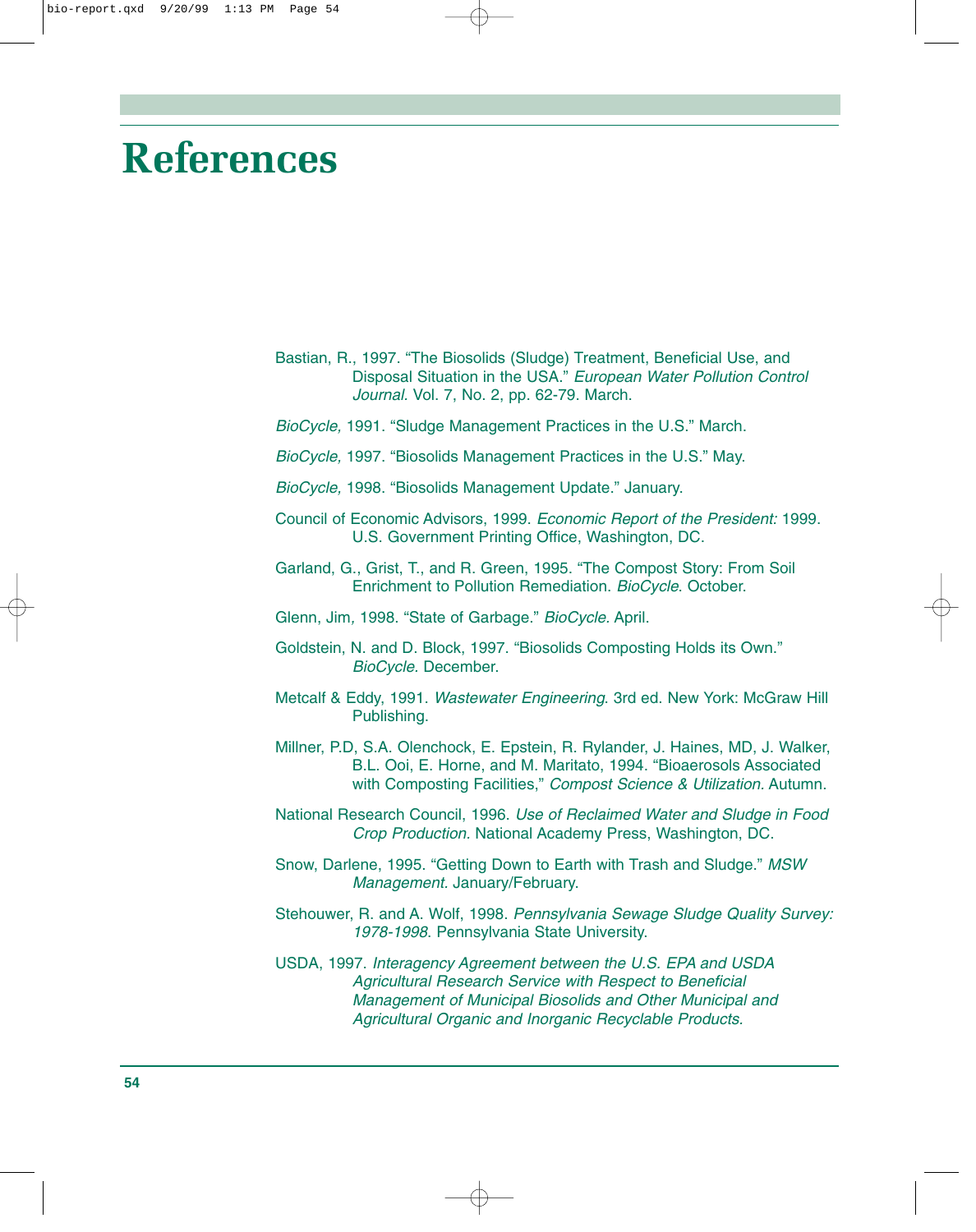# References

Bastian, R., 1997. "The Biosolids (Sludge) Treatment, Beneficial Use, and Disposal Situation in the USA." *European Water Pollution Control Journal.* Vol. 7, No. 2, pp. 62-79. March.

*BioCycle,* 1991. "Sludge Management Practices in the U.S." March.

*BioCycle,* 1997. "Biosolids Management Practices in the U.S." May.

*BioCycle,* 1998. "Biosolids Management Update." January.

Council of Economic Advisors, 1999. *Economic Report of the President:* 1999. U.S. Government Printing Office, Washington, DC.

Garland, G., Grist, T., and R. Green, 1995. "The Compost Story: From Soil Enrichment to Pollution Remediation. *BioCycle.* October.

Glenn, Jim, 1998. "State of Garbage." *BioCycle.* April.

Goldstein, N. and D. Block, 1997. "Biosolids Composting Holds its Own." *BioCycle.* December.

Metcalf & Eddy, 1991. *Wastewater Engineering.* 3rd ed. New York: McGraw Hill Publishing.

Millner, P.D, S.A. Olenchock, E. Epstein, R. Rylander, J. Haines, MD, J. Walker, B.L. Ooi, E. Horne, and M. Maritato, 1994. "Bioaerosols Associated with Composting Facilities," *Compost Science & Utilization.* Autumn.

National Research Council, 1996. *Use of Reclaimed Water and Sludge in Food Crop Production.* National Academy Press, Washington, DC.

Snow, Darlene, 1995. "Getting Down to Earth with Trash and Sludge." *MSW Management.* January/February.

Stehouwer, R. and A. Wolf, 1998. *Pennsylvania Sewage Sludge Quality Survey: 1978-1998.* Pennsylvania State University.

USDA, 1997. *Interagency Agreement between the U.S. EPA and USDA Agricultural Research Service with Respect to Beneficial Management of Municipal Biosolids and Other Municipal and Agricultural Organic and Inorganic Recyclable Products.*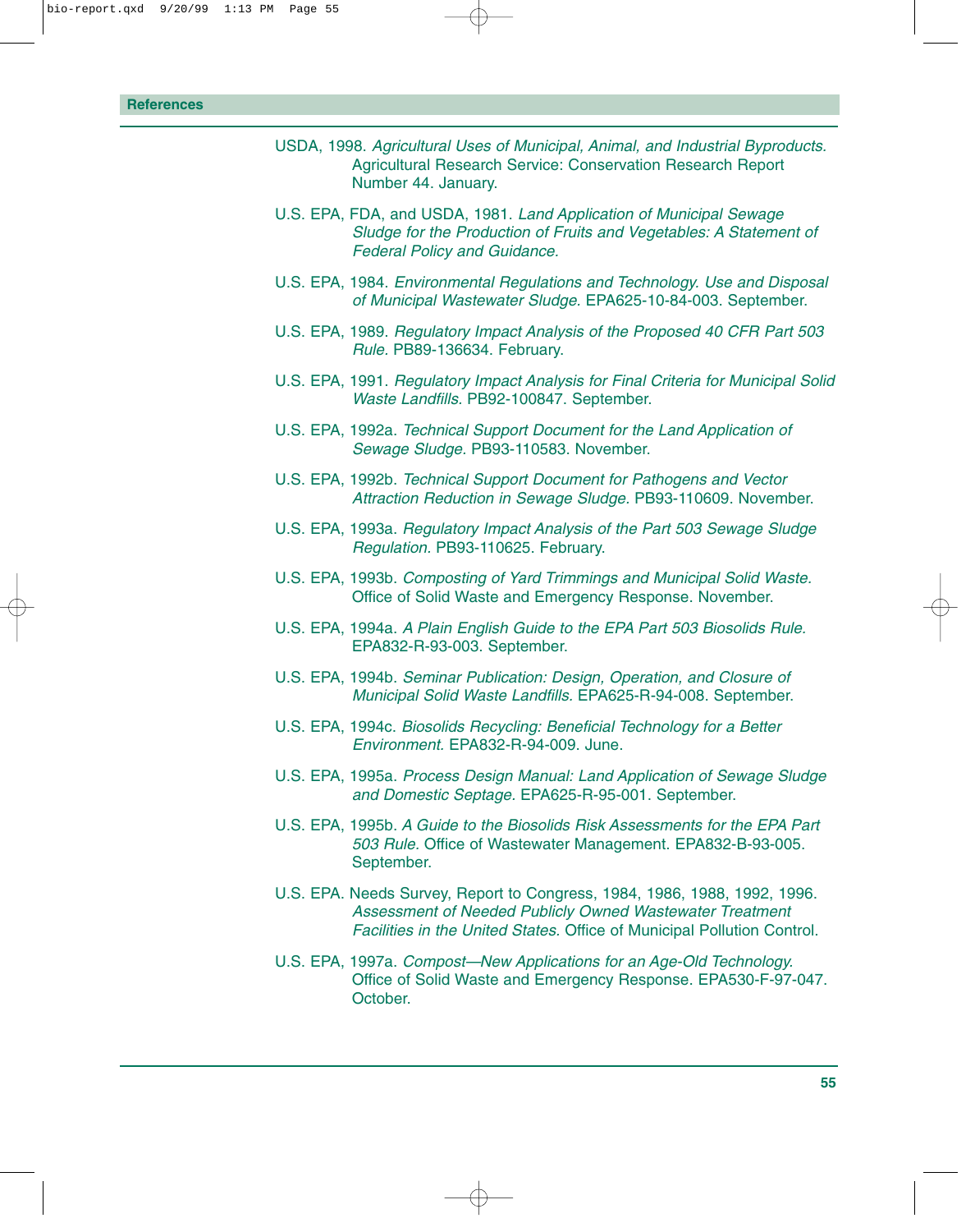## References

USDA, 1998. *Agricultural Uses of Municipal, Animal, and Industrial Byproducts.* Agricultural Research Service: Conservation Research Report Number 44. January.

U.S. EPA, FDA, and USDA, 1981. *Land Application of Municipal Sewage Sludge for the Production of Fruits and Vegetables: A Statement of Federal Policy and Guidance.*

U.S. EPA, 1984. *Environmental Regulations and Technology. Use and Disposal of Municipal Wastewater Sludge.* EPA625-10-84-003. September.

U.S. EPA, 1989. *Regulatory Impact Analysis of the Proposed 40 CFR Part 503 Rule.* PB89-136634. February.

U.S. EPA, 1991. *Regulatory Impact Analysis for Final Criteria for Municipal Solid Waste Landfills.* PB92-100847. September.

U.S. EPA, 1992a. *Technical Support Document for the Land Application of Sewage Sludge.* PB93-110583. November.

U.S. EPA, 1992b. *Technical Support Document for Pathogens and Vector Attraction Reduction in Sewage Sludge.* PB93-110609. November.

U.S. EPA, 1993a. *Regulatory Impact Analysis of the Part 503 Sewage Sludge Regulation.* PB93-110625. February.

U.S. EPA, 1993b. *Composting of Yard Trimmings and Municipal Solid Waste.* Office of Solid Waste and Emergency Response. November.

U.S. EPA, 1994a. *A Plain English Guide to the EPA Part 503 Biosolids Rule.* EPA832-R-93-003. September.

U.S. EPA, 1994b. *Seminar Publication: Design, Operation, and Closure of Municipal Solid Waste Landfills.* EPA625-R-94-008. September.

U.S. EPA, 1994c. *Biosolids Recycling: Beneficial Technology for a Better Environment.* EPA832-R-94-009. June.

U.S. EPA, 1995a. *Process Design Manual: Land Application of Sewage Sludge and Domestic Septage.* EPA625-R-95-001. September.

U.S. EPA, 1995b. *A Guide to the Biosolids Risk Assessments for the EPA Part 503 Rule.* Office of Wastewater Management. EPA832-B-93-005. September.

U.S. EPA. Needs Survey, Report to Congress, 1984, 1986, 1988, 1992, 1996. *Assessment of Needed Publicly Owned Wastewater Treatment Facilities in the United States.* Office of Municipal Pollution Control.

U.S. EPA, 1997a. *Compost—New Applications for an Age-Old Technology.* Office of Solid Waste and Emergency Response. EPA530-F-97-047. October.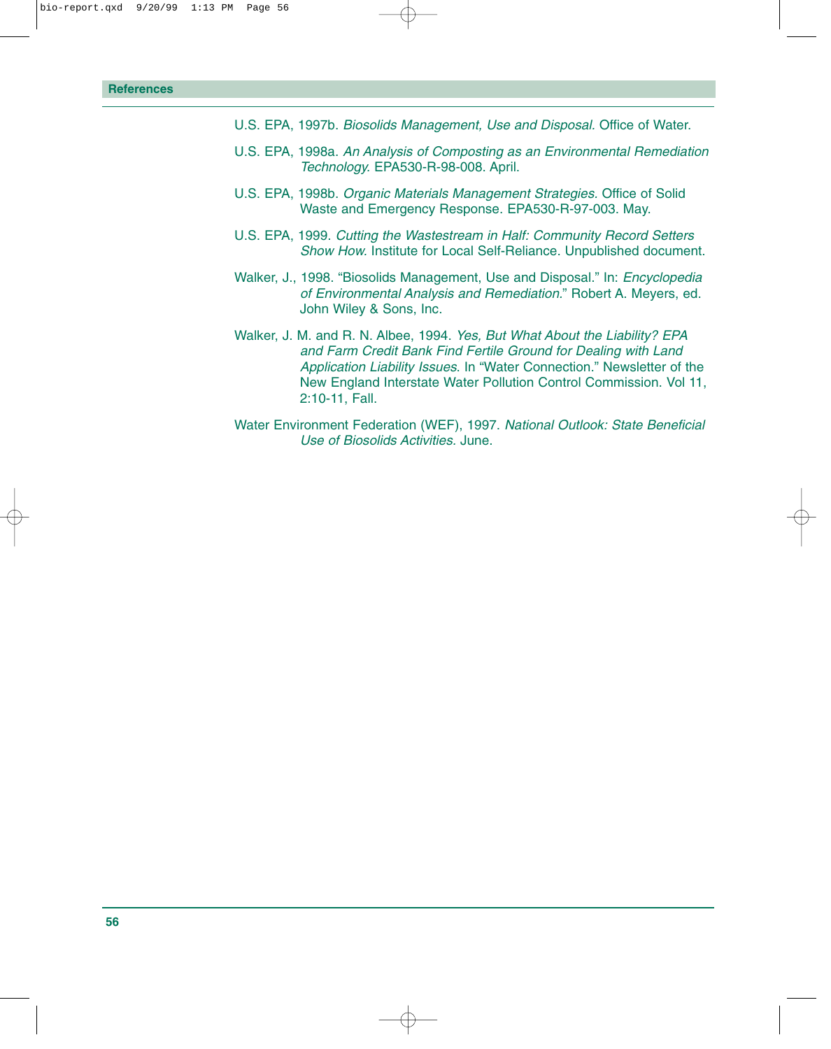## References

U.S. EPA, 1997b. *Biosolids Management, Use and Disposal*. Office of Water.

U.S. EPA, 1998a. *An Analysis of Composting as an Environmental Remediation Technology*. EPA530-R-98-008. April.

U.S. EPA, 1998b. *Organic Materials Management Strategies*. Office of Solid Waste and Emergency Response. EPA530-R-97-003. May.

U.S. EPA, 1999. *Cutting the Wastestream in Half: Community Record Setters Show How*. Institute for Local Self-Reliance. Unpublished document.

Walker, J., 1998. "Biosolids Management, Use and Disposal." In: *Encyclopedia of Environmental Analysis and Remediation*." Robert A. Meyers, ed. John Wiley & Sons, Inc.

Walker, J. M. and R. N. Albee, 1994. *Yes, But What About the Liability? EPA and Farm Credit Bank Find Fertile Ground for Dealing with Land Application Liability Issues*. In "Water Connection." Newsletter of the New England Interstate Water Pollution Control Commission. Vol 11, 2:10-11, Fall.

Water Environment Federation (WEF), 1997. *National Outlook: State Beneficial Use of Biosolids Activities*. June.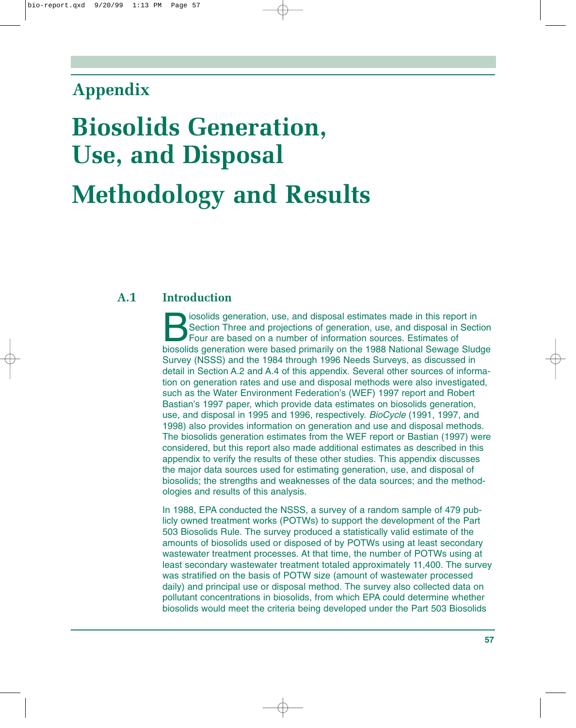# Appendix

# Biosolids Generation, Use, and Disposal

# Methodology and Results

## A.1 Introduction

Biosolids generation, use, and disposal estimates made in this report in Section Three and projections of generation, use, and disposal in Section Four are based on a number of information sources. Estimates of biosolids generation were based primarily on the 1988 National Sewage Sludge Survey (NSSS) and the 1984 through 1996 Needs Surveys, as discussed in detail in Section A.2 and A.4 of this appendix. Several other sources of information on generation rates and use and disposal methods were also investigated, such as the Water Environment Federation's (WEF) 1997 report and Robert Bastian's 1997 paper, which provide data estimates on biosolids generation, use, and disposal in 1995 and 1996, respectively. *BioCycle* (1991, 1997, and 1998) also provides information on generation and use and disposal methods. The biosolids generation estimates from the WEF report or Bastian (1997) were considered, but this report also made additional estimates as described in this appendix to verify the results of these other studies. This appendix discusses the major data sources used for estimating generation, use, and disposal of biosolids; the strengths and weaknesses of the data sources; and the methodologies and results of this analysis.

In 1988, EPA conducted the NSSS, a survey of a random sample of 479 publicly owned treatment works (POTWs) to support the development of the Part 503 Biosolids Rule. The survey produced a statistically valid estimate of the amounts of biosolids used or disposed of by POTWs using at least secondary wastewater treatment processes. At that time, the number of POTWs using at least secondary wastewater treatment totaled approximately 11,400. The survey was stratified on the basis of POTW size (amount of wastewater processed daily) and principal use or disposal method. The survey also collected data on pollutant concentrations in biosolids, from which EPA could determine whether biosolids would meet the criteria being developed under the Part 503 Biosolids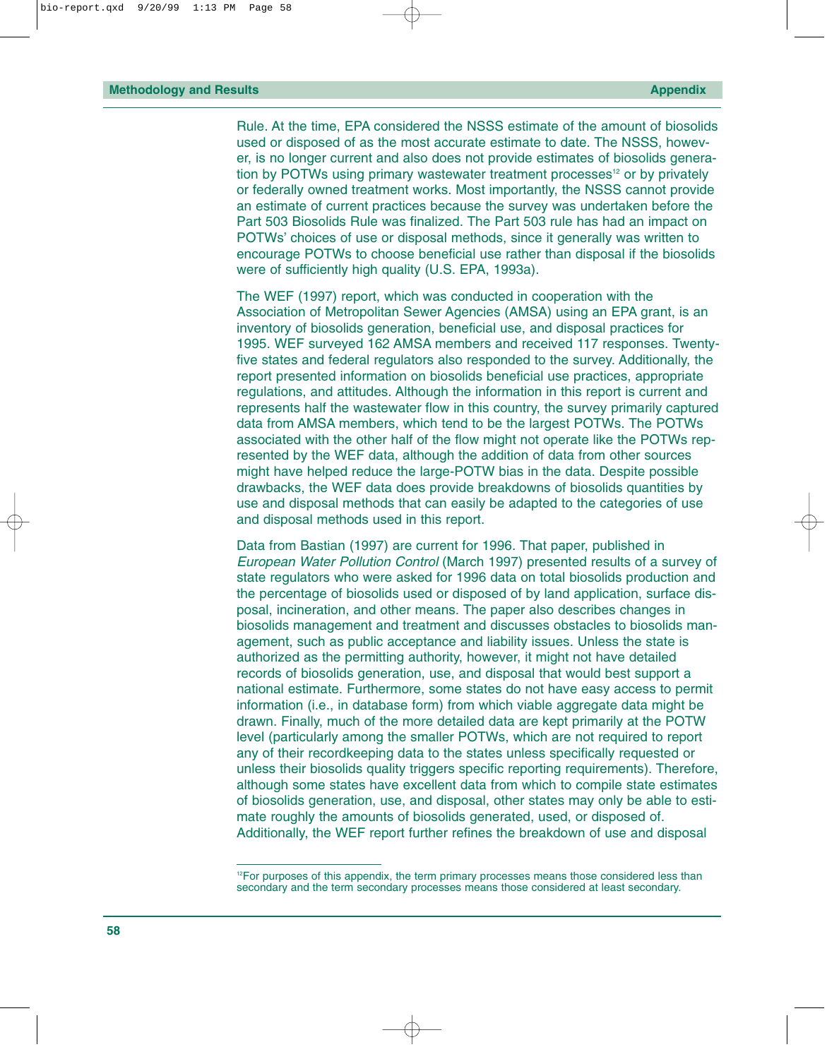Rule. At the time, EPA considered the NSSS estimate of the amount of biosolids used or disposed of as the most accurate estimate to date. The NSSS, however, is no longer current and also does not provide estimates of biosolids generation by POTWs using primary wastewater treatment processes[12] or by privately or federally owned treatment works. Most importantly, the NSSS cannot provide an estimate of current practices because the survey was undertaken before the Part 503 Biosolids Rule was finalized. The Part 503 rule has had an impact on POTWs' choices of use or disposal methods, since it generally was written to encourage POTWs to choose beneficial use rather than disposal if the biosolids were of sufficiently high quality (U.S. EPA, 1993a).

The WEF (1997) report, which was conducted in cooperation with the Association of Metropolitan Sewer Agencies (AMSA) using an EPA grant, is an inventory of biosolids generation, beneficial use, and disposal practices for 1995. WEF surveyed 162 AMSA members and received 117 responses. Twenty-five states and federal regulators also responded to the survey. Additionally, the report presented information on biosolids beneficial use practices, appropriate regulations, and attitudes. Although the information in this report is current and represents half the wastewater flow in this country, the survey primarily captured data from AMSA members, which tend to be the largest POTWs. The POTWs associated with the other half of the flow might not operate like the POTWs represented by the WEF data, although the addition of data from other sources might have helped reduce the large-POTW bias in the data. Despite possible drawbacks, the WEF data does provide breakdowns of biosolids quantities by use and disposal methods that can easily be adapted to the categories of use and disposal methods used in this report.

Data from Bastian (1997) are current for 1996. That paper, published in *European Water Pollution Control* (March 1997) presented results of a survey of state regulators who were asked for 1996 data on total biosolids production and the percentage of biosolids used or disposed of by land application, surface disposal, incineration, and other means. The paper also describes changes in biosolids management and treatment and discusses obstacles to biosolids management, such as public acceptance and liability issues. Unless the state is authorized as the permitting authority, however, it might not have detailed records of biosolids generation, use, and disposal that would best support a national estimate. Furthermore, some states do not have easy access to permit information (i.e., in database form) from which viable aggregate data might be drawn. Finally, much of the more detailed data are kept primarily at the POTW level (particularly among the smaller POTWs, which are not required to report any of their recordkeeping data to the states unless specifically requested or unless their biosolids quality triggers specific reporting requirements). Therefore, although some states have excellent data from which to compile state estimates of biosolids generation, use, and disposal, other states may only be able to estimate roughly the amounts of biosolids generated, used, or disposed of. Additionally, the WEF report further refines the breakdown of use and disposal

---

[12] For purposes of this appendix, the term primary processes means those considered less than secondary and the term secondary processes means those considered at least secondary.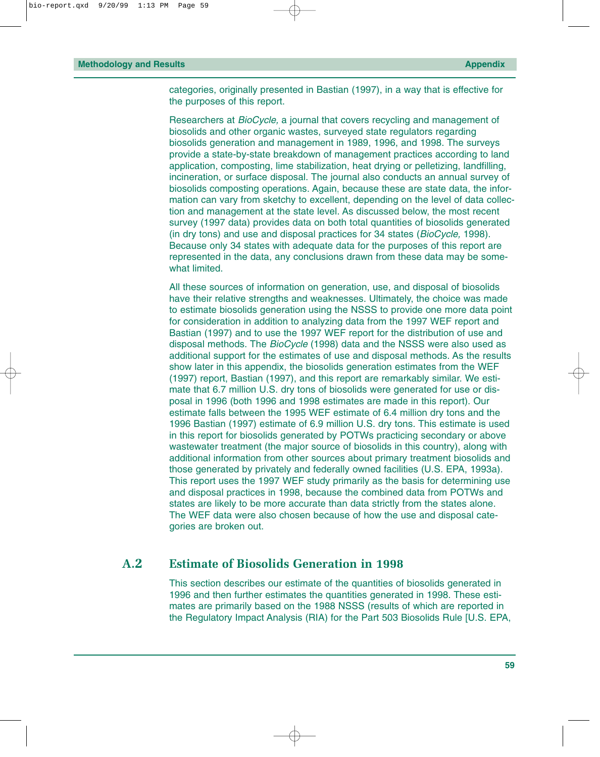categories, originally presented in Bastian (1997), in a way that is effective for the purposes of this report.

Researchers at *BioCycle,* a journal that covers recycling and management of biosolids and other organic wastes, surveyed state regulators regarding biosolids generation and management in 1989, 1996, and 1998. The surveys provide a state-by-state breakdown of management practices according to land application, composting, lime stabilization, heat drying or pelletizing, landfilling, incineration, or surface disposal. The journal also conducts an annual survey of biosolids composting operations. Again, because these are state data, the information can vary from sketchy to excellent, depending on the level of data collection and management at the state level. As discussed below, the most recent survey (1997 data) provides data on both total quantities of biosolids generated (in dry tons) and use and disposal practices for 34 states (*BioCycle,* 1998). Because only 34 states with adequate data for the purposes of this report are represented in the data, any conclusions drawn from these data may be somewhat limited.

All these sources of information on generation, use, and disposal of biosolids have their relative strengths and weaknesses. Ultimately, the choice was made to estimate biosolids generation using the NSSS to provide one more data point for consideration in addition to analyzing data from the 1997 WEF report and Bastian (1997) and to use the 1997 WEF report for the distribution of use and disposal methods. The *BioCycle* (1998) data and the NSSS were also used as additional support for the estimates of use and disposal methods. As the results show later in this appendix, the biosolids generation estimates from the WEF (1997) report, Bastian (1997), and this report are remarkably similar. We estimate that 6.7 million U.S. dry tons of biosolids were generated for use or disposal in 1996 (both 1996 and 1998 estimates are made in this report). Our estimate falls between the 1995 WEF estimate of 6.4 million dry tons and the 1996 Bastian (1997) estimate of 6.9 million U.S. dry tons. This estimate is used in this report for biosolids generated by POTWs practicing secondary or above wastewater treatment (the major source of biosolids in this country), along with additional information from other sources about primary treatment biosolids and those generated by privately and federally owned facilities (U.S. EPA, 1993a). This report uses the 1997 WEF study primarily as the basis for determining use and disposal practices in 1998, because the combined data from POTWs and states are likely to be more accurate than data strictly from the states alone. The WEF data were also chosen because of how the use and disposal categories are broken out.

## A.2 Estimate of Biosolids Generation in 1998

This section describes our estimate of the quantities of biosolids generated in 1996 and then further estimates the quantities generated in 1998. These estimates are primarily based on the 1988 NSSS (results of which are reported in the Regulatory Impact Analysis (RIA) for the Part 503 Biosolids Rule [U.S. EPA,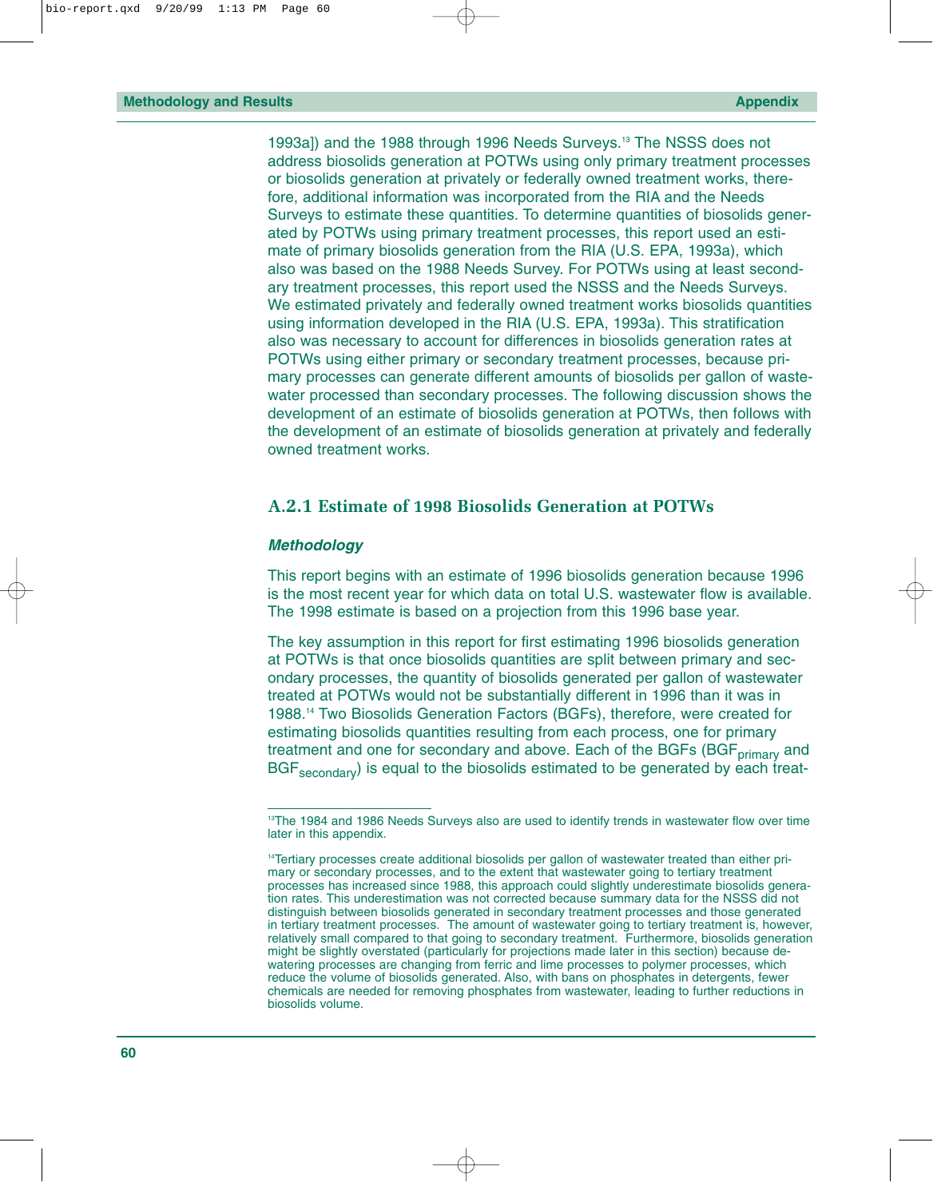1993a]) and the 1988 through 1996 Needs Surveys.[13] The NSSS does not address biosolids generation at POTWs using only primary treatment processes or biosolids generation at privately or federally owned treatment works, therefore, additional information was incorporated from the RIA and the Needs Surveys to estimate these quantities. To determine quantities of biosolids generated by POTWs using primary treatment processes, this report used an estimate of primary biosolids generation from the RIA (U.S. EPA, 1993a), which also was based on the 1988 Needs Survey. For POTWs using at least secondary treatment processes, this report used the NSSS and the Needs Surveys. We estimated privately and federally owned treatment works biosolids quantities using information developed in the RIA (U.S. EPA, 1993a). This stratification also was necessary to account for differences in biosolids generation rates at POTWs using either primary or secondary treatment processes, because primary processes can generate different amounts of biosolids per gallon of wastewater processed than secondary processes. The following discussion shows the development of an estimate of biosolids generation at POTWs, then follows with the development of an estimate of biosolids generation at privately and federally owned treatment works.

### A.2.1 Estimate of 1998 Biosolids Generation at POTWs

#### *Methodology*

This report begins with an estimate of 1996 biosolids generation because 1996 is the most recent year for which data on total U.S. wastewater flow is available. The 1998 estimate is based on a projection from this 1996 base year.

The key assumption in this report for first estimating 1996 biosolids generation at POTWs is that once biosolids quantities are split between primary and secondary processes, the quantity of biosolids generated per gallon of wastewater treated at POTWs would not be substantially different in 1996 than it was in 1988.[14] Two Biosolids Generation Factors (BGFs), therefore, were created for estimating biosolids quantities resulting from each process, one for primary treatment and one for secondary and above. Each of the BGFs ($BGF_{primary}$ and $BGF_{secondary}$) is equal to the biosolids estimated to be generated by each treat-

---

[13]The 1984 and 1986 Needs Surveys also are used to identify trends in wastewater flow over time later in this appendix.

[14]Tertiary processes create additional biosolids per gallon of wastewater treated than either primary or secondary processes, and to the extent that wastewater going to tertiary treatment processes has increased since 1988, this approach could slightly underestimate biosolids generation rates. This underestimation was not corrected because summary data for the NSSS did not distinguish between biosolids generated in secondary treatment processes and those generated in tertiary treatment processes. The amount of wastewater going to tertiary treatment is, however, relatively small compared to that going to secondary treatment. Furthermore, biosolids generation might be slightly overstated (particularly for projections made later in this section) because dewatering processes are changing from ferric and lime processes to polymer processes, which reduce the volume of biosolids generated. Also, with bans on phosphates in detergents, fewer chemicals are needed for removing phosphates from wastewater, leading to further reductions in biosolids volume.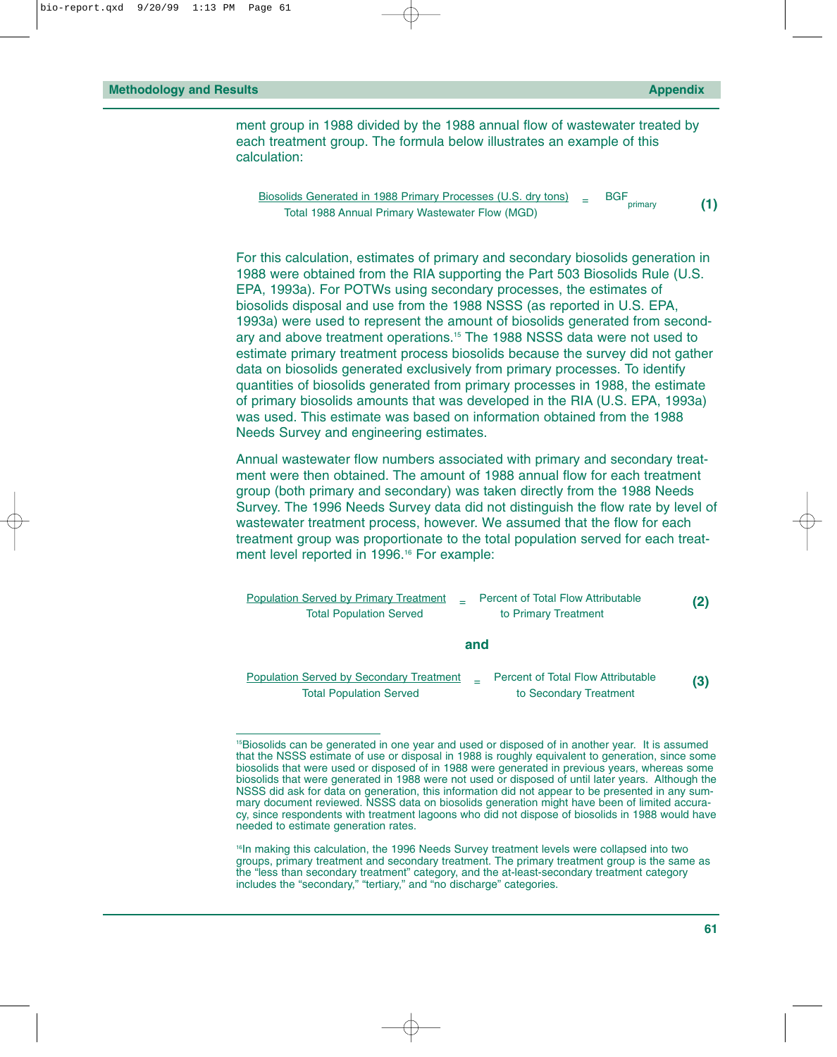ment group in 1988 divided by the 1988 annual flow of wastewater treated by each treatment group. The formula below illustrates an example of this calculation:

$$\frac{\text{Biosolids Generated in 1988 Primary Processes (U.S. dry tons)}}{\text{Total 1988 Annual Primary Wastewater Flow (MGD)}} = BGF_{primary} \quad \textbf{(1)}$$

For this calculation, estimates of primary and secondary biosolids generation in 1988 were obtained from the RIA supporting the Part 503 Biosolids Rule (U.S. EPA, 1993a). For POTWs using secondary processes, the estimates of biosolids disposal and use from the 1988 NSSS (as reported in U.S. EPA, 1993a) were used to represent the amount of biosolids generated from secondary and above treatment operations.[15] The 1988 NSSS data were not used to estimate primary treatment process biosolids because the survey did not gather data on biosolids generated exclusively from primary processes. To identify quantities of biosolids generated from primary processes in 1988, the estimate of primary biosolids amounts that was developed in the RIA (U.S. EPA, 1993a) was used. This estimate was based on information obtained from the 1988 Needs Survey and engineering estimates.

Annual wastewater flow numbers associated with primary and secondary treatment were then obtained. The amount of 1988 annual flow for each treatment group (both primary and secondary) was taken directly from the 1988 Needs Survey. The 1996 Needs Survey data did not distinguish the flow rate by level of wastewater treatment process, however. We assumed that the flow for each treatment group was proportionate to the total population served for each treatment level reported in 1996.[16] For example:

$$\frac{\text{Population Served by Primary Treatment}}{\text{Total Population Served}} = \text{Percent of Total Flow Attributable to Primary Treatment} \quad \textbf{(2)}$$

**and**

$$\frac{\text{Population Served by Secondary Treatment}}{\text{Total Population Served}} = \text{Percent of Total Flow Attributable to Secondary Treatment} \quad \textbf{(3)}$$

---

[15]Biosolids can be generated in one year and used or disposed of in another year. It is assumed that the NSSS estimate of use or disposal in 1988 is roughly equivalent to generation, since some biosolids that were used or disposed of in 1988 were generated in previous years, whereas some biosolids that were generated in 1988 were not used or disposed of until later years. Although the NSSS did ask for data on generation, this information did not appear to be presented in any summary document reviewed. NSSS data on biosolids generation might have been of limited accuracy, since respondents with treatment lagoons who did not dispose of biosolids in 1988 would have needed to estimate generation rates.

[16]In making this calculation, the 1996 Needs Survey treatment levels were collapsed into two groups, primary treatment and secondary treatment. The primary treatment group is the same as the "less than secondary treatment" category, and the at-least-secondary treatment category includes the "secondary," "tertiary," and "no discharge" categories.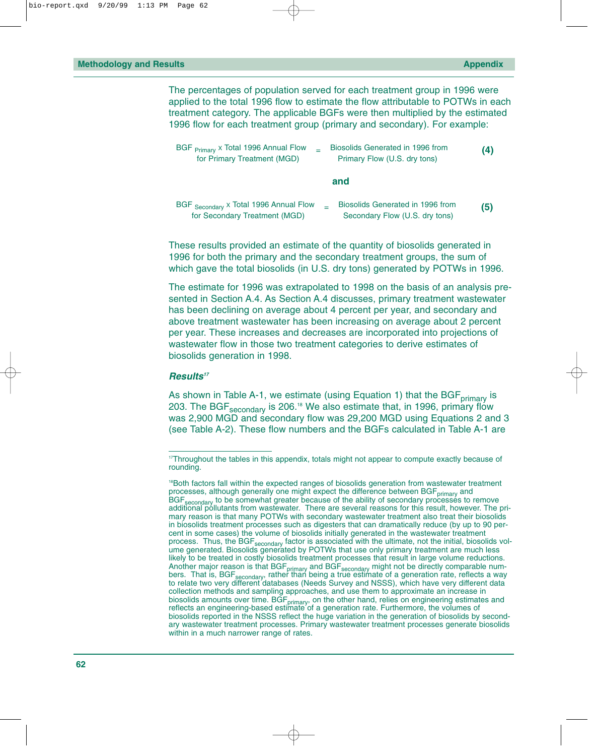The percentages of population served for each treatment group in 1996 were applied to the total 1996 flow to estimate the flow attributable to POTWs in each treatment category. The applicable BGFs were then multiplied by the estimated 1996 flow for each treatment group (primary and secondary). For example:

$$BGF_{Primary} \times \text{Total 1996 Annual Flow for Primary Treatment (MGD)} = \text{Biosolids Generated in 1996 from Primary Flow (U.S. dry tons)} \quad (4)$$

**and**

$$BGF_{Secondary} \times \text{Total 1996 Annual Flow for Secondary Treatment (MGD)} = \text{Biosolids Generated in 1996 from Secondary Flow (U.S. dry tons)} \quad (5)$$

These results provided an estimate of the quantity of biosolids generated in 1996 for both the primary and the secondary treatment groups, the sum of which gave the total biosolids (in U.S. dry tons) generated by POTWs in 1996.

The estimate for 1996 was extrapolated to 1998 on the basis of an analysis presented in Section A.4. As Section A.4 discusses, primary treatment wastewater has been declining on average about 4 percent per year, and secondary and above treatment wastewater has been increasing on average about 2 percent per year. These increases and decreases are incorporated into projections of wastewater flow in those two treatment categories to derive estimates of biosolids generation in 1998.

### *Results*[17]

As shown in Table A-1, we estimate (using Equation 1) that the $BGF_{primary}$ is 203. The $BGF_{secondary}$ is 206.[18] We also estimate that, in 1996, primary flow was 2,900 MGD and secondary flow was 29,200 MGD using Equations 2 and 3 (see Table A-2). These flow numbers and the BGFs calculated in Table A-1 are

---

[17] Throughout the tables in this appendix, totals might not appear to compute exactly because of rounding.

[18] Both factors fall within the expected ranges of biosolids generation from wastewater treatment processes, although generally one might expect the difference between $BGF_{primary}$ and $BGF_{secondary}$ to be somewhat greater because of the ability of secondary processes to remove additional pollutants from wastewater. There are several reasons for this result, however. The primary reason is that many POTWs with secondary wastewater treatment also treat their biosolids in biosolids treatment processes such as digesters that can dramatically reduce (by up to 90 percent in some cases) the volume of biosolids initially generated in the wastewater treatment process. Thus, the $BGF_{secondary}$ factor is associated with the ultimate, not the initial, biosolids volume generated. Biosolids generated by POTWs that use only primary treatment are much less likely to be treated in costly biosolids treatment processes that result in large volume reductions. Another major reason is that $BGF_{primary}$ and $BGF_{secondary}$ might not be directly comparable numbers. That is, $BGF_{secondary}$, rather than being a true estimate of a generation rate, reflects a way to relate two very different databases (Needs Survey and NSSS), which have very different data collection methods and sampling approaches, and use them to approximate an increase in biosolids amounts over time. $BGF_{primary}$, on the other hand, relies on engineering estimates and reflects an engineering-based estimate of a generation rate. Furthermore, the volumes of biosolids reported in the NSSS reflect the huge variation in the generation of biosolids by secondary wastewater treatment processes. Primary wastewater treatment processes generate biosolids within in a much narrower range of rates.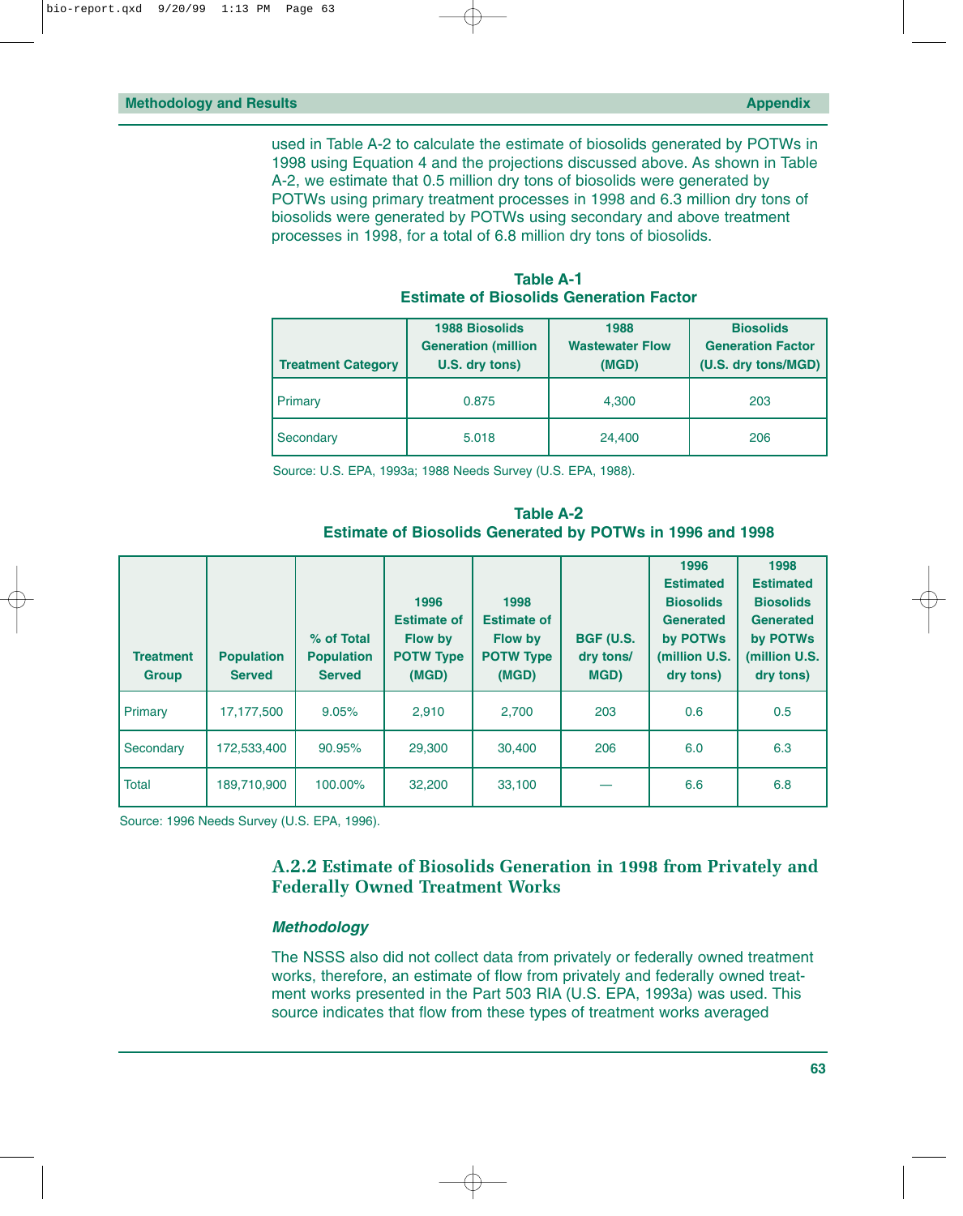used in Table A-2 to calculate the estimate of biosolids generated by POTWs in 1998 using Equation 4 and the projections discussed above. As shown in Table A-2, we estimate that 0.5 million dry tons of biosolids were generated by POTWs using primary treatment processes in 1998 and 6.3 million dry tons of biosolids were generated by POTWs using secondary and above treatment processes in 1998, for a total of 6.8 million dry tons of biosolids.

**Table A-1**
**Estimate of Biosolids Generation Factor**

| Treatment Category | 1988 Biosolids Generation (million U.S. dry tons) | 1988 Wastewater Flow (MGD) | Biosolids Generation Factor (U.S. dry tons/MGD) |
|---|---|---|---|
| Primary | 0.875 | 4,300 | 203 |
| Secondary | 5.018 | 24,400 | 206 |

Source: U.S. EPA, 1993a; 1988 Needs Survey (U.S. EPA, 1988).

**Table A-2**
**Estimate of Biosolids Generated by POTWs in 1996 and 1998**

| Treatment Group | Population Served | % of Total Population Served | 1996 Estimate of Flow by POTW Type (MGD) | 1998 Estimate of Flow by POTW Type (MGD) | BGF (U.S. dry tons/ MGD) | 1996 Estimated Biosolids Generated by POTWs (million U.S. dry tons) | 1998 Estimated Biosolids Generated by POTWs (million U.S. dry tons) |
|---|---|---|---|---|---|---|---|
| Primary | 17,177,500 | 9.05% | 2,910 | 2,700 | 203 | 0.6 | 0.5 |
| Secondary | 172,533,400 | 90.95% | 29,300 | 30,400 | 206 | 6.0 | 6.3 |
| Total | 189,710,900 | 100.00% | 32,200 | 33,100 | — | 6.6 | 6.8 |

Source: 1996 Needs Survey (U.S. EPA, 1996).

### A.2.2 Estimate of Biosolids Generation in 1998 from Privately and Federally Owned Treatment Works

#### *Methodology*

The NSSS also did not collect data from privately or federally owned treatment works, therefore, an estimate of flow from privately and federally owned treatment works presented in the Part 503 RIA (U.S. EPA, 1993a) was used. This source indicates that flow from these types of treatment works averaged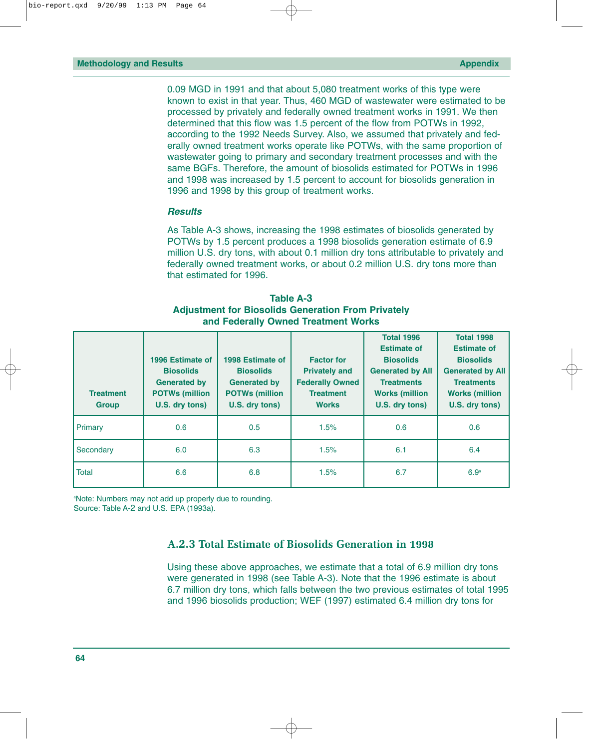0.09 MGD in 1991 and that about 5,080 treatment works of this type were known to exist in that year. Thus, 460 MGD of wastewater were estimated to be processed by privately and federally owned treatment works in 1991. We then determined that this flow was 1.5 percent of the flow from POTWs in 1992, according to the 1992 Needs Survey. Also, we assumed that privately and federally owned treatment works operate like POTWs, with the same proportion of wastewater going to primary and secondary treatment processes and with the same BGFs. Therefore, the amount of biosolids estimated for POTWs in 1996 and 1998 was increased by 1.5 percent to account for biosolids generation in 1996 and 1998 by this group of treatment works.

***Results***

As Table A-3 shows, increasing the 1998 estimates of biosolids generated by POTWs by 1.5 percent produces a 1998 biosolids generation estimate of 6.9 million U.S. dry tons, with about 0.1 million dry tons attributable to privately and federally owned treatment works, or about 0.2 million U.S. dry tons more than that estimated for 1996.

**Table A-3**
**Adjustment for Biosolids Generation From Privately and Federally Owned Treatment Works**

| Treatment Group | 1996 Estimate of Biosolids Generated by POTWs (million U.S. dry tons) | 1998 Estimate of Biosolids Generated by POTWs (million U.S. dry tons) | Factor for Privately and Federally Owned Treatment Works | Total 1996 Estimate of Biosolids Generated by All Treatments Works (million U.S. dry tons) | Total 1998 Estimate of Biosolids Generated by All Treatments Works (million U.S. dry tons) |
|---|---|---|---|---|---|
| Primary | 0.6 | 0.5 | 1.5% | 0.6 | 0.6 |
| Secondary | 6.0 | 6.3 | 1.5% | 6.1 | 6.4 |
| Total | 6.6 | 6.8 | 1.5% | 6.7 | 6.9[a] |

[a]Note: Numbers may not add up properly due to rounding.
Source: Table A-2 and U.S. EPA (1993a).

### A.2.3 Total Estimate of Biosolids Generation in 1998

Using these above approaches, we estimate that a total of 6.9 million dry tons were generated in 1998 (see Table A-3). Note that the 1996 estimate is about 6.7 million dry tons, which falls between the two previous estimates of total 1995 and 1996 biosolids production; WEF (1997) estimated 6.4 million dry tons for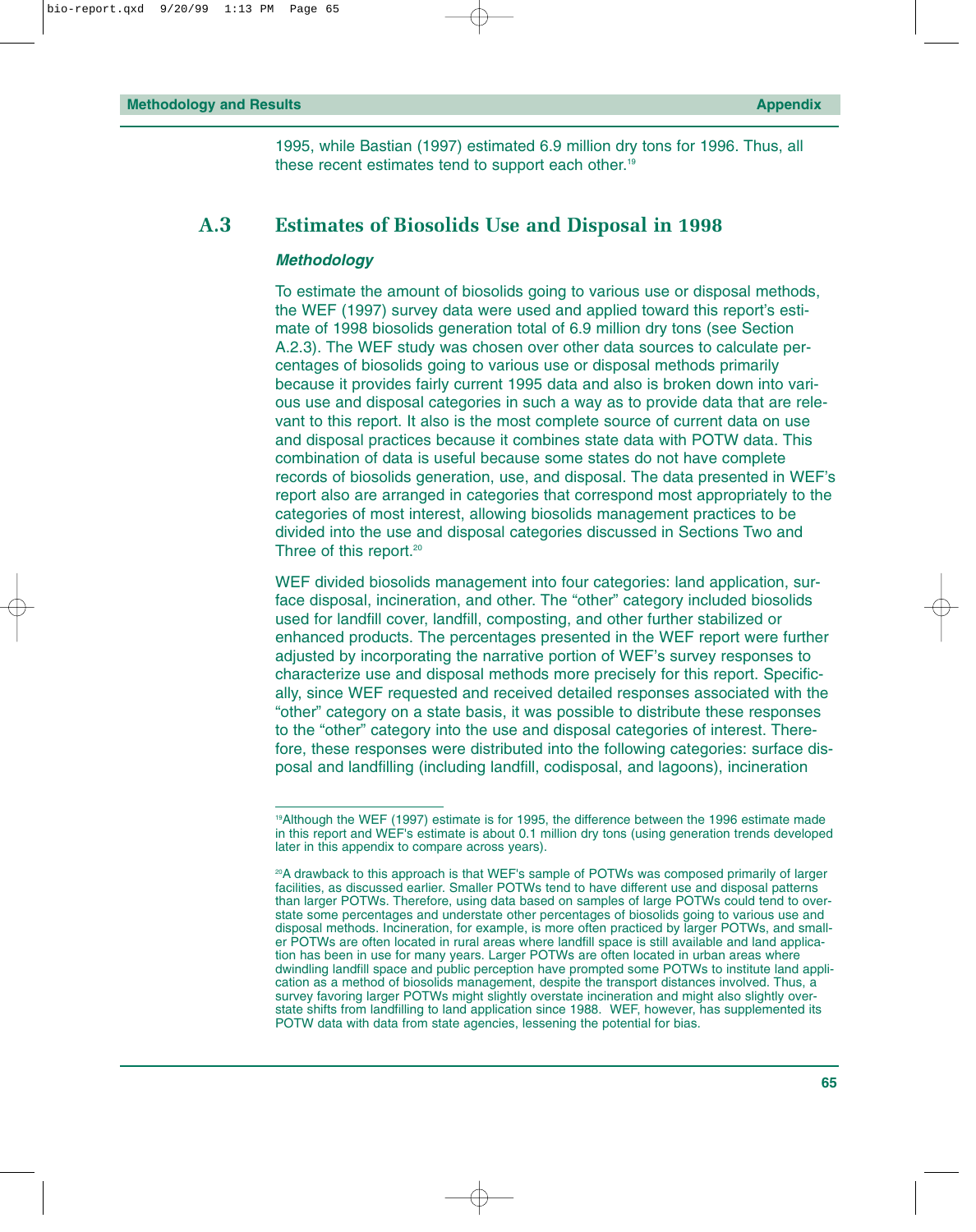1995, while Bastian (1997) estimated 6.9 million dry tons for 1996. Thus, all these recent estimates tend to support each other.[19]

## A.3 Estimates of Biosolids Use and Disposal in 1998

### *Methodology*

To estimate the amount of biosolids going to various use or disposal methods, the WEF (1997) survey data were used and applied toward this report's estimate of 1998 biosolids generation total of 6.9 million dry tons (see Section A.2.3). The WEF study was chosen over other data sources to calculate percentages of biosolids going to various use or disposal methods primarily because it provides fairly current 1995 data and also is broken down into various use and disposal categories in such a way as to provide data that are relevant to this report. It also is the most complete source of current data on use and disposal practices because it combines state data with POTW data. This combination of data is useful because some states do not have complete records of biosolids generation, use, and disposal. The data presented in WEF's report also are arranged in categories that correspond most appropriately to the categories of most interest, allowing biosolids management practices to be divided into the use and disposal categories discussed in Sections Two and Three of this report.[20]

WEF divided biosolids management into four categories: land application, surface disposal, incineration, and other. The "other" category included biosolids used for landfill cover, landfill, composting, and other further stabilized or enhanced products. The percentages presented in the WEF report were further adjusted by incorporating the narrative portion of WEF's survey responses to characterize use and disposal methods more precisely for this report. Specifically, since WEF requested and received detailed responses associated with the "other" category on a state basis, it was possible to distribute these responses to the "other" category into the use and disposal categories of interest. Therefore, these responses were distributed into the following categories: surface disposal and landfilling (including landfill, codisposal, and lagoons), incineration

---

[19]Although the WEF (1997) estimate is for 1995, the difference between the 1996 estimate made in this report and WEF's estimate is about 0.1 million dry tons (using generation trends developed later in this appendix to compare across years).

[20]A drawback to this approach is that WEF's sample of POTWs was composed primarily of larger facilities, as discussed earlier. Smaller POTWs tend to have different use and disposal patterns than larger POTWs. Therefore, using data based on samples of large POTWs could tend to overstate some percentages and understate other percentages of biosolids going to various use and disposal methods. Incineration, for example, is more often practiced by larger POTWs, and smaller POTWs are often located in rural areas where landfill space is still available and land application has been in use for many years. Larger POTWs are often located in urban areas where dwindling landfill space and public perception have prompted some POTWs to institute land application as a method of biosolids management, despite the transport distances involved. Thus, a survey favoring larger POTWs might slightly overstate incineration and might also slightly overstate shifts from landfilling to land application since 1988. WEF, however, has supplemented its POTW data with data from state agencies, lessening the potential for bias.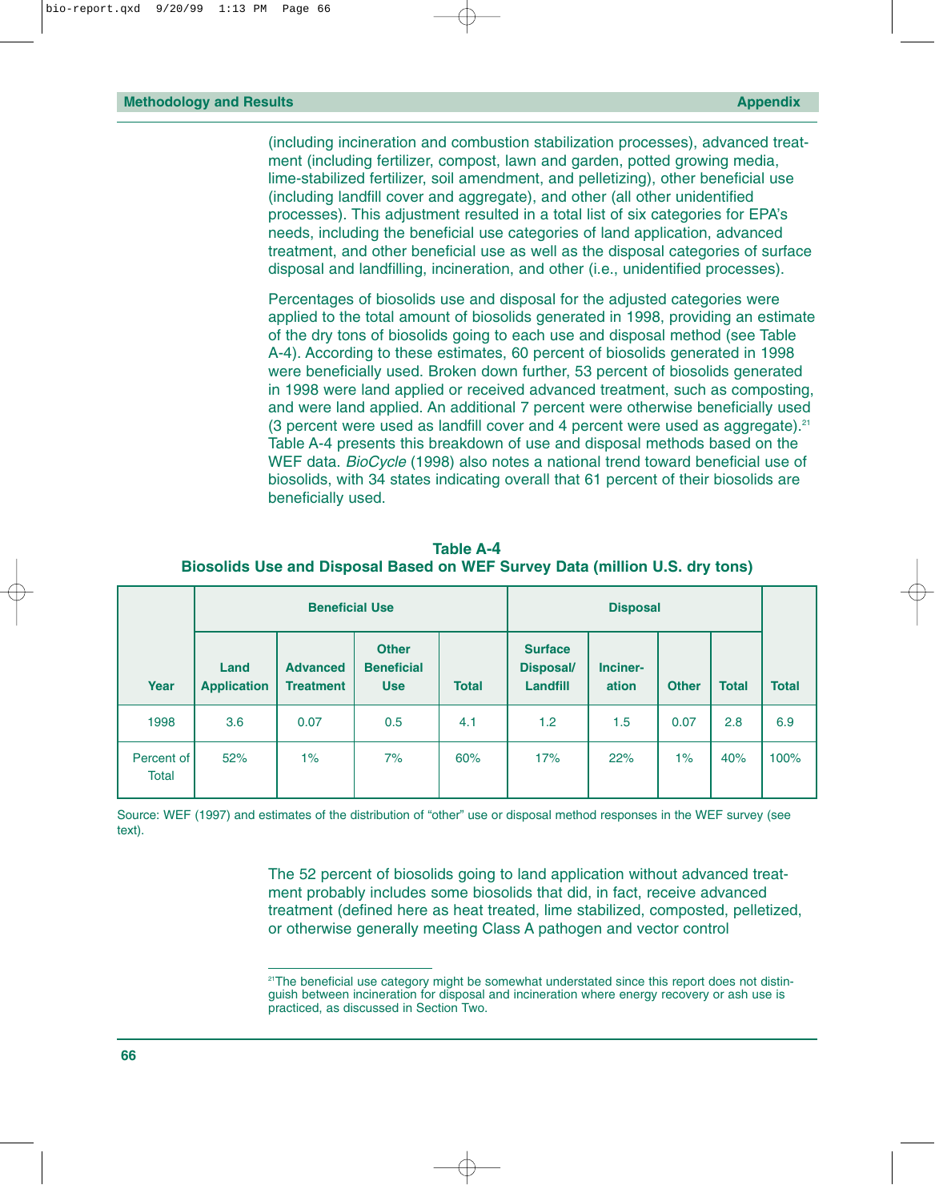(including incineration and combustion stabilization processes), advanced treatment (including fertilizer, compost, lawn and garden, potted growing media, lime-stabilized fertilizer, soil amendment, and pelletizing), other beneficial use (including landfill cover and aggregate), and other (all other unidentified processes). This adjustment resulted in a total list of six categories for EPA's needs, including the beneficial use categories of land application, advanced treatment, and other beneficial use as well as the disposal categories of surface disposal and landfilling, incineration, and other (i.e., unidentified processes).

Percentages of biosolids use and disposal for the adjusted categories were applied to the total amount of biosolids generated in 1998, providing an estimate of the dry tons of biosolids going to each use and disposal method (see Table A-4). According to these estimates, 60 percent of biosolids generated in 1998 were beneficially used. Broken down further, 53 percent of biosolids generated in 1998 were land applied or received advanced treatment, such as composting, and were land applied. An additional 7 percent were otherwise beneficially used (3 percent were used as landfill cover and 4 percent were used as aggregate).[21] Table A-4 presents this breakdown of use and disposal methods based on the WEF data. *BioCycle* (1998) also notes a national trend toward beneficial use of biosolids, with 34 states indicating overall that 61 percent of their biosolids are beneficially used.

**Table A-4**
**Biosolids Use and Disposal Based on WEF Survey Data (million U.S. dry tons)**

| | Beneficial Use | | | | Disposal | | | | |
|---|---|---|---|---|---|---|---|---|---|
| Year | Land Application | Advanced Treatment | Other Beneficial Use | Total | Surface Disposal/ Landfill | Incineration | Other | Total | Total |
| 1998 | 3.6 | 0.07 | 0.5 | 4.1 | 1.2 | 1.5 | 0.07 | 2.8 | 6.9 |
| Percent of Total | 52% | 1% | 7% | 60% | 17% | 22% | 1% | 40% | 100% |

Source: WEF (1997) and estimates of the distribution of "other" use or disposal method responses in the WEF survey (see text).

The 52 percent of biosolids going to land application without advanced treatment probably includes some biosolids that did, in fact, receive advanced treatment (defined here as heat treated, lime stabilized, composted, pelletized, or otherwise generally meeting Class A pathogen and vector control

[21] The beneficial use category might be somewhat understated since this report does not distinguish between incineration for disposal and incineration where energy recovery or ash use is practiced, as discussed in Section Two.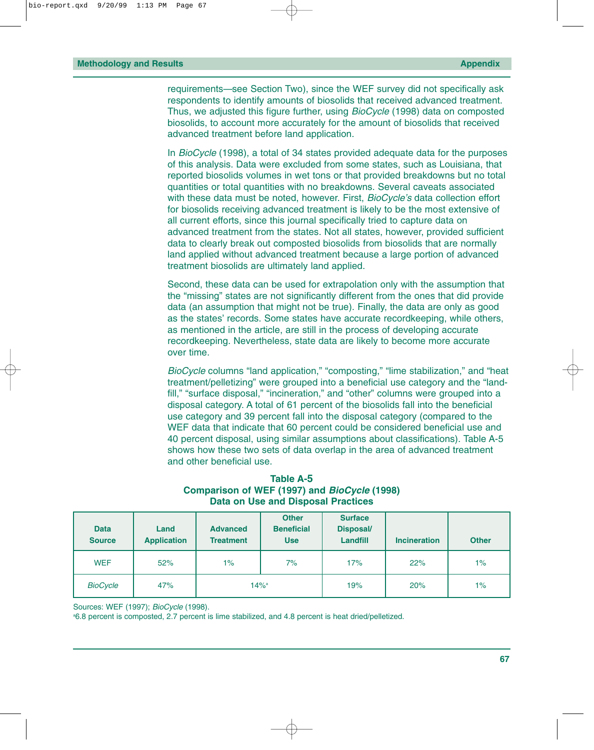requirements—see Section Two), since the WEF survey did not specifically ask respondents to identify amounts of biosolids that received advanced treatment. Thus, we adjusted this figure further, using *BioCycle* (1998) data on composted biosolids, to account more accurately for the amount of biosolids that received advanced treatment before land application.

In *BioCycle* (1998), a total of 34 states provided adequate data for the purposes of this analysis. Data were excluded from some states, such as Louisiana, that reported biosolids volumes in wet tons or that provided breakdowns but no total quantities or total quantities with no breakdowns. Several caveats associated with these data must be noted, however. First, *BioCycle's* data collection effort for biosolids receiving advanced treatment is likely to be the most extensive of all current efforts, since this journal specifically tried to capture data on advanced treatment from the states. Not all states, however, provided sufficient data to clearly break out composted biosolids from biosolids that are normally land applied without advanced treatment because a large portion of advanced treatment biosolids are ultimately land applied.

Second, these data can be used for extrapolation only with the assumption that the "missing" states are not significantly different from the ones that did provide data (an assumption that might not be true). Finally, the data are only as good as the states' records. Some states have accurate recordkeeping, while others, as mentioned in the article, are still in the process of developing accurate recordkeeping. Nevertheless, state data are likely to become more accurate over time.

*BioCycle* columns "land application," "composting," "lime stabilization," and "heat treatment/pelletizing" were grouped into a beneficial use category and the "landfill," "surface disposal," "incineration," and "other" columns were grouped into a disposal category. A total of 61 percent of the biosolids fall into the beneficial use category and 39 percent fall into the disposal category (compared to the WEF data that indicate that 60 percent could be considered beneficial use and 40 percent disposal, using similar assumptions about classifications). Table A-5 shows how these two sets of data overlap in the area of advanced treatment and other beneficial use.

**Table A-5**
**Comparison of WEF (1997) and *BioCycle* (1998) Data on Use and Disposal Practices**

| Data Source | Land Application | Advanced Treatment | Other Beneficial Use | Surface Disposal/ Landfill | Incineration | Other |
|---|---|---|---|---|---|---|
| WEF | 52% | 1% | 7% | 17% | 22% | 1% |
| *BioCycle* | 47% | 14%[a] | | 19% | 20% | 1% |

Sources: WEF (1997); *BioCycle* (1998).
[a] 6.8 percent is composted, 2.7 percent is lime stabilized, and 4.8 percent is heat dried/pelletized.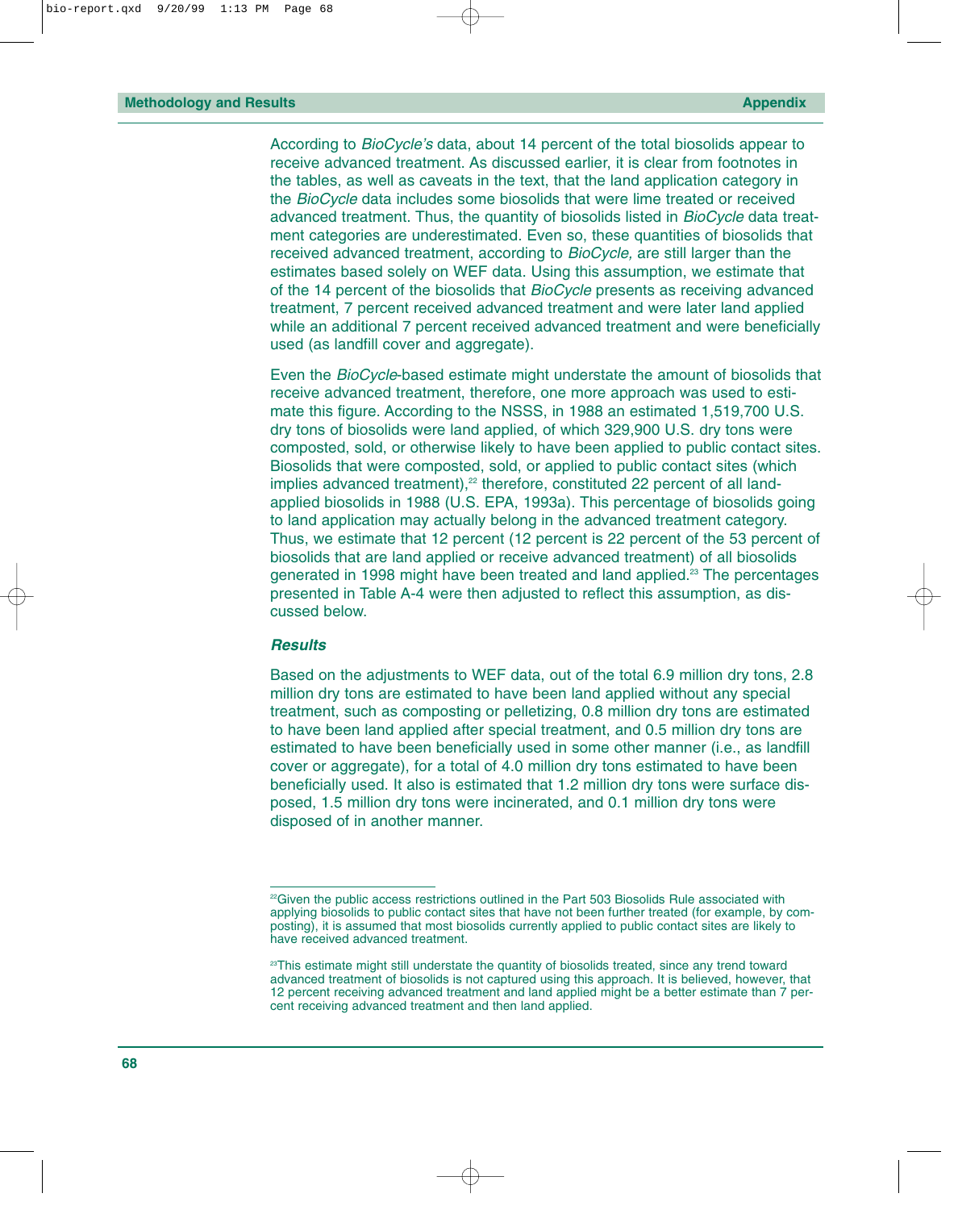According to *BioCycle's* data, about 14 percent of the total biosolids appear to receive advanced treatment. As discussed earlier, it is clear from footnotes in the tables, as well as caveats in the text, that the land application category in the *BioCycle* data includes some biosolids that were lime treated or received advanced treatment. Thus, the quantity of biosolids listed in *BioCycle* data treatment categories are underestimated. Even so, these quantities of biosolids that received advanced treatment, according to *BioCycle,* are still larger than the estimates based solely on WEF data. Using this assumption, we estimate that of the 14 percent of the biosolids that *BioCycle* presents as receiving advanced treatment, 7 percent received advanced treatment and were later land applied while an additional 7 percent received advanced treatment and were beneficially used (as landfill cover and aggregate).

Even the *BioCycle*-based estimate might understate the amount of biosolids that receive advanced treatment, therefore, one more approach was used to estimate this figure. According to the NSSS, in 1988 an estimated 1,519,700 U.S. dry tons of biosolids were land applied, of which 329,900 U.S. dry tons were composted, sold, or otherwise likely to have been applied to public contact sites. Biosolids that were composted, sold, or applied to public contact sites (which implies advanced treatment),[22] therefore, constituted 22 percent of all land-applied biosolids in 1988 (U.S. EPA, 1993a). This percentage of biosolids going to land application may actually belong in the advanced treatment category. Thus, we estimate that 12 percent (12 percent is 22 percent of the 53 percent of biosolids that are land applied or receive advanced treatment) of all biosolids generated in 1998 might have been treated and land applied.[23] The percentages presented in Table A-4 were then adjusted to reflect this assumption, as discussed below.

### *Results*

Based on the adjustments to WEF data, out of the total 6.9 million dry tons, 2.8 million dry tons are estimated to have been land applied without any special treatment, such as composting or pelletizing, 0.8 million dry tons are estimated to have been land applied after special treatment, and 0.5 million dry tons are estimated to have been beneficially used in some other manner (i.e., as landfill cover or aggregate), for a total of 4.0 million dry tons estimated to have been beneficially used. It also is estimated that 1.2 million dry tons were surface disposed, 1.5 million dry tons were incinerated, and 0.1 million dry tons were disposed of in another manner.

---

[22] Given the public access restrictions outlined in the Part 503 Biosolids Rule associated with applying biosolids to public contact sites that have not been further treated (for example, by composting), it is assumed that most biosolids currently applied to public contact sites are likely to have received advanced treatment.

[23] This estimate might still understate the quantity of biosolids treated, since any trend toward advanced treatment of biosolids is not captured using this approach. It is believed, however, that 12 percent receiving advanced treatment and land applied might be a better estimate than 7 percent receiving advanced treatment and then land applied.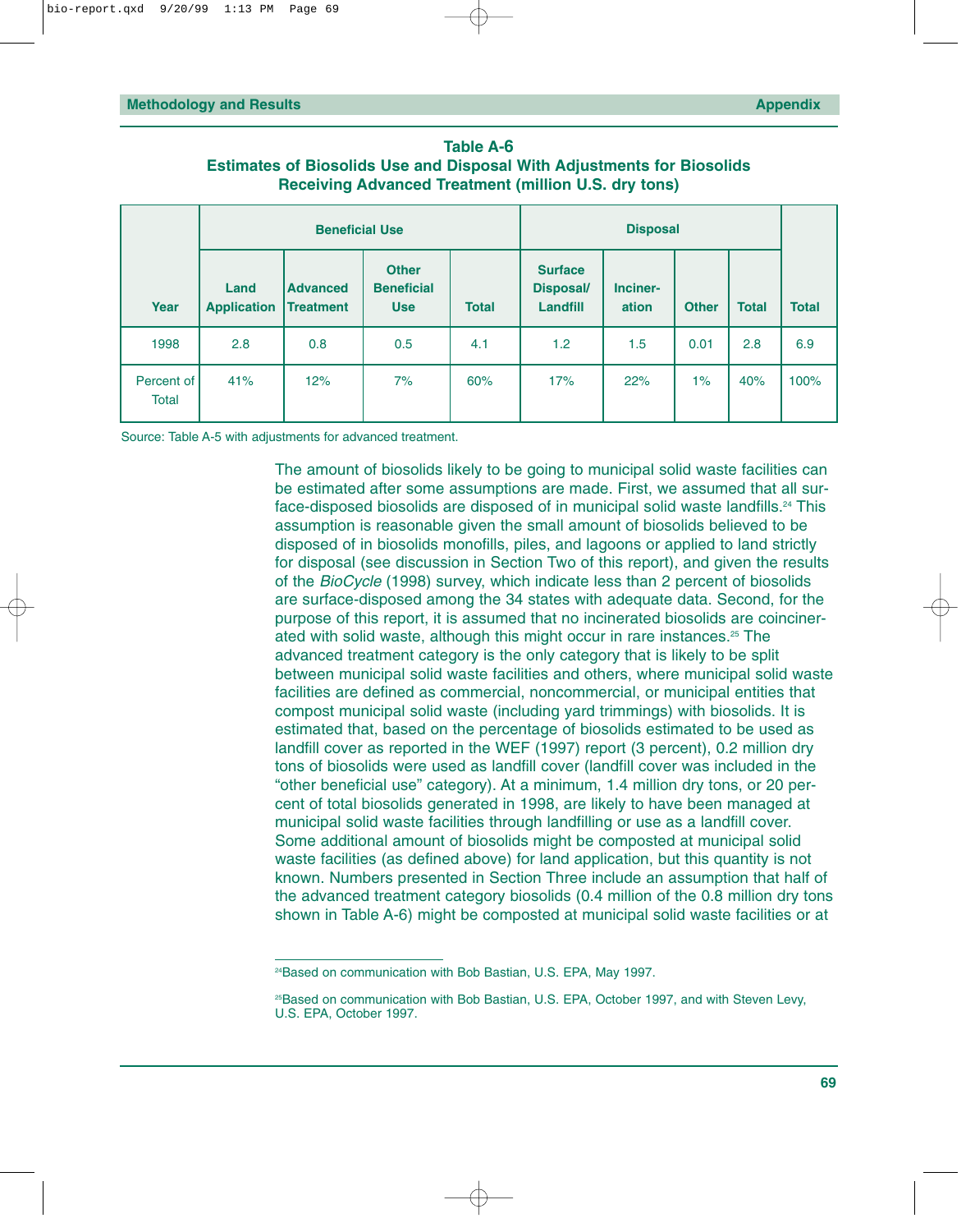**Table A-6**
**Estimates of Biosolids Use and Disposal With Adjustments for Biosolids Receiving Advanced Treatment (million U.S. dry tons)**

| | Beneficial Use | | | | Disposal | | | | |
|---|---|---|---|---|---|---|---|---|---|
| Year | Land Application | Advanced Treatment | Other Beneficial Use | Total | Surface Disposal/ Landfill | Inciner-ation | Other | Total | Total |
| 1998 | 2.8 | 0.8 | 0.5 | 4.1 | 1.2 | 1.5 | 0.01 | 2.8 | 6.9 |
| Percent of Total | 41% | 12% | 7% | 60% | 17% | 22% | 1% | 40% | 100% |

Source: Table A-5 with adjustments for advanced treatment.

The amount of biosolids likely to be going to municipal solid waste facilities can be estimated after some assumptions are made. First, we assumed that all surface-disposed biosolids are disposed of in municipal solid waste landfills.[24] This assumption is reasonable given the small amount of biosolids believed to be disposed of in biosolids monofills, piles, and lagoons or applied to land strictly for disposal (see discussion in Section Two of this report), and given the results of the *BioCycle* (1998) survey, which indicate less than 2 percent of biosolids are surface-disposed among the 34 states with adequate data. Second, for the purpose of this report, it is assumed that no incinerated biosolids are coincinerated with solid waste, although this might occur in rare instances.[25] The advanced treatment category is the only category that is likely to be split between municipal solid waste facilities and others, where municipal solid waste facilities are defined as commercial, noncommercial, or municipal entities that compost municipal solid waste (including yard trimmings) with biosolids. It is estimated that, based on the percentage of biosolids estimated to be used as landfill cover as reported in the WEF (1997) report (3 percent), 0.2 million dry tons of biosolids were used as landfill cover (landfill cover was included in the "other beneficial use" category). At a minimum, 1.4 million dry tons, or 20 percent of total biosolids generated in 1998, are likely to have been managed at municipal solid waste facilities through landfilling or use as a landfill cover. Some additional amount of biosolids might be composted at municipal solid waste facilities (as defined above) for land application, but this quantity is not known. Numbers presented in Section Three include an assumption that half of the advanced treatment category biosolids (0.4 million of the 0.8 million dry tons shown in Table A-6) might be composted at municipal solid waste facilities or at

---

[24] Based on communication with Bob Bastian, U.S. EPA, May 1997.

[25] Based on communication with Bob Bastian, U.S. EPA, October 1997, and with Steven Levy, U.S. EPA, October 1997.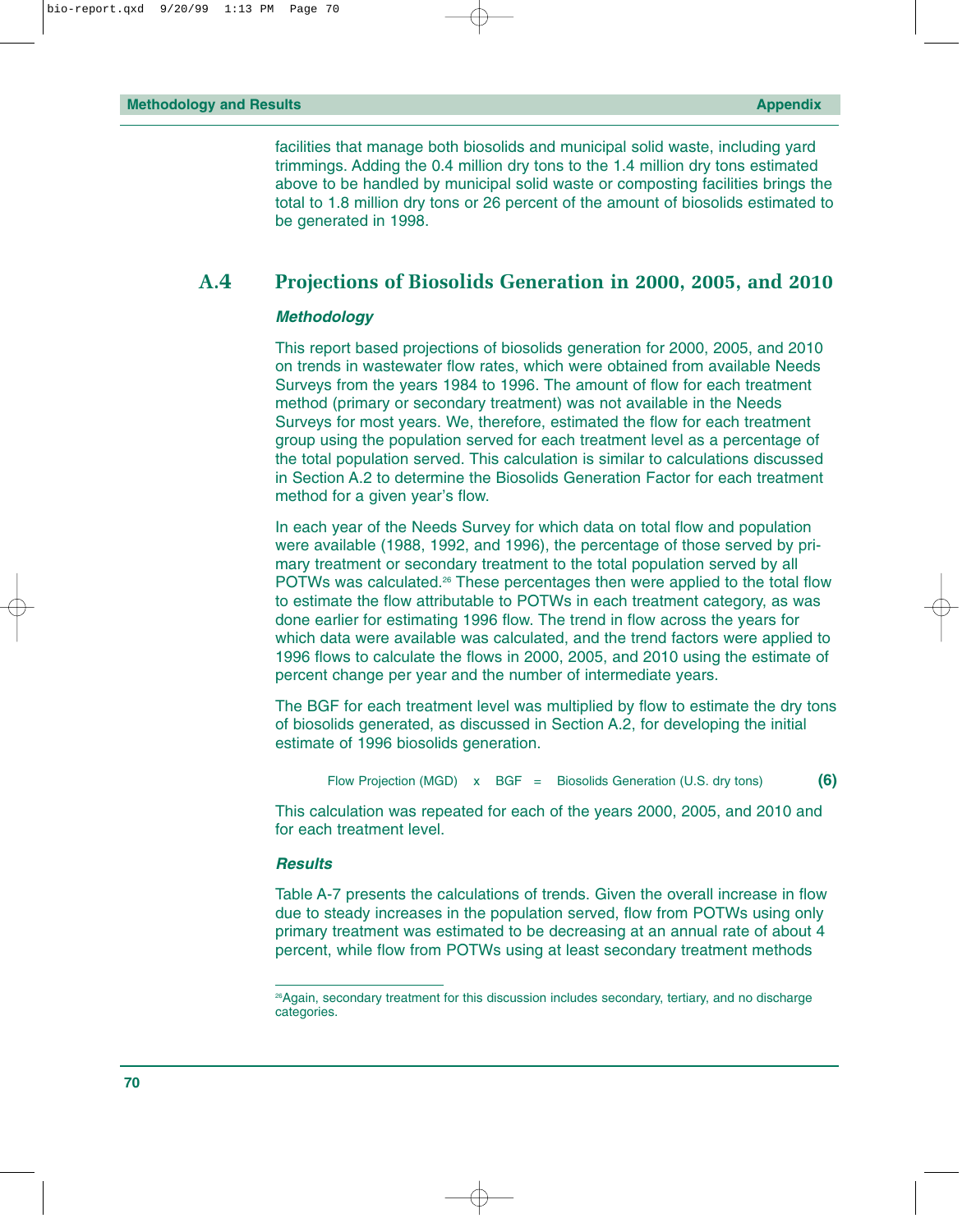facilities that manage both biosolids and municipal solid waste, including yard trimmings. Adding the 0.4 million dry tons to the 1.4 million dry tons estimated above to be handled by municipal solid waste or composting facilities brings the total to 1.8 million dry tons or 26 percent of the amount of biosolids estimated to be generated in 1998.

## A.4 Projections of Biosolids Generation in 2000, 2005, and 2010

### *Methodology*

This report based projections of biosolids generation for 2000, 2005, and 2010 on trends in wastewater flow rates, which were obtained from available Needs Surveys from the years 1984 to 1996. The amount of flow for each treatment method (primary or secondary treatment) was not available in the Needs Surveys for most years. We, therefore, estimated the flow for each treatment group using the population served for each treatment level as a percentage of the total population served. This calculation is similar to calculations discussed in Section A.2 to determine the Biosolids Generation Factor for each treatment method for a given year's flow.

In each year of the Needs Survey for which data on total flow and population were available (1988, 1992, and 1996), the percentage of those served by primary treatment or secondary treatment to the total population served by all POTWs was calculated.[26] These percentages then were applied to the total flow to estimate the flow attributable to POTWs in each treatment category, as was done earlier for estimating 1996 flow. The trend in flow across the years for which data were available was calculated, and the trend factors were applied to 1996 flows to calculate the flows in 2000, 2005, and 2010 using the estimate of percent change per year and the number of intermediate years.

The BGF for each treatment level was multiplied by flow to estimate the dry tons of biosolids generated, as discussed in Section A.2, for developing the initial estimate of 1996 biosolids generation.

$$\text{Flow Projection (MGD)} \times \text{BGF} = \text{Biosolids Generation (U.S. dry tons)} \qquad \textbf{(6)}$$

This calculation was repeated for each of the years 2000, 2005, and 2010 and for each treatment level.

### *Results*

Table A-7 presents the calculations of trends. Given the overall increase in flow due to steady increases in the population served, flow from POTWs using only primary treatment was estimated to be decreasing at an annual rate of about 4 percent, while flow from POTWs using at least secondary treatment methods

---

[26] Again, secondary treatment for this discussion includes secondary, tertiary, and no discharge categories.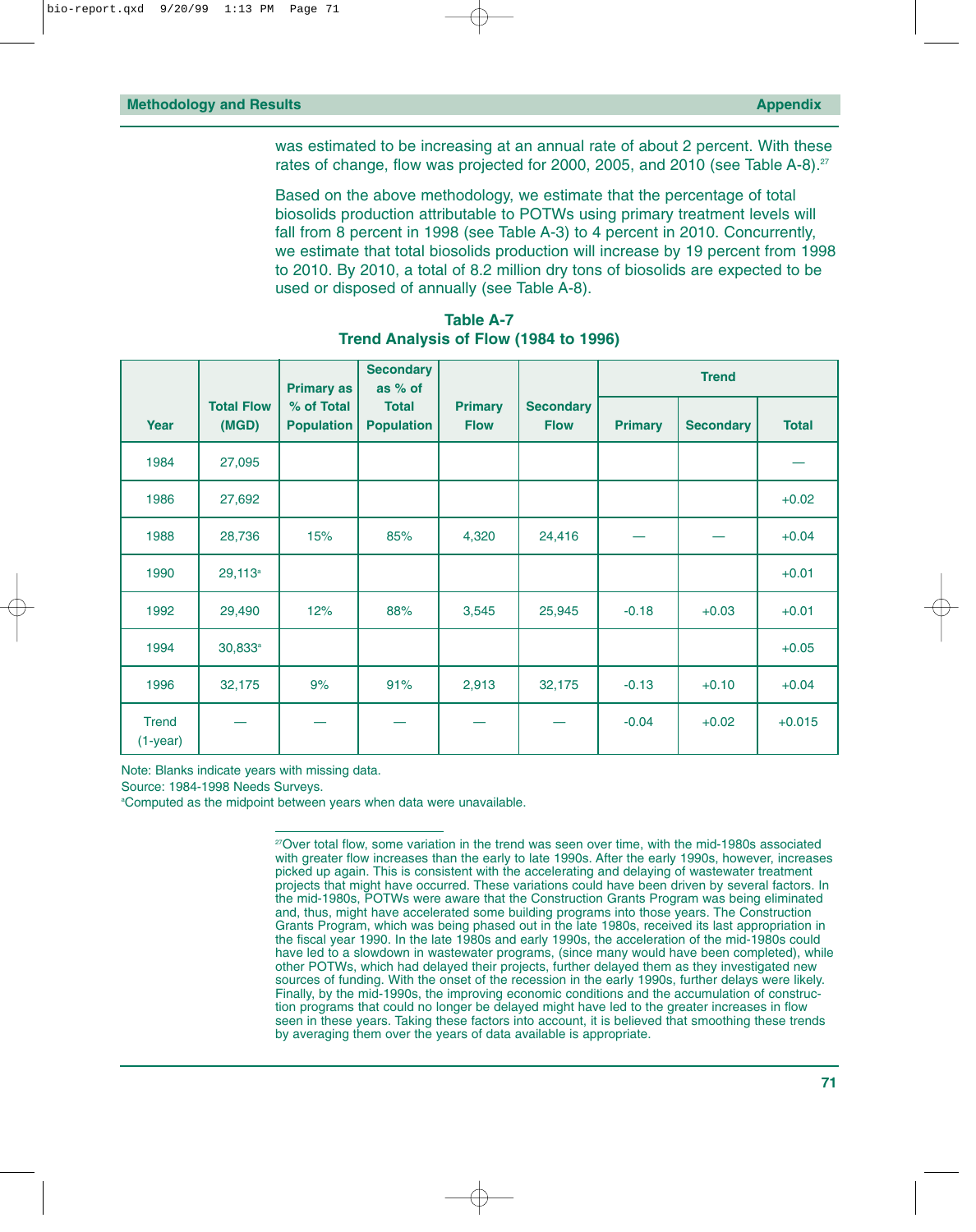was estimated to be increasing at an annual rate of about 2 percent. With these rates of change, flow was projected for 2000, 2005, and 2010 (see Table A-8).[27]

Based on the above methodology, we estimate that the percentage of total biosolids production attributable to POTWs using primary treatment levels will fall from 8 percent in 1998 (see Table A-3) to 4 percent in 2010. Concurrently, we estimate that total biosolids production will increase by 19 percent from 1998 to 2010. By 2010, a total of 8.2 million dry tons of biosolids are expected to be used or disposed of annually (see Table A-8).

**Table A-7**
**Trend Analysis of Flow (1984 to 1996)**

| Year | Total Flow (MGD) | Primary as % of Total Population | Secondary as % of Total Population | Primary Flow | Secondary Flow | Trend | | |
|---|---|---|---|---|---|---|---|---|
| | | | | | | Primary | Secondary | Total |
| 1984 | 27,095 | | | | | | | — |
| 1986 | 27,692 | | | | | | | +0.02 |
| 1988 | 28,736 | 15% | 85% | 4,320 | 24,416 | — | — | +0.04 |
| 1990 | 29,113[a] | | | | | | | +0.01 |
| 1992 | 29,490 | 12% | 88% | 3,545 | 25,945 | -0.18 | +0.03 | +0.01 |
| 1994 | 30,833[a] | | | | | | | +0.05 |
| 1996 | 32,175 | 9% | 91% | 2,913 | 32,175 | -0.13 | +0.10 | +0.04 |
| Trend (1-year) | — | — | — | — | — | -0.04 | +0.02 | +0.015 |

Note: Blanks indicate years with missing data.
Source: 1984-1998 Needs Surveys.
[a]Computed as the midpoint between years when data were unavailable.

---

[27]Over total flow, some variation in the trend was seen over time, with the mid-1980s associated with greater flow increases than the early to late 1990s. After the early 1990s, however, increases picked up again. This is consistent with the accelerating and delaying of wastewater treatment projects that might have occurred. These variations could have been driven by several factors. In the mid-1980s, POTWs were aware that the Construction Grants Program was being eliminated and, thus, might have accelerated some building programs into those years. The Construction Grants Program, which was being phased out in the late 1980s, received its last appropriation in the fiscal year 1990. In the late 1980s and early 1990s, the acceleration of the mid-1980s could have led to a slowdown in wastewater programs, (since many would have been completed), while other POTWs, which had delayed their projects, further delayed them as they investigated new sources of funding. With the onset of the recession in the early 1990s, further delays were likely. Finally, by the mid-1990s, the improving economic conditions and the accumulation of construction programs that could no longer be delayed might have led to the greater increases in flow seen in these years. Taking these factors into account, it is believed that smoothing these trends by averaging them over the years of data available is appropriate.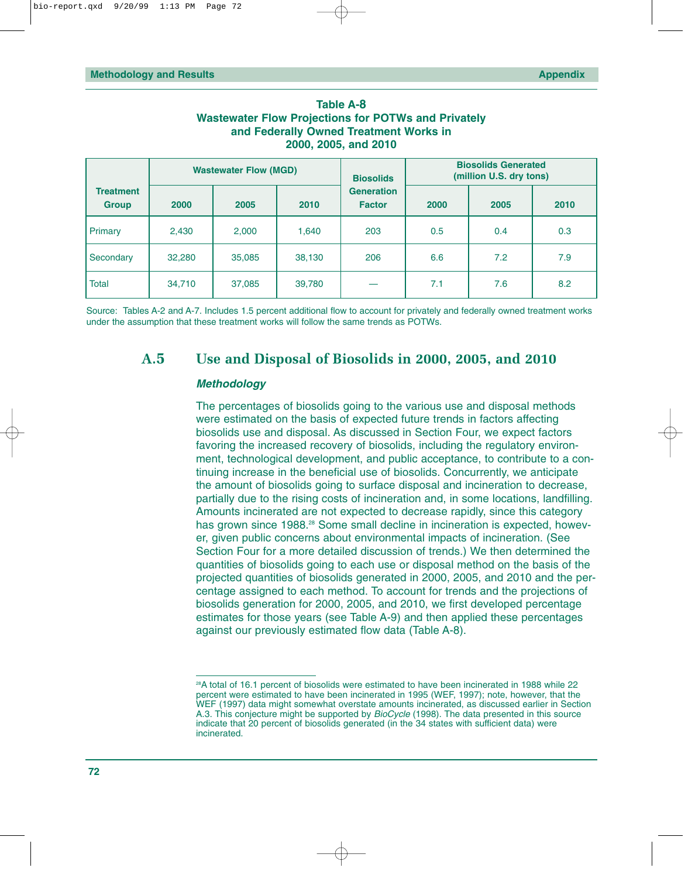**Table A-8**
**Wastewater Flow Projections for POTWs and Privately and Federally Owned Treatment Works in 2000, 2005, and 2010**

| Treatment Group | Wastewater Flow (MGD) | | | Biosolids Generation Factor | Biosolids Generated (million U.S. dry tons) | | |
|---|---|---|---|---|---|---|---|
| | 2000 | 2005 | 2010 | | 2000 | 2005 | 2010 |
| Primary | 2,430 | 2,000 | 1,640 | 203 | 0.5 | 0.4 | 0.3 |
| Secondary | 32,280 | 35,085 | 38,130 | 206 | 6.6 | 7.2 | 7.9 |
| Total | 34,710 | 37,085 | 39,780 | — | 7.1 | 7.6 | 8.2 |

Source: Tables A-2 and A-7. Includes 1.5 percent additional flow to account for privately and federally owned treatment works under the assumption that these treatment works will follow the same trends as POTWs.

## A.5 Use and Disposal of Biosolids in 2000, 2005, and 2010

### *Methodology*

The percentages of biosolids going to the various use and disposal methods were estimated on the basis of expected future trends in factors affecting biosolids use and disposal. As discussed in Section Four, we expect factors favoring the increased recovery of biosolids, including the regulatory environment, technological development, and public acceptance, to contribute to a continuing increase in the beneficial use of biosolids. Concurrently, we anticipate the amount of biosolids going to surface disposal and incineration to decrease, partially due to the rising costs of incineration and, in some locations, landfilling. Amounts incinerated are not expected to decrease rapidly, since this category has grown since 1988.[28] Some small decline in incineration is expected, however, given public concerns about environmental impacts of incineration. (See Section Four for a more detailed discussion of trends.) We then determined the quantities of biosolids going to each use or disposal method on the basis of the projected quantities of biosolids generated in 2000, 2005, and 2010 and the percentage assigned to each method. To account for trends and the projections of biosolids generation for 2000, 2005, and 2010, we first developed percentage estimates for those years (see Table A-9) and then applied these percentages against our previously estimated flow data (Table A-8).

---

[28]A total of 16.1 percent of biosolids were estimated to have been incinerated in 1988 while 22 percent were estimated to have been incinerated in 1995 (WEF, 1997); note, however, that the WEF (1997) data might somewhat overstate amounts incinerated, as discussed earlier in Section A.3. This conjecture might be supported by *BioCycle* (1998). The data presented in this source indicate that 20 percent of biosolids generated (in the 34 states with sufficient data) were incinerated.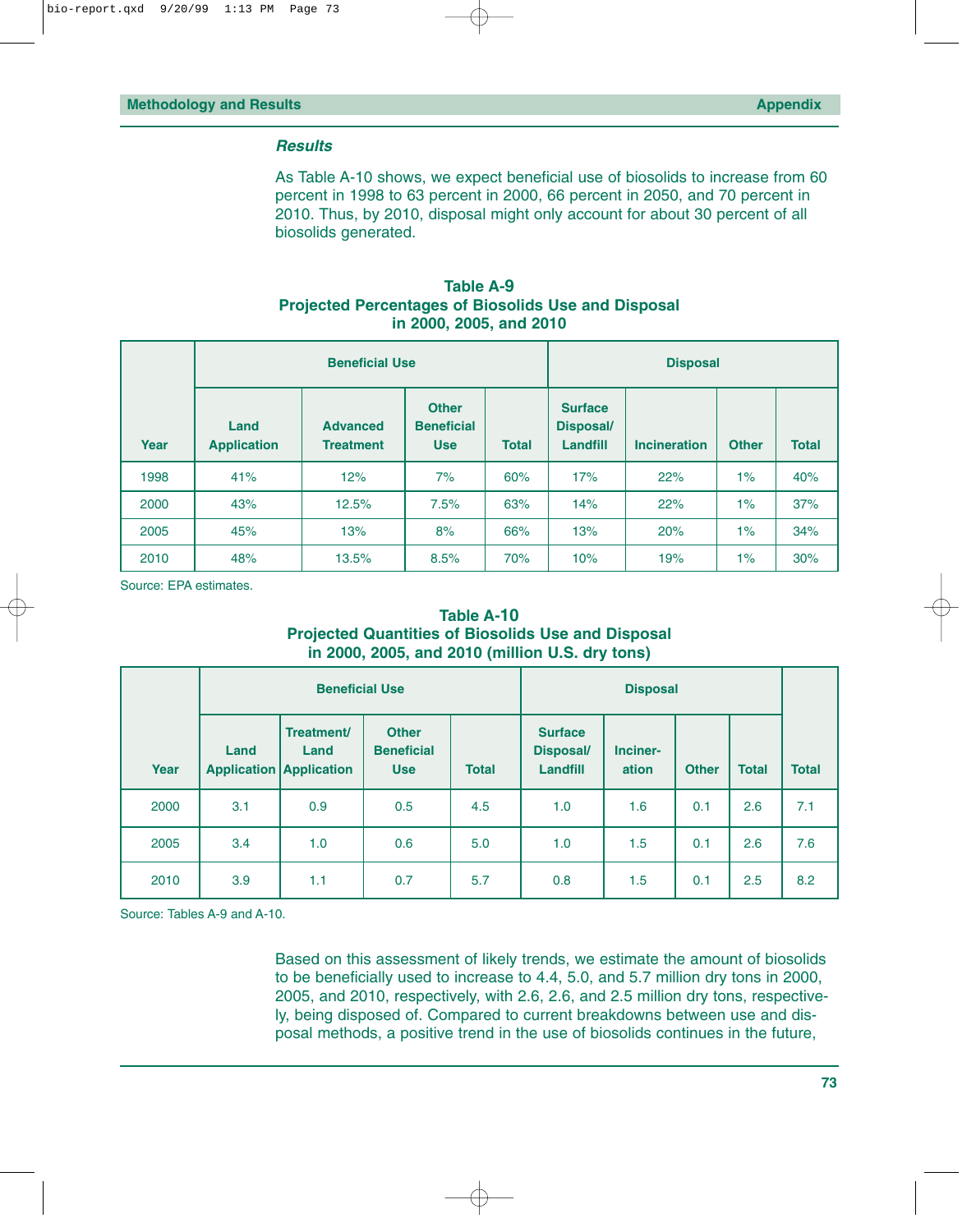### *Results*

As Table A-10 shows, we expect beneficial use of biosolids to increase from 60 percent in 1998 to 63 percent in 2000, 66 percent in 2050, and 70 percent in 2010. Thus, by 2010, disposal might only account for about 30 percent of all biosolids generated.

**Table A-9**
**Projected Percentages of Biosolids Use and Disposal in 2000, 2005, and 2010**

| Year | Beneficial Use | | | | Disposal | | | |
|---|---|---|---|---|---|---|---|---|
| | Land Application | Advanced Treatment | Other Beneficial Use | Total | Surface Disposal/ Landfill | Incineration | Other | Total |
| 1998 | 41% | 12% | 7% | 60% | 17% | 22% | 1% | 40% |
| 2000 | 43% | 12.5% | 7.5% | 63% | 14% | 22% | 1% | 37% |
| 2005 | 45% | 13% | 8% | 66% | 13% | 20% | 1% | 34% |
| 2010 | 48% | 13.5% | 8.5% | 70% | 10% | 19% | 1% | 30% |

Source: EPA estimates.

**Table A-10**
**Projected Quantities of Biosolids Use and Disposal in 2000, 2005, and 2010 (million U.S. dry tons)**

| Year | Beneficial Use | | | | Disposal | | | | Total |
|---|---|---|---|---|---|---|---|---|---|
| | Land Application | Treatment/ Land Application | Other Beneficial Use | Total | Surface Disposal/ Landfill | Incineration | Other | Total | |
| 2000 | 3.1 | 0.9 | 0.5 | 4.5 | 1.0 | 1.6 | 0.1 | 2.6 | 7.1 |
| 2005 | 3.4 | 1.0 | 0.6 | 5.0 | 1.0 | 1.5 | 0.1 | 2.6 | 7.6 |
| 2010 | 3.9 | 1.1 | 0.7 | 5.7 | 0.8 | 1.5 | 0.1 | 2.5 | 8.2 |

Source: Tables A-9 and A-10.

Based on this assessment of likely trends, we estimate the amount of biosolids to be beneficially used to increase to 4.4, 5.0, and 5.7 million dry tons in 2000, 2005, and 2010, respectively, with 2.6, 2.6, and 2.5 million dry tons, respectively, being disposed of. Compared to current breakdowns between use and disposal methods, a positive trend in the use of biosolids continues in the future,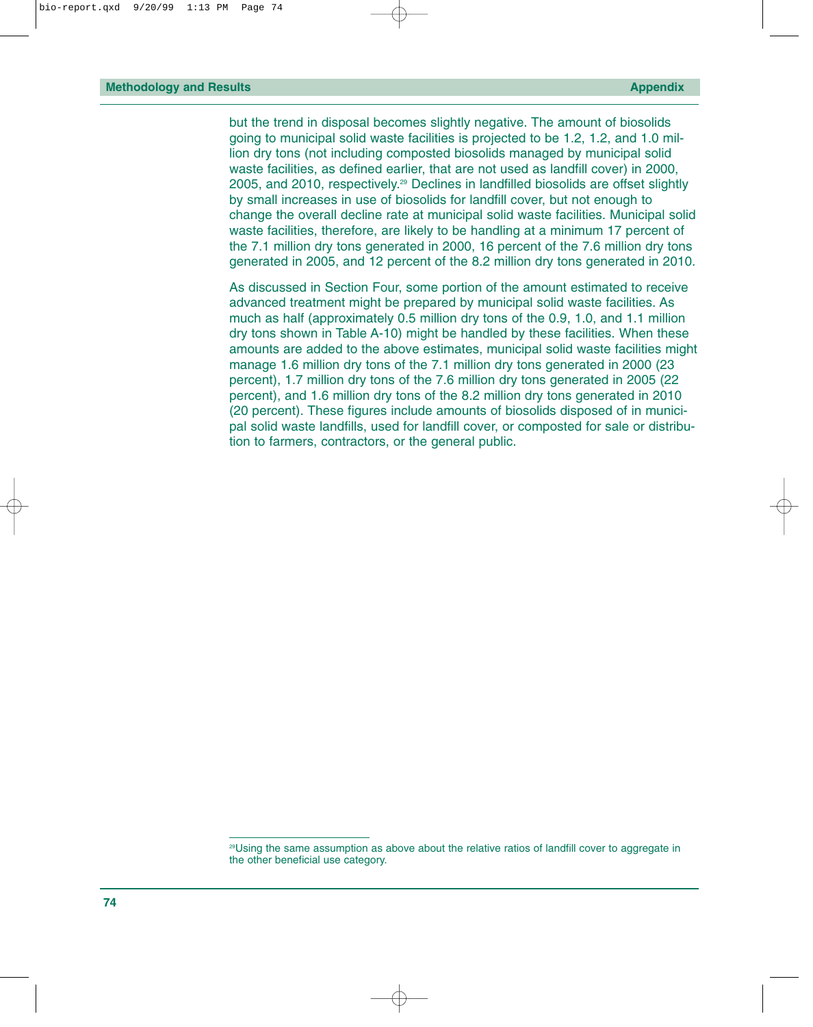but the trend in disposal becomes slightly negative. The amount of biosolids going to municipal solid waste facilities is projected to be 1.2, 1.2, and 1.0 million dry tons (not including composted biosolids managed by municipal solid waste facilities, as defined earlier, that are not used as landfill cover) in 2000, 2005, and 2010, respectively.[29] Declines in landfilled biosolids are offset slightly by small increases in use of biosolids for landfill cover, but not enough to change the overall decline rate at municipal solid waste facilities. Municipal solid waste facilities, therefore, are likely to be handling at a minimum 17 percent of the 7.1 million dry tons generated in 2000, 16 percent of the 7.6 million dry tons generated in 2005, and 12 percent of the 8.2 million dry tons generated in 2010.

As discussed in Section Four, some portion of the amount estimated to receive advanced treatment might be prepared by municipal solid waste facilities. As much as half (approximately 0.5 million dry tons of the 0.9, 1.0, and 1.1 million dry tons shown in Table A-10) might be handled by these facilities. When these amounts are added to the above estimates, municipal solid waste facilities might manage 1.6 million dry tons of the 7.1 million dry tons generated in 2000 (23 percent), 1.7 million dry tons of the 7.6 million dry tons generated in 2005 (22 percent), and 1.6 million dry tons of the 8.2 million dry tons generated in 2010 (20 percent). These figures include amounts of biosolids disposed of in municipal solid waste landfills, used for landfill cover, or composted for sale or distribution to farmers, contractors, or the general public.

---

[29] Using the same assumption as above about the relative ratios of landfill cover to aggregate in the other beneficial use category.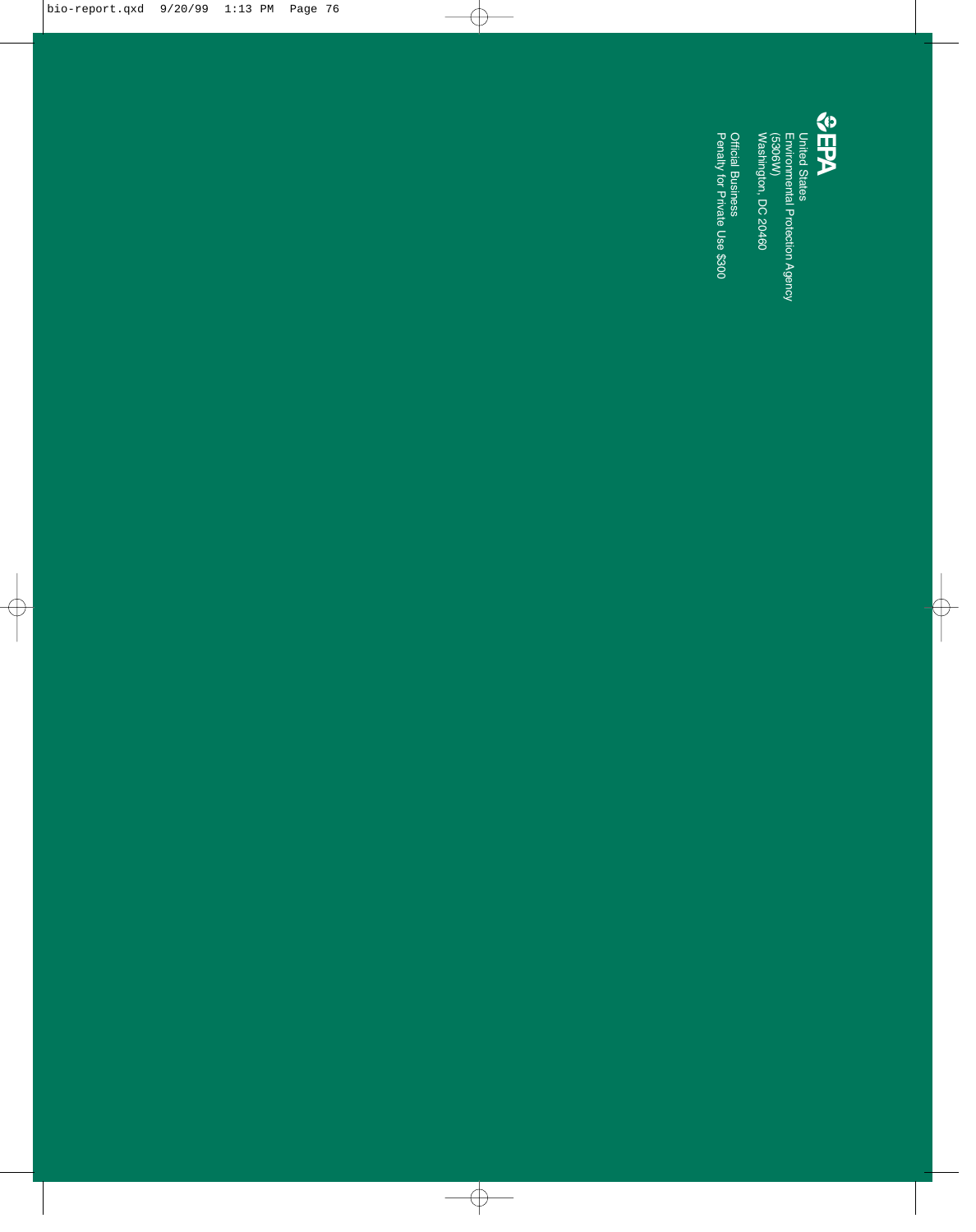EPA

United States
Environmental Protection Agency
(5306W)
Washington, DC 20460

Official Business
Penalty for Private Use $300